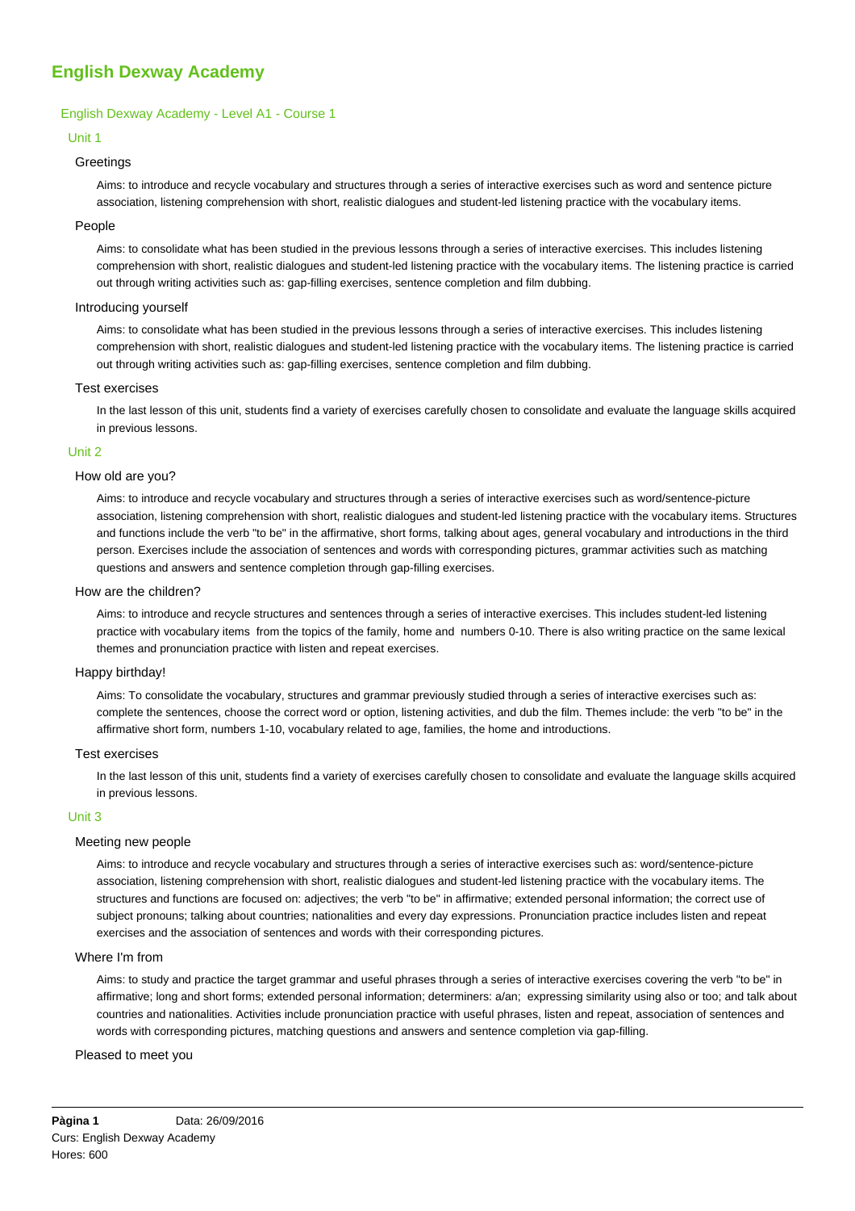# English Dexway Academy

## English Dexway Academy - Level A1 - Course 1

### Unit 1

#### Greetings

Aims: to introduce and recycle vocabulary and structures through a series of interactive exercises such as word and sentence picture association, listening comprehension with short, realistic dialogues and student-led listening practice with the vocabulary items.

#### People

Aims: to consolidate what has been studied in the previous lessons through a series of interactive exercises. This includes listening comprehension with short, realistic dialogues and student-led listening practice with the vocabulary items. The listening practice is carried out through writing activities such as: gap-filling exercises, sentence completion and film dubbing.

#### Introducing yourself

Aims: to consolidate what has been studied in the previous lessons through a series of interactive exercises. This includes listening comprehension with short, realistic dialogues and student-led listening practice with the vocabulary items. The listening practice is carried out through writing activities such as: gap-filling exercises, sentence completion and film dubbing.

#### Test exercises

In the last lesson of this unit, students find a variety of exercises carefully chosen to consolidate and evaluate the language skills acquired in previous lessons.

### Unit 2

#### How old are you?

Aims: to introduce and recycle vocabulary and structures through a series of interactive exercises such as word/sentence-picture association, listening comprehension with short, realistic dialogues and student-led listening practice with the vocabulary items. Structures and functions include the verb "to be" in the affirmative, short forms, talking about ages, general vocabulary and introductions in the third person. Exercises include the association of sentences and words with corresponding pictures, grammar activities such as matching questions and answers and sentence completion through gap-filling exercises.

#### How are the children?

Aims: to introduce and recycle structures and sentences through a series of interactive exercises. This includes student-led listening practice with vocabulary items from the topics of the family, home and numbers 0-10. There is also writing practice on the same lexical themes and pronunciation practice with listen and repeat exercises.

#### Happy birthday!

Aims: To consolidate the vocabulary, structures and grammar previously studied through a series of interactive exercises such as: complete the sentences, choose the correct word or option, listening activities, and dub the film. Themes include: the verb "to be" in the affirmative short form, numbers 1-10, vocabulary related to age, families, the home and introductions.

#### Test exercises

In the last lesson of this unit, students find a variety of exercises carefully chosen to consolidate and evaluate the language skills acquired in previous lessons.

### Unit 3

#### Meeting new people

Aims: to introduce and recycle vocabulary and structures through a series of interactive exercises such as: word/sentence-picture association, listening comprehension with short, realistic dialogues and student-led listening practice with the vocabulary items. The structures and functions are focused on: adjectives; the verb "to be" in affirmative; extended personal information; the correct use of subject pronouns; talking about countries; nationalities and every day expressions. Pronunciation practice includes listen and repeat exercises and the association of sentences and words with their corresponding pictures.

#### Where I'm from

Aims: to study and practice the target grammar and useful phrases through a series of interactive exercises covering the verb "to be" in affirmative; long and short forms; extended personal information; determiners: a/an; expressing similarity using also or too; and talk about countries and nationalities. Activities include pronunciation practice with useful phrases, listen and repeat, association of sentences and words with corresponding pictures, matching questions and answers and sentence completion via gap-filling.

#### Pleased to meet you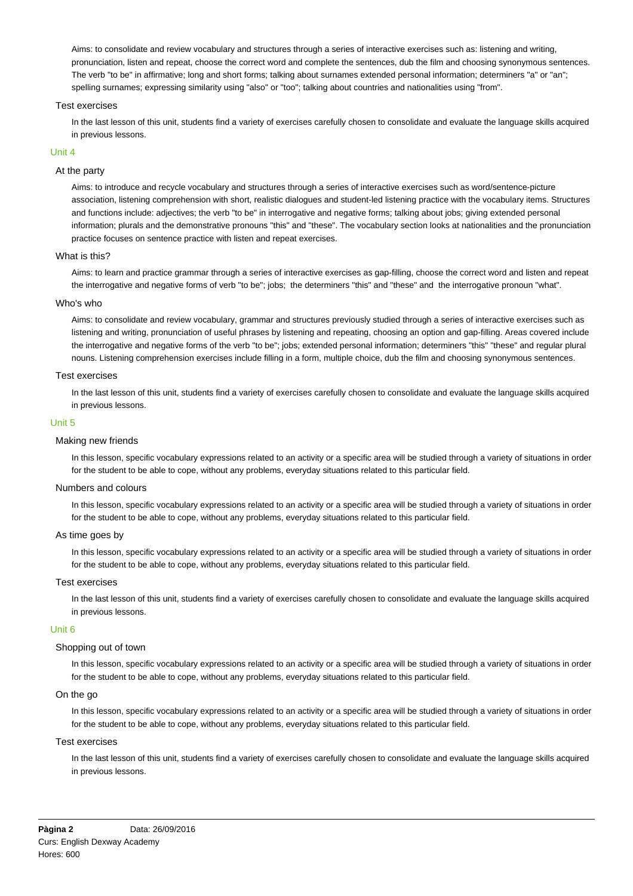Aims: to consolidate and review vocabulary and structures through a series of interactive exercises such as: listening and writing, pronunciation, listen and repeat, choose the correct word and complete the sentences, dub the film and choosing synonymous sentences. The verb "to be" in affirmative; long and short forms; talking about surnames extended personal information; determiners "a" or "an"; spelling surnames; expressing similarity using "also" or "too"; talking about countries and nationalities using "from".

#### Test exercises

In the last lesson of this unit, students find a variety of exercises carefully chosen to consolidate and evaluate the language skills acquired in previous lessons.

### Unit 4

#### At the party

Aims: to introduce and recycle vocabulary and structures through a series of interactive exercises such as word/sentence-picture association, listening comprehension with short, realistic dialogues and student-led listening practice with the vocabulary items. Structures and functions include: adjectives; the verb "to be" in interrogative and negative forms; talking about jobs; giving extended personal information; plurals and the demonstrative pronouns "this" and "these". The vocabulary section looks at nationalities and the pronunciation practice focuses on sentence practice with listen and repeat exercises.

#### What is this?

Aims: to learn and practice grammar through a series of interactive exercises as gap-filling, choose the correct word and listen and repeat the interrogative and negative forms of verb "to be"; jobs; the determiners "this" and "these" and the interrogative pronoun "what".

#### Who's who

Aims: to consolidate and review vocabulary, grammar and structures previously studied through a series of interactive exercises such as listening and writing, pronunciation of useful phrases by listening and repeating, choosing an option and gap-filling. Areas covered include the interrogative and negative forms of the verb "to be"; jobs; extended personal information; determiners "this" "these" and regular plural nouns. Listening comprehension exercises include filling in a form, multiple choice, dub the film and choosing synonymous sentences.

#### Test exercises

In the last lesson of this unit, students find a variety of exercises carefully chosen to consolidate and evaluate the language skills acquired in previous lessons.

### Unit 5

#### Making new friends

In this lesson, specific vocabulary expressions related to an activity or a specific area will be studied through a variety of situations in order for the student to be able to cope, without any problems, everyday situations related to this particular field.

#### Numbers and colours

In this lesson, specific vocabulary expressions related to an activity or a specific area will be studied through a variety of situations in order for the student to be able to cope, without any problems, everyday situations related to this particular field.

#### As time goes by

In this lesson, specific vocabulary expressions related to an activity or a specific area will be studied through a variety of situations in order for the student to be able to cope, without any problems, everyday situations related to this particular field.

#### Test exercises

In the last lesson of this unit, students find a variety of exercises carefully chosen to consolidate and evaluate the language skills acquired in previous lessons.

### Unit 6

#### Shopping out of town

In this lesson, specific vocabulary expressions related to an activity or a specific area will be studied through a variety of situations in order for the student to be able to cope, without any problems, everyday situations related to this particular field.

#### On the go

In this lesson, specific vocabulary expressions related to an activity or a specific area will be studied through a variety of situations in order for the student to be able to cope, without any problems, everyday situations related to this particular field.

#### Test exercises

In the last lesson of this unit, students find a variety of exercises carefully chosen to consolidate and evaluate the language skills acquired in previous lessons.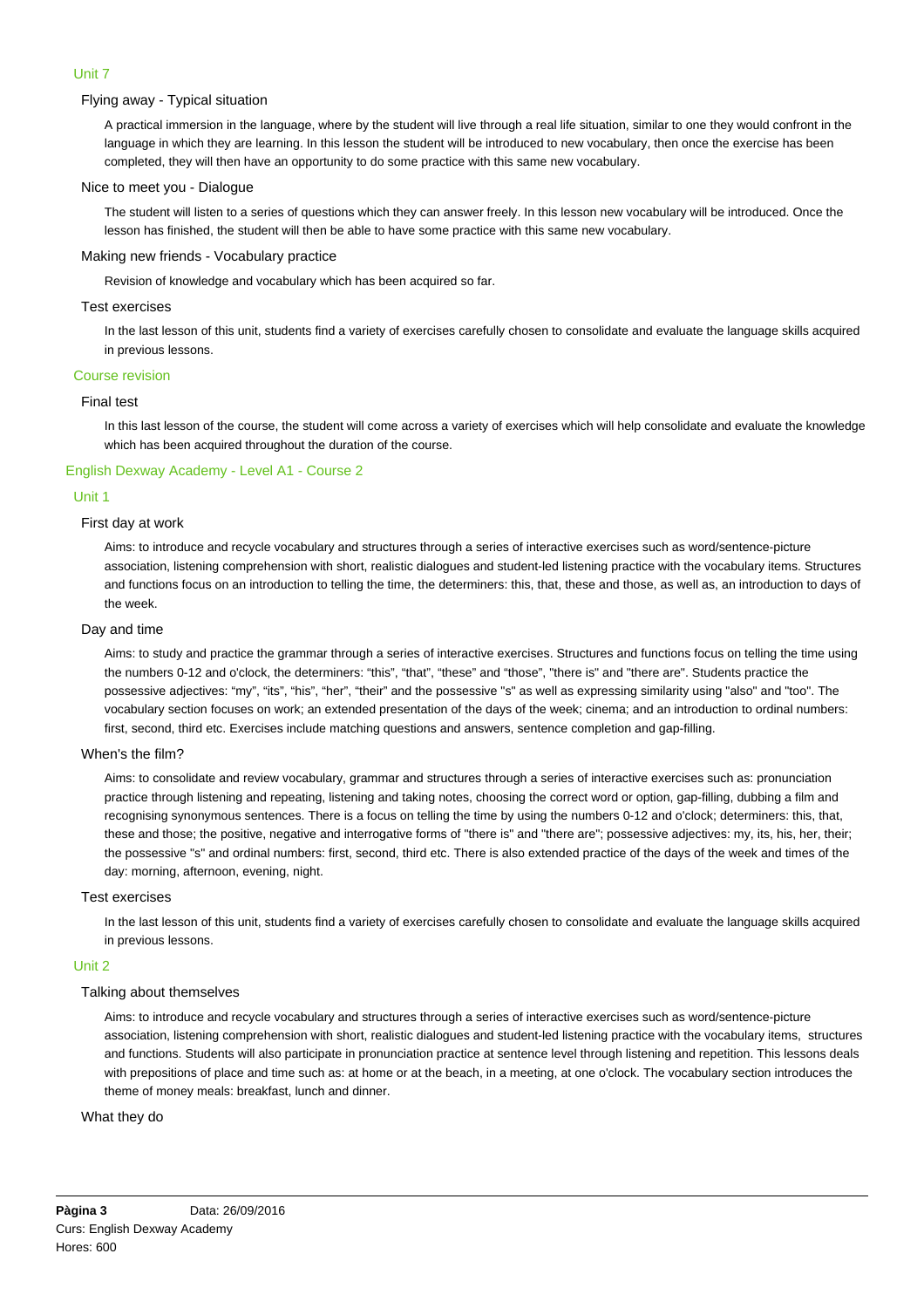### Unit 7

#### Flying away - Typical situation

A practical immersion in the language, where by the student will live through a real life situation, similar to one they would confront in the language in which they are learning. In this lesson the student will be introduced to new vocabulary, then once the exercise has been completed, they will then have an opportunity to do some practice with this same new vocabulary.

#### Nice to meet you - Dialogue

The student will listen to a series of questions which they can answer freely. In this lesson new vocabulary will be introduced. Once the lesson has finished, the student will then be able to have some practice with this same new vocabulary.

#### Making new friends - Vocabulary practice

Revision of knowledge and vocabulary which has been acquired so far.

#### Test exercises

In the last lesson of this unit, students find a variety of exercises carefully chosen to consolidate and evaluate the language skills acquired in previous lessons.

### Course revision

#### Final test

In this last lesson of the course, the student will come across a variety of exercises which will help consolidate and evaluate the knowledge which has been acquired throughout the duration of the course.

## English Dexway Academy - Level A1 - Course 2

### Unit 1

#### First day at work

Aims: to introduce and recycle vocabulary and structures through a series of interactive exercises such as word/sentence-picture association, listening comprehension with short, realistic dialogues and student-led listening practice with the vocabulary items. Structures and functions focus on an introduction to telling the time, the determiners: this, that, these and those, as well as, an introduction to days of the week.

#### Day and time

Aims: to study and practice the grammar through a series of interactive exercises. Structures and functions focus on telling the time using the numbers 0-12 and o'clock, the determiners: "this", "that", "these" and "those", "there is" and "there are". Students practice the possessive adjectives: "my", "its", "his", "her", "their" and the possessive "s" as well as expressing similarity using "also" and "too". The vocabulary section focuses on work; an extended presentation of the days of the week; cinema; and an introduction to ordinal numbers: first, second, third etc. Exercises include matching questions and answers, sentence completion and gap-filling.

#### When's the film?

Aims: to consolidate and review vocabulary, grammar and structures through a series of interactive exercises such as: pronunciation practice through listening and repeating, listening and taking notes, choosing the correct word or option, gap-filling, dubbing a film and recognising synonymous sentences. There is a focus on telling the time by using the numbers 0-12 and o'clock; determiners: this, that, these and those; the positive, negative and interrogative forms of "there is" and "there are"; possessive adjectives: my, its, his, her, their; the possessive "s" and ordinal numbers: first, second, third etc. There is also extended practice of the days of the week and times of the day: morning, afternoon, evening, night.

#### Test exercises

In the last lesson of this unit, students find a variety of exercises carefully chosen to consolidate and evaluate the language skills acquired in previous lessons.

### Unit 2

#### Talking about themselves

Aims: to introduce and recycle vocabulary and structures through a series of interactive exercises such as word/sentence-picture association, listening comprehension with short, realistic dialogues and student-led listening practice with the vocabulary items, structures and functions. Students will also participate in pronunciation practice at sentence level through listening and repetition. This lessons deals with prepositions of place and time such as: at home or at the beach, in a meeting, at one o'clock. The vocabulary section introduces the theme of money meals: breakfast, lunch and dinner.

#### What they do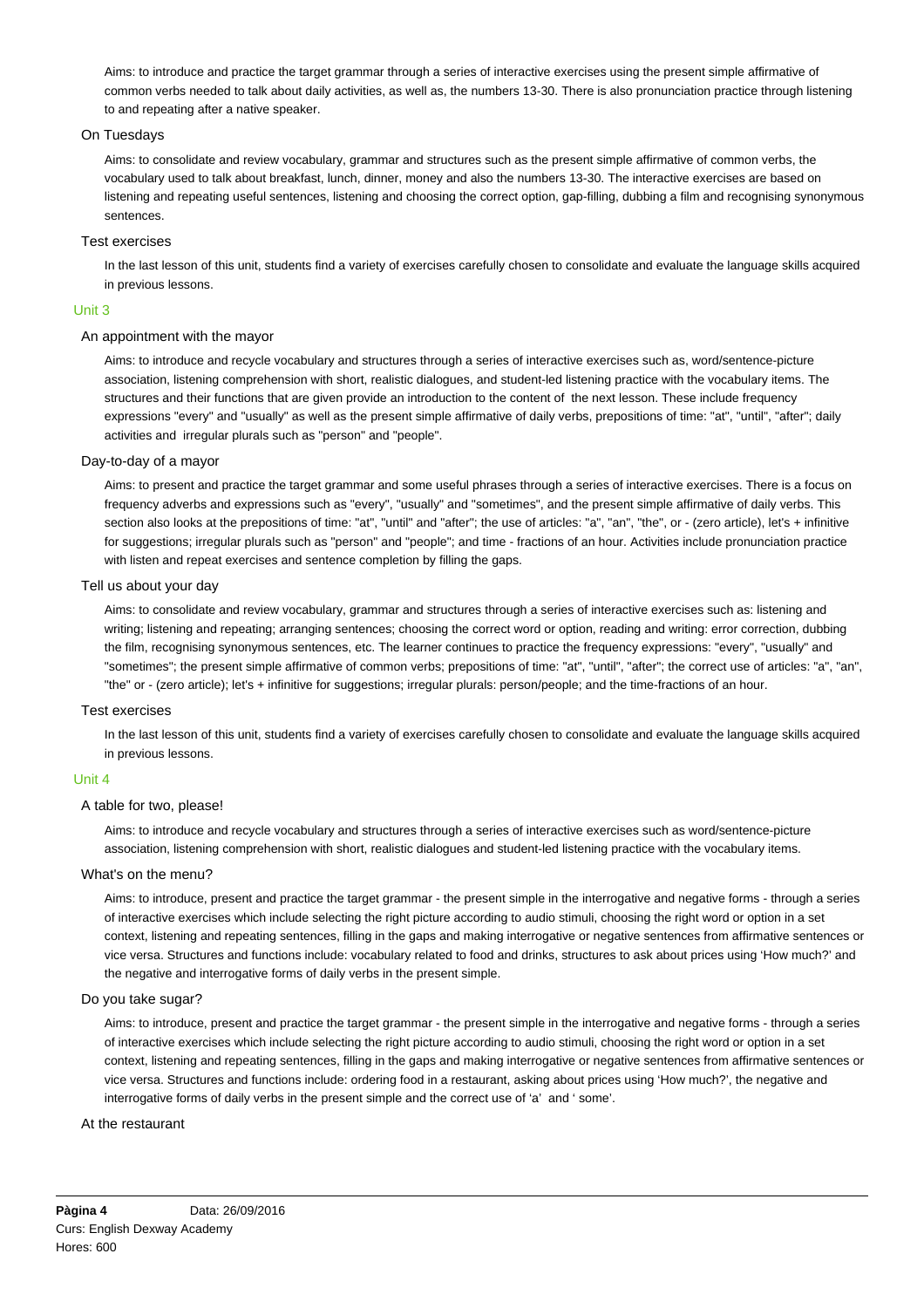Aims: to introduce and practice the target grammar through a series of interactive exercises using the present simple affirmative of common verbs needed to talk about daily activities, as well as, the numbers 13-30. There is also pronunciation practice through listening to and repeating after a native speaker.

### On Tuesdays

Aims: to consolidate and review vocabulary, grammar and structures such as the present simple affirmative of common verbs, the vocabulary used to talk about breakfast, lunch, dinner, money and also the numbers 13-30. The interactive exercises are based on listening and repeating useful sentences, listening and choosing the correct option, gap-filling, dubbing a film and recognising synonymous sentences.

### Test exercises

In the last lesson of this unit, students find a variety of exercises carefully chosen to consolidate and evaluate the language skills acquired in previous lessons.

## Unit 3

### An appointment with the mayor

Aims: to introduce and recycle vocabulary and structures through a series of interactive exercises such as, word/sentence-picture association, listening comprehension with short, realistic dialogues, and student-led listening practice with the vocabulary items. The structures and their functions that are given provide an introduction to the content of the next lesson. These include frequency expressions "every" and "usually" as well as the present simple affirmative of daily verbs, prepositions of time: "at", "until", "after"; daily activities and irregular plurals such as "person" and "people".

### Day-to-day of a mayor

Aims: to present and practice the target grammar and some useful phrases through a series of interactive exercises. There is a focus on frequency adverbs and expressions such as "every", "usually" and "sometimes", and the present simple affirmative of daily verbs. This section also looks at the prepositions of time: "at", "until" and "after"; the use of articles: "a", "an", "the", or - (zero article), let's + infinitive for suggestions; irregular plurals such as "person" and "people"; and time - fractions of an hour. Activities include pronunciation practice with listen and repeat exercises and sentence completion by filling the gaps.

### Tell us about your day

Aims: to consolidate and review vocabulary, grammar and structures through a series of interactive exercises such as: listening and writing; listening and repeating; arranging sentences; choosing the correct word or option, reading and writing: error correction, dubbing the film, recognising synonymous sentences, etc. The learner continues to practice the frequency expressions: "every", "usually" and "sometimes"; the present simple affirmative of common verbs; prepositions of time: "at", "until", "after"; the correct use of articles: "a", "an", "the" or - (zero article); let's + infinitive for suggestions; irregular plurals: person/people; and the time-fractions of an hour.

### Test exercises

In the last lesson of this unit, students find a variety of exercises carefully chosen to consolidate and evaluate the language skills acquired in previous lessons.

## Unit 4

### A table for two, please!

Aims: to introduce and recycle vocabulary and structures through a series of interactive exercises such as word/sentence-picture association, listening comprehension with short, realistic dialogues and student-led listening practice with the vocabulary items.

### What's on the menu?

Aims: to introduce, present and practice the target grammar - the present simple in the interrogative and negative forms - through a series of interactive exercises which include selecting the right picture according to audio stimuli, choosing the right word or option in a set context, listening and repeating sentences, filling in the gaps and making interrogative or negative sentences from affirmative sentences or vice versa. Structures and functions include: vocabulary related to food and drinks, structures to ask about prices using 'How much?' and the negative and interrogative forms of daily verbs in the present simple.

### Do you take sugar?

Aims: to introduce, present and practice the target grammar - the present simple in the interrogative and negative forms - through a series of interactive exercises which include selecting the right picture according to audio stimuli, choosing the right word or option in a set context, listening and repeating sentences, filling in the gaps and making interrogative or negative sentences from affirmative sentences or vice versa. Structures and functions include: ordering food in a restaurant, asking about prices using 'How much?', the negative and interrogative forms of daily verbs in the present simple and the correct use of 'a' and ' some'.

### At the restaurant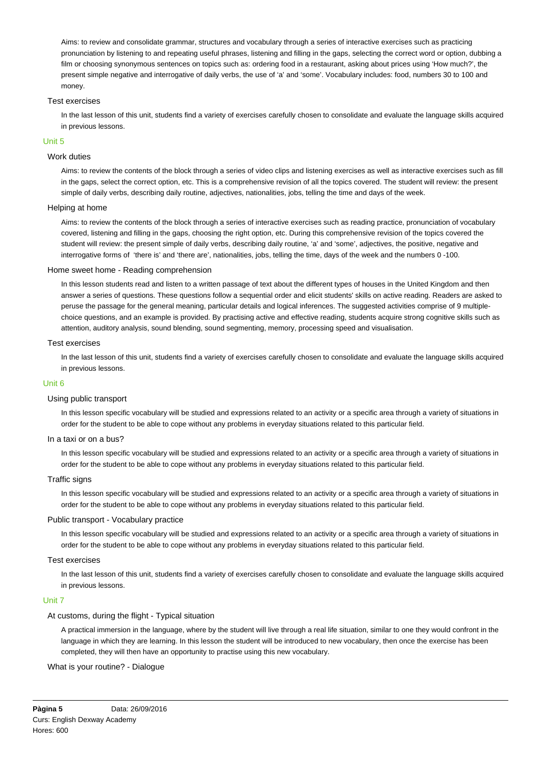Aims: to review and consolidate grammar, structures and vocabulary through a series of interactive exercises such as practicing pronunciation by listening to and repeating useful phrases, listening and filling in the gaps, selecting the correct word or option, dubbing a film or choosing synonymous sentences on topics such as: ordering food in a restaurant, asking about prices using 'How much?', the present simple negative and interrogative of daily verbs, the use of 'a' and 'some'. Vocabulary includes: food, numbers 30 to 100 and money.

### Test exercises

In the last lesson of this unit, students find a variety of exercises carefully chosen to consolidate and evaluate the language skills acquired in previous lessons.

## Unit 5

### Work duties

Aims: to review the contents of the block through a series of video clips and listening exercises as well as interactive exercises such as fill in the gaps, select the correct option, etc. This is a comprehensive revision of all the topics covered. The student will review: the present simple of daily verbs, describing daily routine, adjectives, nationalities, jobs, telling the time and days of the week.

### Helping at home

Aims: to review the contents of the block through a series of interactive exercises such as reading practice, pronunciation of vocabulary covered, listening and filling in the gaps, choosing the right option, etc. During this comprehensive revision of the topics covered the student will review: the present simple of daily verbs, describing daily routine, 'a' and 'some', adjectives, the positive, negative and interrogative forms of 'there is' and 'there are', nationalities, jobs, telling the time, days of the week and the numbers 0 -100.

### Home sweet home - Reading comprehension

In this lesson students read and listen to a written passage of text about the different types of houses in the United Kingdom and then answer a series of questions. These questions follow a sequential order and elicit students' skills on active reading. Readers are asked to peruse the passage for the general meaning, particular details and logical inferences. The suggested activities comprise of 9 multiple-choice questions, and an example is provided. By practising active and effective reading, students acquire strong cognitive skills such as attention, auditory analysis, sound blending, sound segmenting, memory, processing speed and visualisation.

### Test exercises

In the last lesson of this unit, students find a variety of exercises carefully chosen to consolidate and evaluate the language skills acquired in previous lessons.

## Unit 6

### Using public transport

In this lesson specific vocabulary will be studied and expressions related to an activity or a specific area through a variety of situations in order for the student to be able to cope without any problems in everyday situations related to this particular field.

### In a taxi or on a bus?

In this lesson specific vocabulary will be studied and expressions related to an activity or a specific area through a variety of situations in order for the student to be able to cope without any problems in everyday situations related to this particular field.

### Traffic signs

In this lesson specific vocabulary will be studied and expressions related to an activity or a specific area through a variety of situations in order for the student to be able to cope without any problems in everyday situations related to this particular field.

### Public transport - Vocabulary practice

In this lesson specific vocabulary will be studied and expressions related to an activity or a specific area through a variety of situations in order for the student to be able to cope without any problems in everyday situations related to this particular field.

### Test exercises

In the last lesson of this unit, students find a variety of exercises carefully chosen to consolidate and evaluate the language skills acquired in previous lessons.

## Unit 7

### At customs, during the flight - Typical situation

A practical immersion in the language, where by the student will live through a real life situation, similar to one they would confront in the language in which they are learning. In this lesson the student will be introduced to new vocabulary, then once the exercise has been completed, they will then have an opportunity to practise using this new vocabulary.

### What is your routine? - Dialogue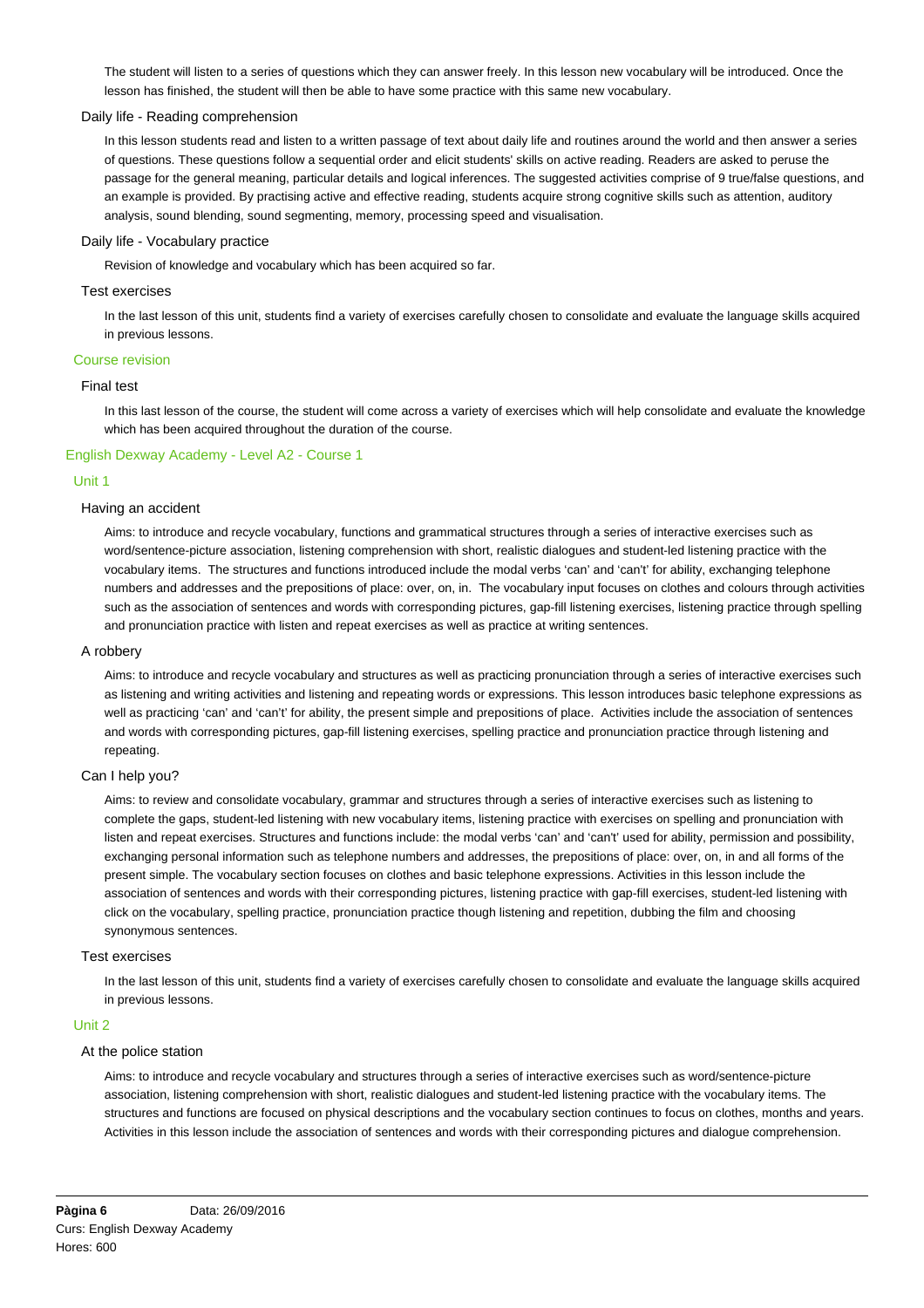The student will listen to a series of questions which they can answer freely. In this lesson new vocabulary will be introduced. Once the lesson has finished, the student will then be able to have some practice with this same new vocabulary.

#### Daily life - Reading comprehension

In this lesson students read and listen to a written passage of text about daily life and routines around the world and then answer a series of questions. These questions follow a sequential order and elicit students' skills on active reading. Readers are asked to peruse the passage for the general meaning, particular details and logical inferences. The suggested activities comprise of 9 true/false questions, and an example is provided. By practising active and effective reading, students acquire strong cognitive skills such as attention, auditory analysis, sound blending, sound segmenting, memory, processing speed and visualisation.

#### Daily life - Vocabulary practice

Revision of knowledge and vocabulary which has been acquired so far.

#### Test exercises

In the last lesson of this unit, students find a variety of exercises carefully chosen to consolidate and evaluate the language skills acquired in previous lessons.

### Course revision

#### Final test

In this last lesson of the course, the student will come across a variety of exercises which will help consolidate and evaluate the knowledge which has been acquired throughout the duration of the course.

## English Dexway Academy - Level A2 - Course 1

### Unit 1

#### Having an accident

Aims: to introduce and recycle vocabulary, functions and grammatical structures through a series of interactive exercises such as word/sentence-picture association, listening comprehension with short, realistic dialogues and student-led listening practice with the vocabulary items. The structures and functions introduced include the modal verbs 'can' and 'can't' for ability, exchanging telephone numbers and addresses and the prepositions of place: over, on, in. The vocabulary input focuses on clothes and colours through activities such as the association of sentences and words with corresponding pictures, gap-fill listening exercises, listening practice through spelling and pronunciation practice with listen and repeat exercises as well as practice at writing sentences.

#### A robbery

Aims: to introduce and recycle vocabulary and structures as well as practicing pronunciation through a series of interactive exercises such as listening and writing activities and listening and repeating words or expressions. This lesson introduces basic telephone expressions as well as practicing 'can' and 'can't' for ability, the present simple and prepositions of place. Activities include the association of sentences and words with corresponding pictures, gap-fill listening exercises, spelling practice and pronunciation practice through listening and repeating.

#### Can I help you?

Aims: to review and consolidate vocabulary, grammar and structures through a series of interactive exercises such as listening to complete the gaps, student-led listening with new vocabulary items, listening practice with exercises on spelling and pronunciation with listen and repeat exercises. Structures and functions include: the modal verbs 'can' and 'can't' used for ability, permission and possibility, exchanging personal information such as telephone numbers and addresses, the prepositions of place: over, on, in and all forms of the present simple. The vocabulary section focuses on clothes and basic telephone expressions. Activities in this lesson include the association of sentences and words with their corresponding pictures, listening practice with gap-fill exercises, student-led listening with click on the vocabulary, spelling practice, pronunciation practice though listening and repetition, dubbing the film and choosing synonymous sentences.

#### Test exercises

In the last lesson of this unit, students find a variety of exercises carefully chosen to consolidate and evaluate the language skills acquired in previous lessons.

### Unit 2

#### At the police station

Aims: to introduce and recycle vocabulary and structures through a series of interactive exercises such as word/sentence-picture association, listening comprehension with short, realistic dialogues and student-led listening practice with the vocabulary items. The structures and functions are focused on physical descriptions and the vocabulary section continues to focus on clothes, months and years. Activities in this lesson include the association of sentences and words with their corresponding pictures and dialogue comprehension.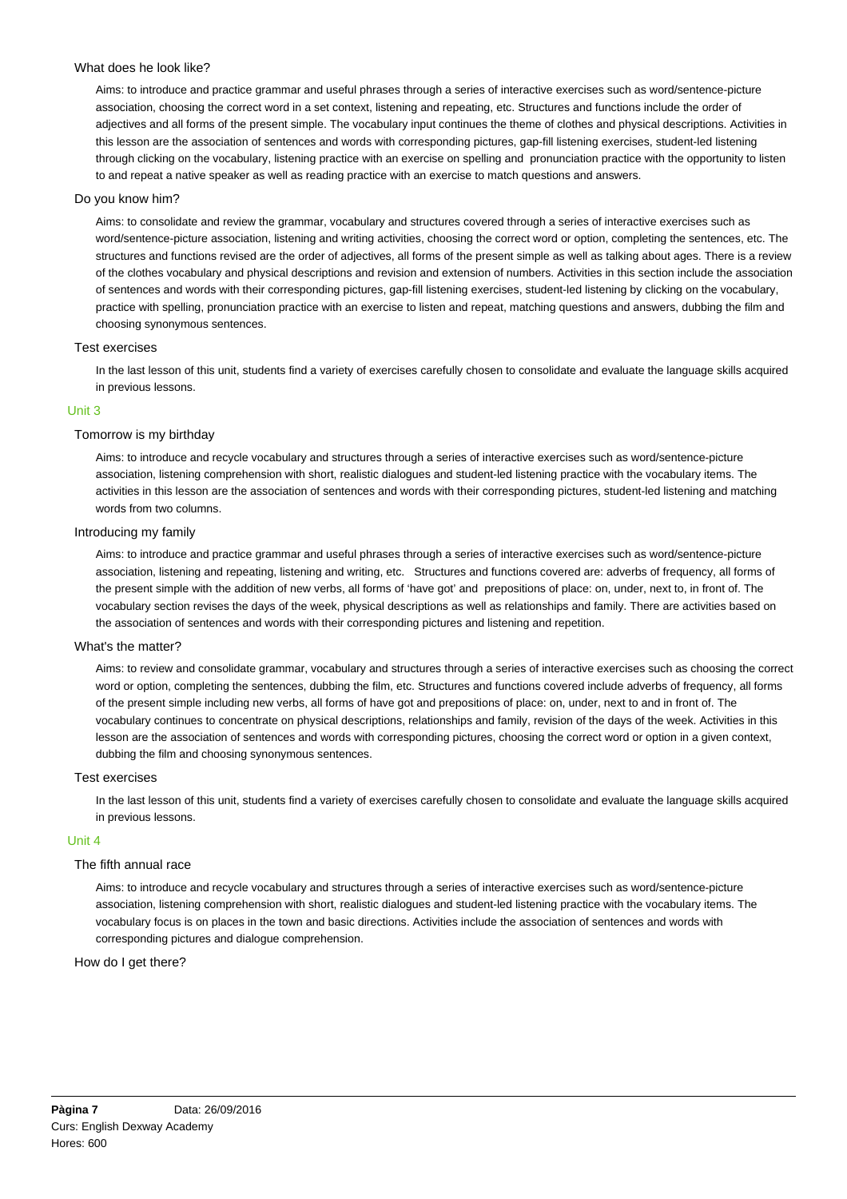### What does he look like?

Aims: to introduce and practice grammar and useful phrases through a series of interactive exercises such as word/sentence-picture association, choosing the correct word in a set context, listening and repeating, etc. Structures and functions include the order of adjectives and all forms of the present simple. The vocabulary input continues the theme of clothes and physical descriptions. Activities in this lesson are the association of sentences and words with corresponding pictures, gap-fill listening exercises, student-led listening through clicking on the vocabulary, listening practice with an exercise on spelling and pronunciation practice with the opportunity to listen to and repeat a native speaker as well as reading practice with an exercise to match questions and answers.

### Do you know him?

Aims: to consolidate and review the grammar, vocabulary and structures covered through a series of interactive exercises such as word/sentence-picture association, listening and writing activities, choosing the correct word or option, completing the sentences, etc. The structures and functions revised are the order of adjectives, all forms of the present simple as well as talking about ages. There is a review of the clothes vocabulary and physical descriptions and revision and extension of numbers. Activities in this section include the association of sentences and words with their corresponding pictures, gap-fill listening exercises, student-led listening by clicking on the vocabulary, practice with spelling, pronunciation practice with an exercise to listen and repeat, matching questions and answers, dubbing the film and choosing synonymous sentences.

### Test exercises

In the last lesson of this unit, students find a variety of exercises carefully chosen to consolidate and evaluate the language skills acquired in previous lessons.

## Unit 3

### Tomorrow is my birthday

Aims: to introduce and recycle vocabulary and structures through a series of interactive exercises such as word/sentence-picture association, listening comprehension with short, realistic dialogues and student-led listening practice with the vocabulary items. The activities in this lesson are the association of sentences and words with their corresponding pictures, student-led listening and matching words from two columns.

### Introducing my family

Aims: to introduce and practice grammar and useful phrases through a series of interactive exercises such as word/sentence-picture association, listening and repeating, listening and writing, etc. Structures and functions covered are: adverbs of frequency, all forms of the present simple with the addition of new verbs, all forms of 'have got' and prepositions of place: on, under, next to, in front of. The vocabulary section revises the days of the week, physical descriptions as well as relationships and family. There are activities based on the association of sentences and words with their corresponding pictures and listening and repetition.

### What's the matter?

Aims: to review and consolidate grammar, vocabulary and structures through a series of interactive exercises such as choosing the correct word or option, completing the sentences, dubbing the film, etc. Structures and functions covered include adverbs of frequency, all forms of the present simple including new verbs, all forms of have got and prepositions of place: on, under, next to and in front of. The vocabulary continues to concentrate on physical descriptions, relationships and family, revision of the days of the week. Activities in this lesson are the association of sentences and words with corresponding pictures, choosing the correct word or option in a given context, dubbing the film and choosing synonymous sentences.

### Test exercises

In the last lesson of this unit, students find a variety of exercises carefully chosen to consolidate and evaluate the language skills acquired in previous lessons.

## Unit 4

### The fifth annual race

Aims: to introduce and recycle vocabulary and structures through a series of interactive exercises such as word/sentence-picture association, listening comprehension with short, realistic dialogues and student-led listening practice with the vocabulary items. The vocabulary focus is on places in the town and basic directions. Activities include the association of sentences and words with corresponding pictures and dialogue comprehension.

### How do I get there?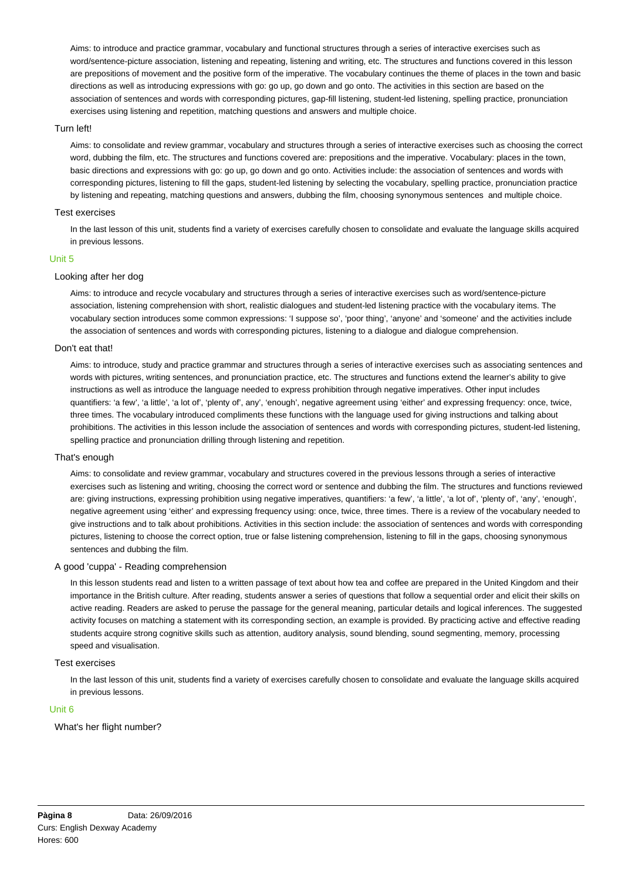Aims: to introduce and practice grammar, vocabulary and functional structures through a series of interactive exercises such as word/sentence-picture association, listening and repeating, listening and writing, etc. The structures and functions covered in this lesson are prepositions of movement and the positive form of the imperative. The vocabulary continues the theme of places in the town and basic directions as well as introducing expressions with go: go up, go down and go onto. The activities in this section are based on the association of sentences and words with corresponding pictures, gap-fill listening, student-led listening, spelling practice, pronunciation exercises using listening and repetition, matching questions and answers and multiple choice.

### Turn left!

Aims: to consolidate and review grammar, vocabulary and structures through a series of interactive exercises such as choosing the correct word, dubbing the film, etc. The structures and functions covered are: prepositions and the imperative. Vocabulary: places in the town, basic directions and expressions with go: go up, go down and go onto. Activities include: the association of sentences and words with corresponding pictures, listening to fill the gaps, student-led listening by selecting the vocabulary, spelling practice, pronunciation practice by listening and repeating, matching questions and answers, dubbing the film, choosing synonymous sentences and multiple choice.

### Test exercises

In the last lesson of this unit, students find a variety of exercises carefully chosen to consolidate and evaluate the language skills acquired in previous lessons.

## Unit 5

### Looking after her dog

Aims: to introduce and recycle vocabulary and structures through a series of interactive exercises such as word/sentence-picture association, listening comprehension with short, realistic dialogues and student-led listening practice with the vocabulary items. The vocabulary section introduces some common expressions: 'I suppose so', 'poor thing', 'anyone' and 'someone' and the activities include the association of sentences and words with corresponding pictures, listening to a dialogue and dialogue comprehension.

### Don't eat that!

Aims: to introduce, study and practice grammar and structures through a series of interactive exercises such as associating sentences and words with pictures, writing sentences, and pronunciation practice, etc. The structures and functions extend the learner's ability to give instructions as well as introduce the language needed to express prohibition through negative imperatives. Other input includes quantifiers: 'a few', 'a little', 'a lot of', 'plenty of', any', 'enough', negative agreement using 'either' and expressing frequency: once, twice, three times. The vocabulary introduced compliments these functions with the language used for giving instructions and talking about prohibitions. The activities in this lesson include the association of sentences and words with corresponding pictures, student-led listening, spelling practice and pronunciation drilling through listening and repetition.

### That's enough

Aims: to consolidate and review grammar, vocabulary and structures covered in the previous lessons through a series of interactive exercises such as listening and writing, choosing the correct word or sentence and dubbing the film. The structures and functions reviewed are: giving instructions, expressing prohibition using negative imperatives, quantifiers: 'a few', 'a little', 'a lot of', 'plenty of', 'any', 'enough', negative agreement using 'either' and expressing frequency using: once, twice, three times. There is a review of the vocabulary needed to give instructions and to talk about prohibitions. Activities in this section include: the association of sentences and words with corresponding pictures, listening to choose the correct option, true or false listening comprehension, listening to fill in the gaps, choosing synonymous sentences and dubbing the film.

### A good 'cuppa' - Reading comprehension

In this lesson students read and listen to a written passage of text about how tea and coffee are prepared in the United Kingdom and their importance in the British culture. After reading, students answer a series of questions that follow a sequential order and elicit their skills on active reading. Readers are asked to peruse the passage for the general meaning, particular details and logical inferences. The suggested activity focuses on matching a statement with its corresponding section, an example is provided. By practicing active and effective reading students acquire strong cognitive skills such as attention, auditory analysis, sound blending, sound segmenting, memory, processing speed and visualisation.

### Test exercises

In the last lesson of this unit, students find a variety of exercises carefully chosen to consolidate and evaluate the language skills acquired in previous lessons.

## Unit 6

### What's her flight number?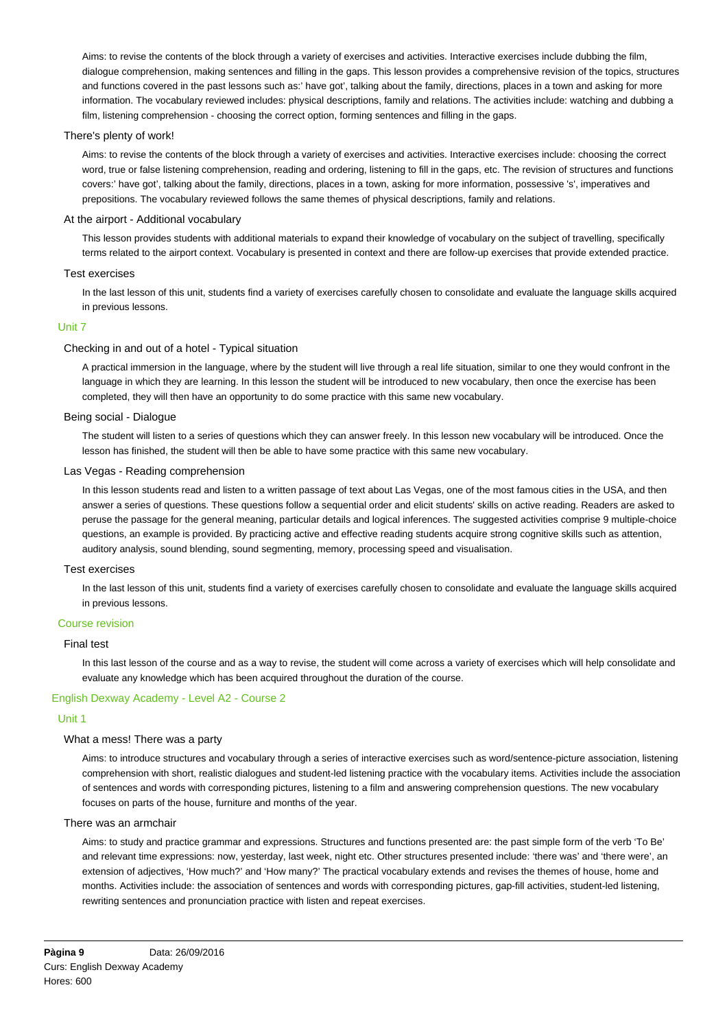Aims: to revise the contents of the block through a variety of exercises and activities. Interactive exercises include dubbing the film, dialogue comprehension, making sentences and filling in the gaps. This lesson provides a comprehensive revision of the topics, structures and functions covered in the past lessons such as:' have got', talking about the family, directions, places in a town and asking for more information. The vocabulary reviewed includes: physical descriptions, family and relations. The activities include: watching and dubbing a film, listening comprehension - choosing the correct option, forming sentences and filling in the gaps.

#### There's plenty of work!

Aims: to revise the contents of the block through a variety of exercises and activities. Interactive exercises include: choosing the correct word, true or false listening comprehension, reading and ordering, listening to fill in the gaps, etc. The revision of structures and functions covers:' have got', talking about the family, directions, places in a town, asking for more information, possessive 's', imperatives and prepositions. The vocabulary reviewed follows the same themes of physical descriptions, family and relations.

#### At the airport - Additional vocabulary

This lesson provides students with additional materials to expand their knowledge of vocabulary on the subject of travelling, specifically terms related to the airport context. Vocabulary is presented in context and there are follow-up exercises that provide extended practice.

#### Test exercises

In the last lesson of this unit, students find a variety of exercises carefully chosen to consolidate and evaluate the language skills acquired in previous lessons.

### Unit 7

#### Checking in and out of a hotel - Typical situation

A practical immersion in the language, where by the student will live through a real life situation, similar to one they would confront in the language in which they are learning. In this lesson the student will be introduced to new vocabulary, then once the exercise has been completed, they will then have an opportunity to do some practice with this same new vocabulary.

#### Being social - Dialogue

The student will listen to a series of questions which they can answer freely. In this lesson new vocabulary will be introduced. Once the lesson has finished, the student will then be able to have some practice with this same new vocabulary.

#### Las Vegas - Reading comprehension

In this lesson students read and listen to a written passage of text about Las Vegas, one of the most famous cities in the USA, and then answer a series of questions. These questions follow a sequential order and elicit students' skills on active reading. Readers are asked to peruse the passage for the general meaning, particular details and logical inferences. The suggested activities comprise 9 multiple-choice questions, an example is provided. By practicing active and effective reading students acquire strong cognitive skills such as attention, auditory analysis, sound blending, sound segmenting, memory, processing speed and visualisation.

#### Test exercises

In the last lesson of this unit, students find a variety of exercises carefully chosen to consolidate and evaluate the language skills acquired in previous lessons.

### Course revision

#### Final test

In this last lesson of the course and as a way to revise, the student will come across a variety of exercises which will help consolidate and evaluate any knowledge which has been acquired throughout the duration of the course.

## English Dexway Academy - Level A2 - Course 2

### Unit 1

#### What a mess! There was a party

Aims: to introduce structures and vocabulary through a series of interactive exercises such as word/sentence-picture association, listening comprehension with short, realistic dialogues and student-led listening practice with the vocabulary items. Activities include the association of sentences and words with corresponding pictures, listening to a film and answering comprehension questions. The new vocabulary focuses on parts of the house, furniture and months of the year.

#### There was an armchair

Aims: to study and practice grammar and expressions. Structures and functions presented are: the past simple form of the verb 'To Be' and relevant time expressions: now, yesterday, last week, night etc. Other structures presented include: 'there was' and 'there were', an extension of adjectives, 'How much?' and 'How many?' The practical vocabulary extends and revises the themes of house, home and months. Activities include: the association of sentences and words with corresponding pictures, gap-fill activities, student-led listening, rewriting sentences and pronunciation practice with listen and repeat exercises.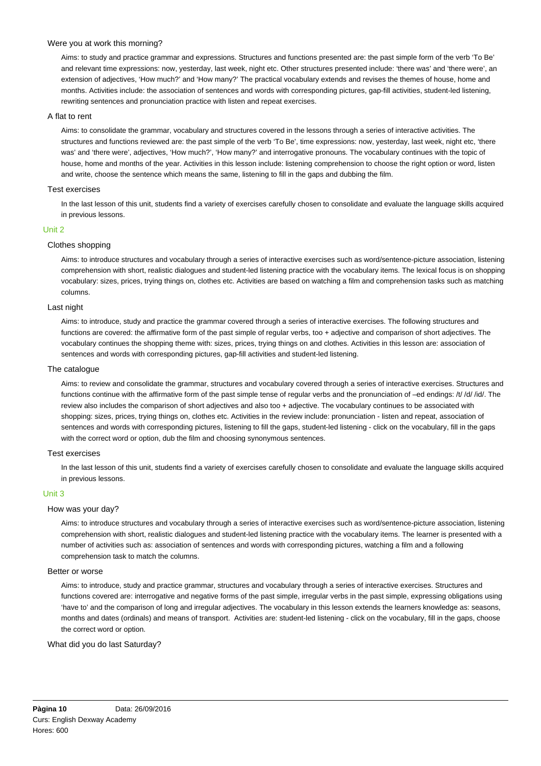### Were you at work this morning?

Aims: to study and practice grammar and expressions. Structures and functions presented are: the past simple form of the verb 'To Be' and relevant time expressions: now, yesterday, last week, night etc. Other structures presented include: 'there was' and 'there were', an extension of adjectives, 'How much?' and 'How many?' The practical vocabulary extends and revises the themes of house, home and months. Activities include: the association of sentences and words with corresponding pictures, gap-fill activities, student-led listening, rewriting sentences and pronunciation practice with listen and repeat exercises.

### A flat to rent

Aims: to consolidate the grammar, vocabulary and structures covered in the lessons through a series of interactive activities. The structures and functions reviewed are: the past simple of the verb 'To Be', time expressions: now, yesterday, last week, night etc, 'there was' and 'there were', adjectives, 'How much?', 'How many?' and interrogative pronouns. The vocabulary continues with the topic of house, home and months of the year. Activities in this lesson include: listening comprehension to choose the right option or word, listen and write, choose the sentence which means the same, listening to fill in the gaps and dubbing the film.

### Test exercises

In the last lesson of this unit, students find a variety of exercises carefully chosen to consolidate and evaluate the language skills acquired in previous lessons.

## Unit 2

### Clothes shopping

Aims: to introduce structures and vocabulary through a series of interactive exercises such as word/sentence-picture association, listening comprehension with short, realistic dialogues and student-led listening practice with the vocabulary items. The lexical focus is on shopping vocabulary: sizes, prices, trying things on, clothes etc. Activities are based on watching a film and comprehension tasks such as matching columns.

### Last night

Aims: to introduce, study and practice the grammar covered through a series of interactive exercises. The following structures and functions are covered: the affirmative form of the past simple of regular verbs, too + adjective and comparison of short adjectives. The vocabulary continues the shopping theme with: sizes, prices, trying things on and clothes. Activities in this lesson are: association of sentences and words with corresponding pictures, gap-fill activities and student-led listening.

### The catalogue

Aims: to review and consolidate the grammar, structures and vocabulary covered through a series of interactive exercises. Structures and functions continue with the affirmative form of the past simple tense of regular verbs and the pronunciation of –ed endings: /t/ /d/ /id/. The review also includes the comparison of short adjectives and also too + adjective. The vocabulary continues to be associated with shopping: sizes, prices, trying things on, clothes etc. Activities in the review include: pronunciation - listen and repeat, association of sentences and words with corresponding pictures, listening to fill the gaps, student-led listening - click on the vocabulary, fill in the gaps with the correct word or option, dub the film and choosing synonymous sentences.

### Test exercises

In the last lesson of this unit, students find a variety of exercises carefully chosen to consolidate and evaluate the language skills acquired in previous lessons.

## Unit 3

### How was your day?

Aims: to introduce structures and vocabulary through a series of interactive exercises such as word/sentence-picture association, listening comprehension with short, realistic dialogues and student-led listening practice with the vocabulary items. The learner is presented with a number of activities such as: association of sentences and words with corresponding pictures, watching a film and a following comprehension task to match the columns.

### Better or worse

Aims: to introduce, study and practice grammar, structures and vocabulary through a series of interactive exercises. Structures and functions covered are: interrogative and negative forms of the past simple, irregular verbs in the past simple, expressing obligations using 'have to' and the comparison of long and irregular adjectives. The vocabulary in this lesson extends the learners knowledge as: seasons, months and dates (ordinals) and means of transport. Activities are: student-led listening - click on the vocabulary, fill in the gaps, choose the correct word or option.

### What did you do last Saturday?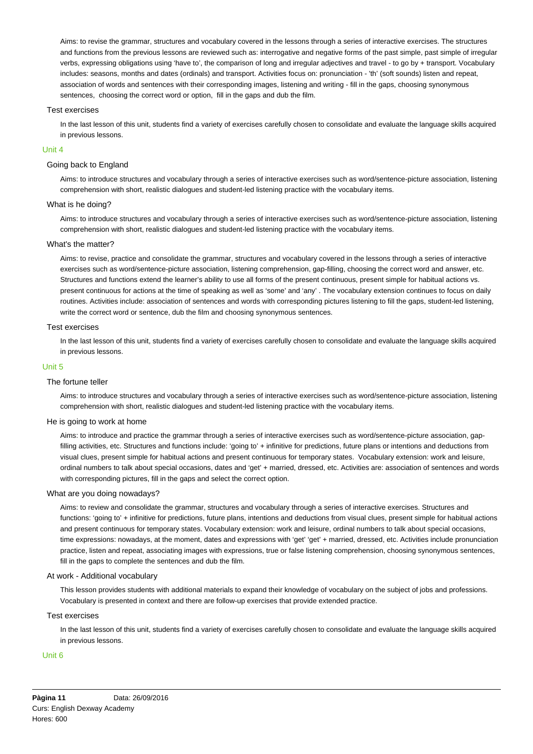Aims: to revise the grammar, structures and vocabulary covered in the lessons through a series of interactive exercises. The structures and functions from the previous lessons are reviewed such as: interrogative and negative forms of the past simple, past simple of irregular verbs, expressing obligations using 'have to', the comparison of long and irregular adjectives and travel - to go by + transport. Vocabulary includes: seasons, months and dates (ordinals) and transport. Activities focus on: pronunciation - 'th' (soft sounds) listen and repeat, association of words and sentences with their corresponding images, listening and writing - fill in the gaps, choosing synonymous sentences, choosing the correct word or option, fill in the gaps and dub the film.

### Test exercises

In the last lesson of this unit, students find a variety of exercises carefully chosen to consolidate and evaluate the language skills acquired in previous lessons.

## Unit 4

### Going back to England

Aims: to introduce structures and vocabulary through a series of interactive exercises such as word/sentence-picture association, listening comprehension with short, realistic dialogues and student-led listening practice with the vocabulary items.

### What is he doing?

Aims: to introduce structures and vocabulary through a series of interactive exercises such as word/sentence-picture association, listening comprehension with short, realistic dialogues and student-led listening practice with the vocabulary items.

### What's the matter?

Aims: to revise, practice and consolidate the grammar, structures and vocabulary covered in the lessons through a series of interactive exercises such as word/sentence-picture association, listening comprehension, gap-filling, choosing the correct word and answer, etc. Structures and functions extend the learner's ability to use all forms of the present continuous, present simple for habitual actions vs. present continuous for actions at the time of speaking as well as 'some' and 'any' . The vocabulary extension continues to focus on daily routines. Activities include: association of sentences and words with corresponding pictures listening to fill the gaps, student-led listening, write the correct word or sentence, dub the film and choosing synonymous sentences.

### Test exercises

In the last lesson of this unit, students find a variety of exercises carefully chosen to consolidate and evaluate the language skills acquired in previous lessons.

## Unit 5

### The fortune teller

Aims: to introduce structures and vocabulary through a series of interactive exercises such as word/sentence-picture association, listening comprehension with short, realistic dialogues and student-led listening practice with the vocabulary items.

### He is going to work at home

Aims: to introduce and practice the grammar through a series of interactive exercises such as word/sentence-picture association, gap-filling activities, etc. Structures and functions include: 'going to' + infinitive for predictions, future plans or intentions and deductions from visual clues, present simple for habitual actions and present continuous for temporary states. Vocabulary extension: work and leisure, ordinal numbers to talk about special occasions, dates and 'get' + married, dressed, etc. Activities are: association of sentences and words with corresponding pictures, fill in the gaps and select the correct option.

### What are you doing nowadays?

Aims: to review and consolidate the grammar, structures and vocabulary through a series of interactive exercises. Structures and functions: 'going to' + infinitive for predictions, future plans, intentions and deductions from visual clues, present simple for habitual actions and present continuous for temporary states. Vocabulary extension: work and leisure, ordinal numbers to talk about special occasions, time expressions: nowadays, at the moment, dates and expressions with 'get' 'get' + married, dressed, etc. Activities include pronunciation practice, listen and repeat, associating images with expressions, true or false listening comprehension, choosing synonymous sentences, fill in the gaps to complete the sentences and dub the film.

### At work - Additional vocabulary

This lesson provides students with additional materials to expand their knowledge of vocabulary on the subject of jobs and professions. Vocabulary is presented in context and there are follow-up exercises that provide extended practice.

### Test exercises

In the last lesson of this unit, students find a variety of exercises carefully chosen to consolidate and evaluate the language skills acquired in previous lessons.

## Unit 6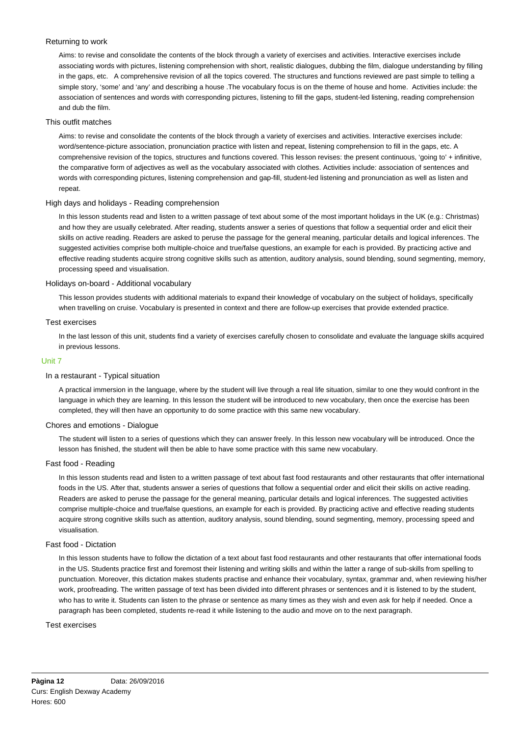### Returning to work

Aims: to revise and consolidate the contents of the block through a variety of exercises and activities. Interactive exercises include associating words with pictures, listening comprehension with short, realistic dialogues, dubbing the film, dialogue understanding by filling in the gaps, etc.   A comprehensive revision of all the topics covered. The structures and functions reviewed are past simple to telling a simple story, 'some' and 'any' and describing a house .The vocabulary focus is on the theme of house and home.  Activities include: the association of sentences and words with corresponding pictures, listening to fill the gaps, student-led listening, reading comprehension and dub the film.

### This outfit matches

Aims: to revise and consolidate the contents of the block through a variety of exercises and activities. Interactive exercises include: word/sentence-picture association, pronunciation practice with listen and repeat, listening comprehension to fill in the gaps, etc. A comprehensive revision of the topics, structures and functions covered. This lesson revises: the present continuous, 'going to' + infinitive, the comparative form of adjectives as well as the vocabulary associated with clothes. Activities include: association of sentences and words with corresponding pictures, listening comprehension and gap-fill, student-led listening and pronunciation as well as listen and repeat.

### High days and holidays - Reading comprehension

In this lesson students read and listen to a written passage of text about some of the most important holidays in the UK (e.g.: Christmas) and how they are usually celebrated. After reading, students answer a series of questions that follow a sequential order and elicit their skills on active reading. Readers are asked to peruse the passage for the general meaning, particular details and logical inferences. The suggested activities comprise both multiple-choice and true/false questions, an example for each is provided. By practicing active and effective reading students acquire strong cognitive skills such as attention, auditory analysis, sound blending, sound segmenting, memory, processing speed and visualisation.

### Holidays on-board - Additional vocabulary

This lesson provides students with additional materials to expand their knowledge of vocabulary on the subject of holidays, specifically when travelling on cruise. Vocabulary is presented in context and there are follow-up exercises that provide extended practice.

### Test exercises

In the last lesson of this unit, students find a variety of exercises carefully chosen to consolidate and evaluate the language skills acquired in previous lessons.

## Unit 7

### In a restaurant - Typical situation

A practical immersion in the language, where by the student will live through a real life situation, similar to one they would confront in the language in which they are learning. In this lesson the student will be introduced to new vocabulary, then once the exercise has been completed, they will then have an opportunity to do some practice with this same new vocabulary.

### Chores and emotions - Dialogue

The student will listen to a series of questions which they can answer freely. In this lesson new vocabulary will be introduced. Once the lesson has finished, the student will then be able to have some practice with this same new vocabulary.

### Fast food - Reading

In this lesson students read and listen to a written passage of text about fast food restaurants and other restaurants that offer international foods in the US. After that, students answer a series of questions that follow a sequential order and elicit their skills on active reading. Readers are asked to peruse the passage for the general meaning, particular details and logical inferences. The suggested activities comprise multiple-choice and true/false questions, an example for each is provided. By practicing active and effective reading students acquire strong cognitive skills such as attention, auditory analysis, sound blending, sound segmenting, memory, processing speed and visualisation.

### Fast food - Dictation

In this lesson students have to follow the dictation of a text about fast food restaurants and other restaurants that offer international foods in the US. Students practice first and foremost their listening and writing skills and within the latter a range of sub-skills from spelling to punctuation. Moreover, this dictation makes students practise and enhance their vocabulary, syntax, grammar and, when reviewing his/her work, proofreading. The written passage of text has been divided into different phrases or sentences and it is listened to by the student, who has to write it. Students can listen to the phrase or sentence as many times as they wish and even ask for help if needed. Once a paragraph has been completed, students re-read it while listening to the audio and move on to the next paragraph.

### Test exercises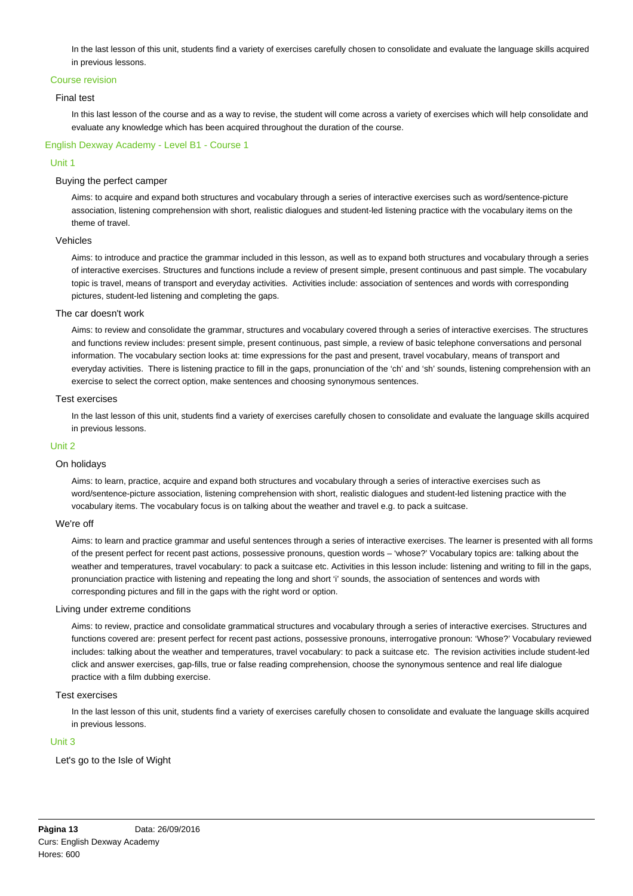In the last lesson of this unit, students find a variety of exercises carefully chosen to consolidate and evaluate the language skills acquired in previous lessons.

### Course revision

#### Final test

In this last lesson of the course and as a way to revise, the student will come across a variety of exercises which will help consolidate and evaluate any knowledge which has been acquired throughout the duration of the course.

## English Dexway Academy - Level B1 - Course 1

### Unit 1

#### Buying the perfect camper

Aims: to acquire and expand both structures and vocabulary through a series of interactive exercises such as word/sentence-picture association, listening comprehension with short, realistic dialogues and student-led listening practice with the vocabulary items on the theme of travel.

#### Vehicles

Aims: to introduce and practice the grammar included in this lesson, as well as to expand both structures and vocabulary through a series of interactive exercises. Structures and functions include a review of present simple, present continuous and past simple. The vocabulary topic is travel, means of transport and everyday activities.  Activities include: association of sentences and words with corresponding pictures, student-led listening and completing the gaps.

#### The car doesn't work

Aims: to review and consolidate the grammar, structures and vocabulary covered through a series of interactive exercises. The structures and functions review includes: present simple, present continuous, past simple, a review of basic telephone conversations and personal information. The vocabulary section looks at: time expressions for the past and present, travel vocabulary, means of transport and everyday activities.  There is listening practice to fill in the gaps, pronunciation of the 'ch' and 'sh' sounds, listening comprehension with an exercise to select the correct option, make sentences and choosing synonymous sentences.

#### Test exercises

In the last lesson of this unit, students find a variety of exercises carefully chosen to consolidate and evaluate the language skills acquired in previous lessons.

### Unit 2

#### On holidays

Aims: to learn, practice, acquire and expand both structures and vocabulary through a series of interactive exercises such as word/sentence-picture association, listening comprehension with short, realistic dialogues and student-led listening practice with the vocabulary items. The vocabulary focus is on talking about the weather and travel e.g. to pack a suitcase.

#### We're off

Aims: to learn and practice grammar and useful sentences through a series of interactive exercises. The learner is presented with all forms of the present perfect for recent past actions, possessive pronouns, question words – 'whose?' Vocabulary topics are: talking about the weather and temperatures, travel vocabulary: to pack a suitcase etc. Activities in this lesson include: listening and writing to fill in the gaps, pronunciation practice with listening and repeating the long and short 'i' sounds, the association of sentences and words with corresponding pictures and fill in the gaps with the right word or option.

#### Living under extreme conditions

Aims: to review, practice and consolidate grammatical structures and vocabulary through a series of interactive exercises. Structures and functions covered are: present perfect for recent past actions, possessive pronouns, interrogative pronoun: 'Whose?' Vocabulary reviewed includes: talking about the weather and temperatures, travel vocabulary: to pack a suitcase etc.  The revision activities include student-led click and answer exercises, gap-fills, true or false reading comprehension, choose the synonymous sentence and real life dialogue practice with a film dubbing exercise.

#### Test exercises

In the last lesson of this unit, students find a variety of exercises carefully chosen to consolidate and evaluate the language skills acquired in previous lessons.

### Unit 3

#### Let's go to the Isle of Wight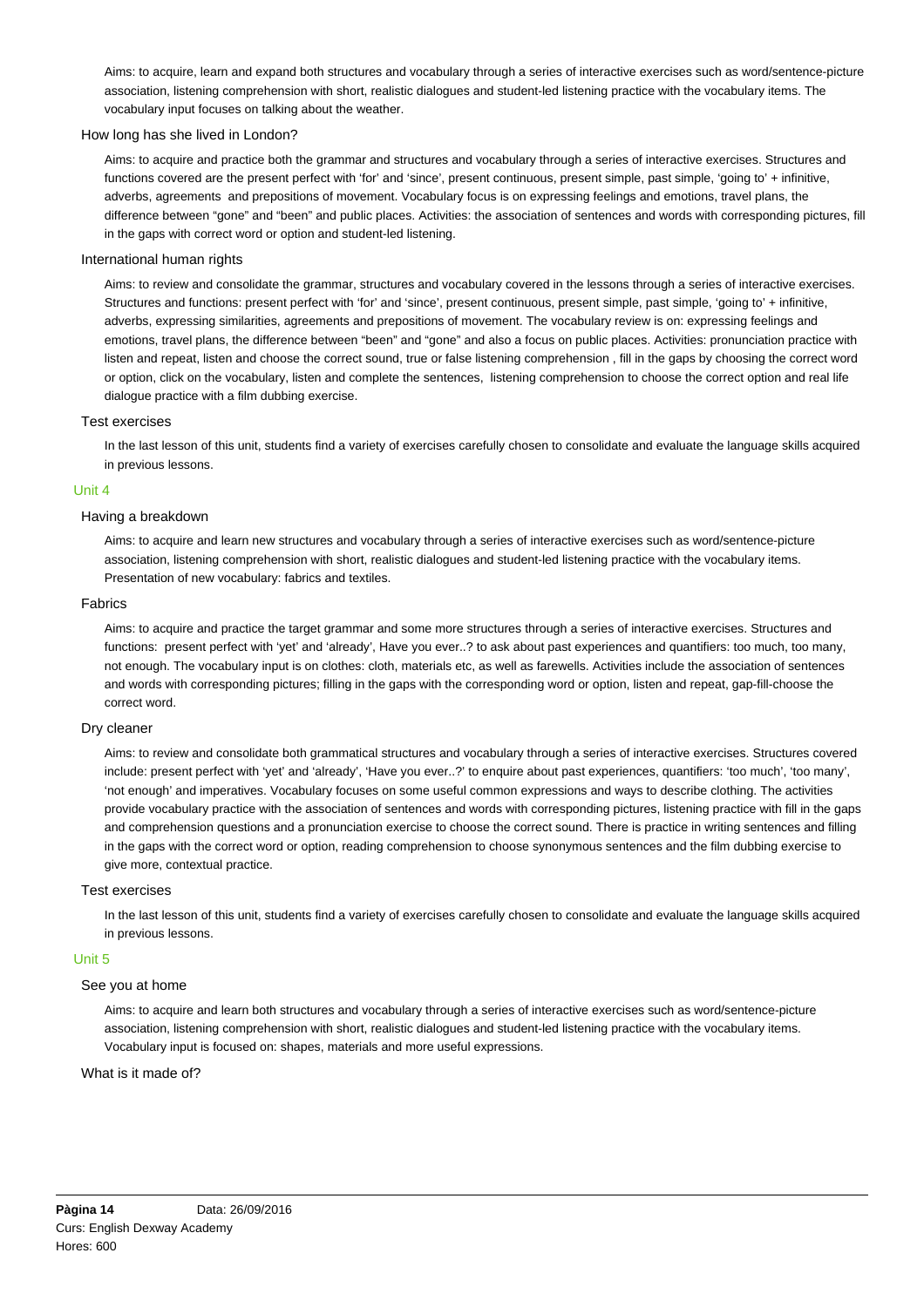Aims: to acquire, learn and expand both structures and vocabulary through a series of interactive exercises such as word/sentence-picture association, listening comprehension with short, realistic dialogues and student-led listening practice with the vocabulary items. The vocabulary input focuses on talking about the weather.

### How long has she lived in London?

Aims: to acquire and practice both the grammar and structures and vocabulary through a series of interactive exercises. Structures and functions covered are the present perfect with 'for' and 'since', present continuous, present simple, past simple, 'going to' + infinitive, adverbs, agreements and prepositions of movement. Vocabulary focus is on expressing feelings and emotions, travel plans, the difference between "gone" and "been" and public places. Activities: the association of sentences and words with corresponding pictures, fill in the gaps with correct word or option and student-led listening.

### International human rights

Aims: to review and consolidate the grammar, structures and vocabulary covered in the lessons through a series of interactive exercises. Structures and functions: present perfect with 'for' and 'since', present continuous, present simple, past simple, 'going to' + infinitive, adverbs, expressing similarities, agreements and prepositions of movement. The vocabulary review is on: expressing feelings and emotions, travel plans, the difference between "been" and "gone" and also a focus on public places. Activities: pronunciation practice with listen and repeat, listen and choose the correct sound, true or false listening comprehension , fill in the gaps by choosing the correct word or option, click on the vocabulary, listen and complete the sentences, listening comprehension to choose the correct option and real life dialogue practice with a film dubbing exercise.

### Test exercises

In the last lesson of this unit, students find a variety of exercises carefully chosen to consolidate and evaluate the language skills acquired in previous lessons.

## Unit 4

### Having a breakdown

Aims: to acquire and learn new structures and vocabulary through a series of interactive exercises such as word/sentence-picture association, listening comprehension with short, realistic dialogues and student-led listening practice with the vocabulary items. Presentation of new vocabulary: fabrics and textiles.

### Fabrics

Aims: to acquire and practice the target grammar and some more structures through a series of interactive exercises. Structures and functions: present perfect with 'yet' and 'already', Have you ever..? to ask about past experiences and quantifiers: too much, too many, not enough. The vocabulary input is on clothes: cloth, materials etc, as well as farewells. Activities include the association of sentences and words with corresponding pictures; filling in the gaps with the corresponding word or option, listen and repeat, gap-fill-choose the correct word.

### Dry cleaner

Aims: to review and consolidate both grammatical structures and vocabulary through a series of interactive exercises. Structures covered include: present perfect with 'yet' and 'already', 'Have you ever..?' to enquire about past experiences, quantifiers: 'too much', 'too many', 'not enough' and imperatives. Vocabulary focuses on some useful common expressions and ways to describe clothing. The activities provide vocabulary practice with the association of sentences and words with corresponding pictures, listening practice with fill in the gaps and comprehension questions and a pronunciation exercise to choose the correct sound. There is practice in writing sentences and filling in the gaps with the correct word or option, reading comprehension to choose synonymous sentences and the film dubbing exercise to give more, contextual practice.

### Test exercises

In the last lesson of this unit, students find a variety of exercises carefully chosen to consolidate and evaluate the language skills acquired in previous lessons.

## Unit 5

### See you at home

Aims: to acquire and learn both structures and vocabulary through a series of interactive exercises such as word/sentence-picture association, listening comprehension with short, realistic dialogues and student-led listening practice with the vocabulary items. Vocabulary input is focused on: shapes, materials and more useful expressions.

### What is it made of?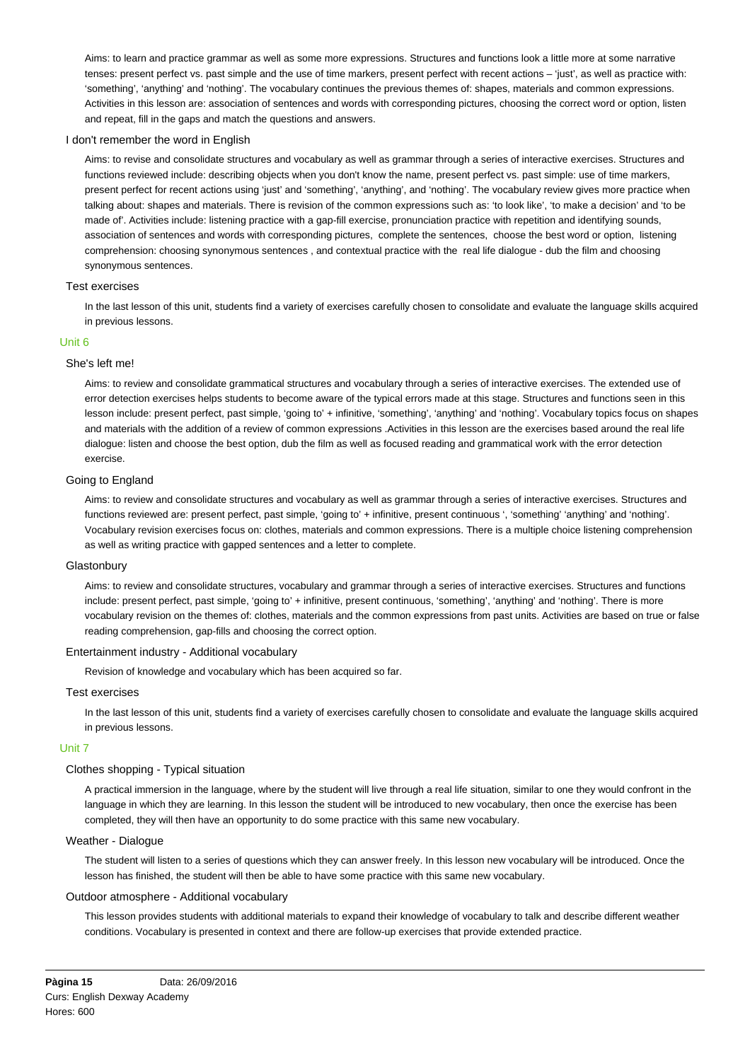Aims: to learn and practice grammar as well as some more expressions. Structures and functions look a little more at some narrative tenses: present perfect vs. past simple and the use of time markers, present perfect with recent actions – 'just', as well as practice with: 'something', 'anything' and 'nothing'. The vocabulary continues the previous themes of: shapes, materials and common expressions. Activities in this lesson are: association of sentences and words with corresponding pictures, choosing the correct word or option, listen and repeat, fill in the gaps and match the questions and answers.

#### I don't remember the word in English

Aims: to revise and consolidate structures and vocabulary as well as grammar through a series of interactive exercises. Structures and functions reviewed include: describing objects when you don't know the name, present perfect vs. past simple: use of time markers, present perfect for recent actions using 'just' and 'something', 'anything', and 'nothing'. The vocabulary review gives more practice when talking about: shapes and materials. There is revision of the common expressions such as: 'to look like', 'to make a decision' and 'to be made of'. Activities include: listening practice with a gap-fill exercise, pronunciation practice with repetition and identifying sounds, association of sentences and words with corresponding pictures, complete the sentences, choose the best word or option, listening comprehension: choosing synonymous sentences , and contextual practice with the real life dialogue - dub the film and choosing synonymous sentences.

#### Test exercises

In the last lesson of this unit, students find a variety of exercises carefully chosen to consolidate and evaluate the language skills acquired in previous lessons.

### Unit 6

#### She's left me!

Aims: to review and consolidate grammatical structures and vocabulary through a series of interactive exercises. The extended use of error detection exercises helps students to become aware of the typical errors made at this stage. Structures and functions seen in this lesson include: present perfect, past simple, 'going to' + infinitive, 'something', 'anything' and 'nothing'. Vocabulary topics focus on shapes and materials with the addition of a review of common expressions .Activities in this lesson are the exercises based around the real life dialogue: listen and choose the best option, dub the film as well as focused reading and grammatical work with the error detection exercise.

#### Going to England

Aims: to review and consolidate structures and vocabulary as well as grammar through a series of interactive exercises. Structures and functions reviewed are: present perfect, past simple, 'going to' + infinitive, present continuous ', 'something' 'anything' and 'nothing'. Vocabulary revision exercises focus on: clothes, materials and common expressions. There is a multiple choice listening comprehension as well as writing practice with gapped sentences and a letter to complete.

#### Glastonbury

Aims: to review and consolidate structures, vocabulary and grammar through a series of interactive exercises. Structures and functions include: present perfect, past simple, 'going to' + infinitive, present continuous, 'something', 'anything' and 'nothing'. There is more vocabulary revision on the themes of: clothes, materials and the common expressions from past units. Activities are based on true or false reading comprehension, gap-fills and choosing the correct option.

#### Entertainment industry - Additional vocabulary

Revision of knowledge and vocabulary which has been acquired so far.

#### Test exercises

In the last lesson of this unit, students find a variety of exercises carefully chosen to consolidate and evaluate the language skills acquired in previous lessons.

### Unit 7

#### Clothes shopping - Typical situation

A practical immersion in the language, where by the student will live through a real life situation, similar to one they would confront in the language in which they are learning. In this lesson the student will be introduced to new vocabulary, then once the exercise has been completed, they will then have an opportunity to do some practice with this same new vocabulary.

#### Weather - Dialogue

The student will listen to a series of questions which they can answer freely. In this lesson new vocabulary will be introduced. Once the lesson has finished, the student will then be able to have some practice with this same new vocabulary.

#### Outdoor atmosphere - Additional vocabulary

This lesson provides students with additional materials to expand their knowledge of vocabulary to talk and describe different weather conditions. Vocabulary is presented in context and there are follow-up exercises that provide extended practice.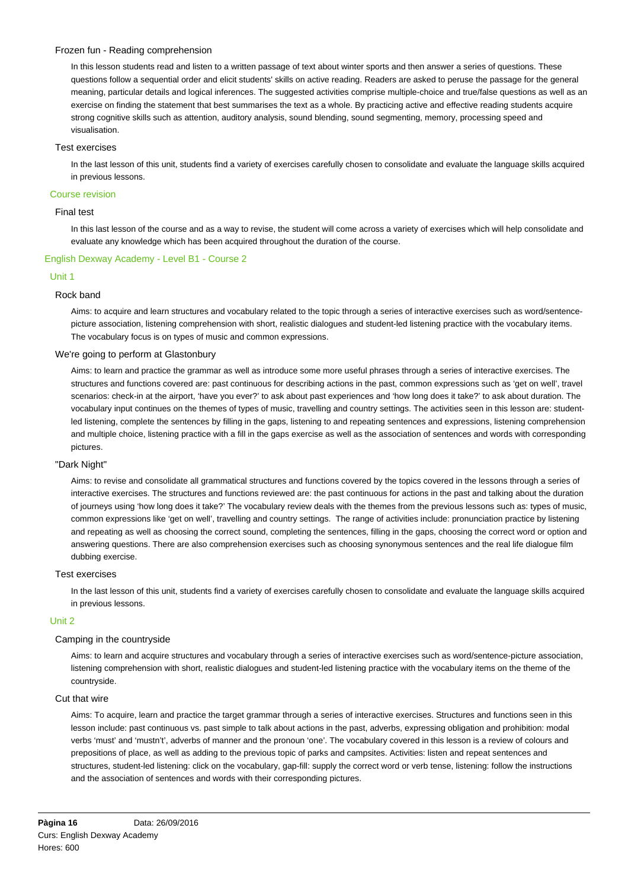#### Frozen fun - Reading comprehension

In this lesson students read and listen to a written passage of text about winter sports and then answer a series of questions. These questions follow a sequential order and elicit students' skills on active reading. Readers are asked to peruse the passage for the general meaning, particular details and logical inferences. The suggested activities comprise multiple-choice and true/false questions as well as an exercise on finding the statement that best summarises the text as a whole. By practicing active and effective reading students acquire strong cognitive skills such as attention, auditory analysis, sound blending, sound segmenting, memory, processing speed and visualisation.

#### Test exercises

In the last lesson of this unit, students find a variety of exercises carefully chosen to consolidate and evaluate the language skills acquired in previous lessons.

### Course revision

#### Final test

In this last lesson of the course and as a way to revise, the student will come across a variety of exercises which will help consolidate and evaluate any knowledge which has been acquired throughout the duration of the course.

## English Dexway Academy - Level B1 - Course 2

### Unit 1

#### Rock band

Aims: to acquire and learn structures and vocabulary related to the topic through a series of interactive exercises such as word/sentence-picture association, listening comprehension with short, realistic dialogues and student-led listening practice with the vocabulary items. The vocabulary focus is on types of music and common expressions.

#### We're going to perform at Glastonbury

Aims: to learn and practice the grammar as well as introduce some more useful phrases through a series of interactive exercises. The structures and functions covered are: past continuous for describing actions in the past, common expressions such as 'get on well', travel scenarios: check-in at the airport, 'have you ever?' to ask about past experiences and 'how long does it take?' to ask about duration. The vocabulary input continues on the themes of types of music, travelling and country settings. The activities seen in this lesson are: student-led listening, complete the sentences by filling in the gaps, listening to and repeating sentences and expressions, listening comprehension and multiple choice, listening practice with a fill in the gaps exercise as well as the association of sentences and words with corresponding pictures.

#### "Dark Night"

Aims: to revise and consolidate all grammatical structures and functions covered by the topics covered in the lessons through a series of interactive exercises. The structures and functions reviewed are: the past continuous for actions in the past and talking about the duration of journeys using 'how long does it take?' The vocabulary review deals with the themes from the previous lessons such as: types of music, common expressions like 'get on well', travelling and country settings. The range of activities include: pronunciation practice by listening and repeating as well as choosing the correct sound, completing the sentences, filling in the gaps, choosing the correct word or option and answering questions. There are also comprehension exercises such as choosing synonymous sentences and the real life dialogue film dubbing exercise.

#### Test exercises

In the last lesson of this unit, students find a variety of exercises carefully chosen to consolidate and evaluate the language skills acquired in previous lessons.

### Unit 2

#### Camping in the countryside

Aims: to learn and acquire structures and vocabulary through a series of interactive exercises such as word/sentence-picture association, listening comprehension with short, realistic dialogues and student-led listening practice with the vocabulary items on the theme of the countryside.

#### Cut that wire

Aims: To acquire, learn and practice the target grammar through a series of interactive exercises. Structures and functions seen in this lesson include: past continuous vs. past simple to talk about actions in the past, adverbs, expressing obligation and prohibition: modal verbs 'must' and 'mustn't', adverbs of manner and the pronoun 'one'. The vocabulary covered in this lesson is a review of colours and prepositions of place, as well as adding to the previous topic of parks and campsites. Activities: listen and repeat sentences and structures, student-led listening: click on the vocabulary, gap-fill: supply the correct word or verb tense, listening: follow the instructions and the association of sentences and words with their corresponding pictures.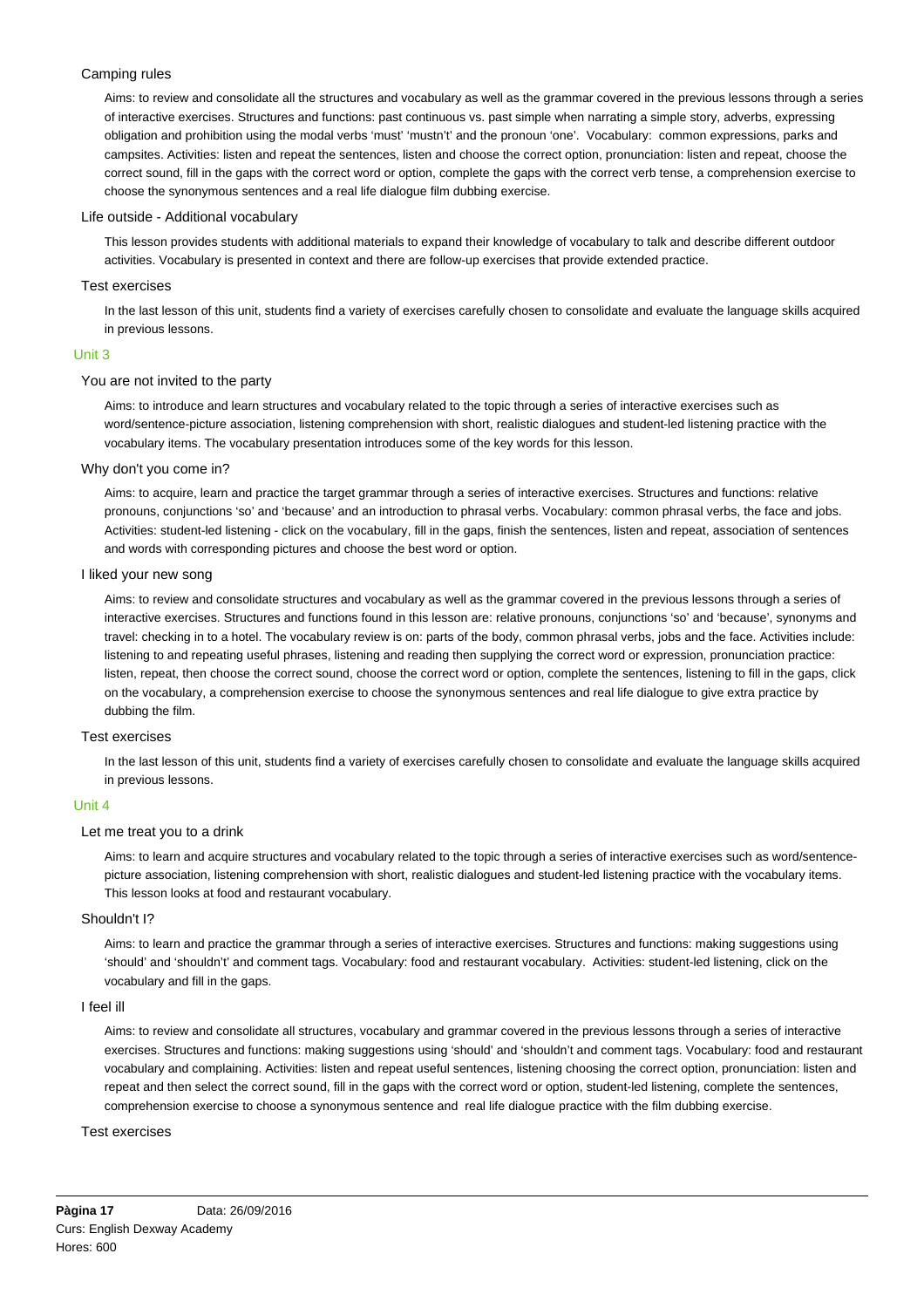### Camping rules

Aims: to review and consolidate all the structures and vocabulary as well as the grammar covered in the previous lessons through a series of interactive exercises. Structures and functions: past continuous vs. past simple when narrating a simple story, adverbs, expressing obligation and prohibition using the modal verbs 'must' 'mustn't' and the pronoun 'one'. Vocabulary: common expressions, parks and campsites. Activities: listen and repeat the sentences, listen and choose the correct option, pronunciation: listen and repeat, choose the correct sound, fill in the gaps with the correct word or option, complete the gaps with the correct verb tense, a comprehension exercise to choose the synonymous sentences and a real life dialogue film dubbing exercise.

### Life outside - Additional vocabulary

This lesson provides students with additional materials to expand their knowledge of vocabulary to talk and describe different outdoor activities. Vocabulary is presented in context and there are follow-up exercises that provide extended practice.

### Test exercises

In the last lesson of this unit, students find a variety of exercises carefully chosen to consolidate and evaluate the language skills acquired in previous lessons.

## Unit 3

### You are not invited to the party

Aims: to introduce and learn structures and vocabulary related to the topic through a series of interactive exercises such as word/sentence-picture association, listening comprehension with short, realistic dialogues and student-led listening practice with the vocabulary items. The vocabulary presentation introduces some of the key words for this lesson.

### Why don't you come in?

Aims: to acquire, learn and practice the target grammar through a series of interactive exercises. Structures and functions: relative pronouns, conjunctions 'so' and 'because' and an introduction to phrasal verbs. Vocabulary: common phrasal verbs, the face and jobs. Activities: student-led listening - click on the vocabulary, fill in the gaps, finish the sentences, listen and repeat, association of sentences and words with corresponding pictures and choose the best word or option.

### I liked your new song

Aims: to review and consolidate structures and vocabulary as well as the grammar covered in the previous lessons through a series of interactive exercises. Structures and functions found in this lesson are: relative pronouns, conjunctions 'so' and 'because', synonyms and travel: checking in to a hotel. The vocabulary review is on: parts of the body, common phrasal verbs, jobs and the face. Activities include: listening to and repeating useful phrases, listening and reading then supplying the correct word or expression, pronunciation practice: listen, repeat, then choose the correct sound, choose the correct word or option, complete the sentences, listening to fill in the gaps, click on the vocabulary, a comprehension exercise to choose the synonymous sentences and real life dialogue to give extra practice by dubbing the film.

### Test exercises

In the last lesson of this unit, students find a variety of exercises carefully chosen to consolidate and evaluate the language skills acquired in previous lessons.

## Unit 4

### Let me treat you to a drink

Aims: to learn and acquire structures and vocabulary related to the topic through a series of interactive exercises such as word/sentence-picture association, listening comprehension with short, realistic dialogues and student-led listening practice with the vocabulary items. This lesson looks at food and restaurant vocabulary.

### Shouldn't I?

Aims: to learn and practice the grammar through a series of interactive exercises. Structures and functions: making suggestions using 'should' and 'shouldn't' and comment tags. Vocabulary: food and restaurant vocabulary. Activities: student-led listening, click on the vocabulary and fill in the gaps.

### I feel ill

Aims: to review and consolidate all structures, vocabulary and grammar covered in the previous lessons through a series of interactive exercises. Structures and functions: making suggestions using 'should' and 'shouldn't and comment tags. Vocabulary: food and restaurant vocabulary and complaining. Activities: listen and repeat useful sentences, listening choosing the correct option, pronunciation: listen and repeat and then select the correct sound, fill in the gaps with the correct word or option, student-led listening, complete the sentences, comprehension exercise to choose a synonymous sentence and real life dialogue practice with the film dubbing exercise.

### Test exercises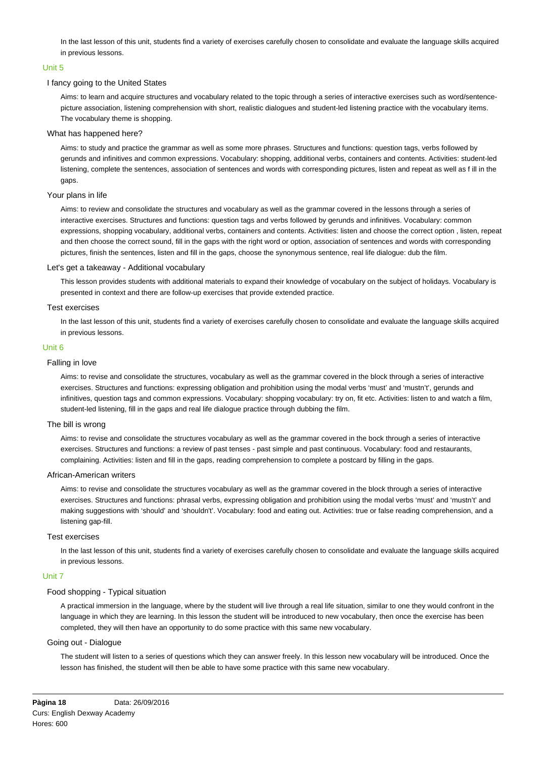In the last lesson of this unit, students find a variety of exercises carefully chosen to consolidate and evaluate the language skills acquired in previous lessons.

## Unit 5

### I fancy going to the United States

Aims: to learn and acquire structures and vocabulary related to the topic through a series of interactive exercises such as word/sentence-picture association, listening comprehension with short, realistic dialogues and student-led listening practice with the vocabulary items. The vocabulary theme is shopping.

### What has happened here?

Aims: to study and practice the grammar as well as some more phrases. Structures and functions: question tags, verbs followed by gerunds and infinitives and common expressions. Vocabulary: shopping, additional verbs, containers and contents. Activities: student-led listening, complete the sentences, association of sentences and words with corresponding pictures, listen and repeat as well as f ill in the gaps.

### Your plans in life

Aims: to review and consolidate the structures and vocabulary as well as the grammar covered in the lessons through a series of interactive exercises. Structures and functions: question tags and verbs followed by gerunds and infinitives. Vocabulary: common expressions, shopping vocabulary, additional verbs, containers and contents. Activities: listen and choose the correct option , listen, repeat and then choose the correct sound, fill in the gaps with the right word or option, association of sentences and words with corresponding pictures, finish the sentences, listen and fill in the gaps, choose the synonymous sentence, real life dialogue: dub the film.

### Let's get a takeaway - Additional vocabulary

This lesson provides students with additional materials to expand their knowledge of vocabulary on the subject of holidays. Vocabulary is presented in context and there are follow-up exercises that provide extended practice.

### Test exercises

In the last lesson of this unit, students find a variety of exercises carefully chosen to consolidate and evaluate the language skills acquired in previous lessons.

## Unit 6

### Falling in love

Aims: to revise and consolidate the structures, vocabulary as well as the grammar covered in the block through a series of interactive exercises. Structures and functions: expressing obligation and prohibition using the modal verbs 'must' and 'mustn't', gerunds and infinitives, question tags and common expressions. Vocabulary: shopping vocabulary: try on, fit etc. Activities: listen to and watch a film, student-led listening, fill in the gaps and real life dialogue practice through dubbing the film.

### The bill is wrong

Aims: to revise and consolidate the structures vocabulary as well as the grammar covered in the bock through a series of interactive exercises. Structures and functions: a review of past tenses - past simple and past continuous. Vocabulary: food and restaurants, complaining. Activities: listen and fill in the gaps, reading comprehension to complete a postcard by filling in the gaps.

### African-American writers

Aims: to revise and consolidate the structures vocabulary as well as the grammar covered in the block through a series of interactive exercises. Structures and functions: phrasal verbs, expressing obligation and prohibition using the modal verbs 'must' and 'mustn't' and making suggestions with 'should' and 'shouldn't'. Vocabulary: food and eating out. Activities: true or false reading comprehension, and a listening gap-fill.

### Test exercises

In the last lesson of this unit, students find a variety of exercises carefully chosen to consolidate and evaluate the language skills acquired in previous lessons.

## Unit 7

### Food shopping - Typical situation

A practical immersion in the language, where by the student will live through a real life situation, similar to one they would confront in the language in which they are learning. In this lesson the student will be introduced to new vocabulary, then once the exercise has been completed, they will then have an opportunity to do some practice with this same new vocabulary.

### Going out - Dialogue

The student will listen to a series of questions which they can answer freely. In this lesson new vocabulary will be introduced. Once the lesson has finished, the student will then be able to have some practice with this same new vocabulary.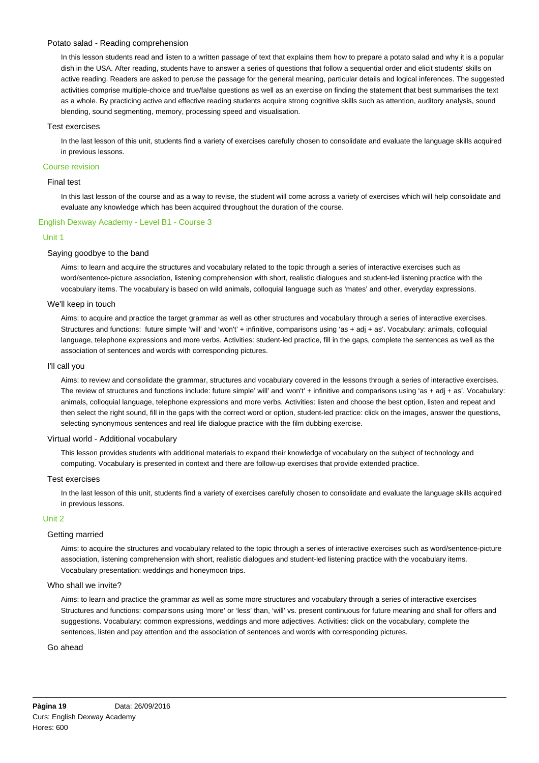#### Potato salad - Reading comprehension

In this lesson students read and listen to a written passage of text that explains them how to prepare a potato salad and why it is a popular dish in the USA. After reading, students have to answer a series of questions that follow a sequential order and elicit students' skills on active reading. Readers are asked to peruse the passage for the general meaning, particular details and logical inferences. The suggested activities comprise multiple-choice and true/false questions as well as an exercise on finding the statement that best summarises the text as a whole. By practicing active and effective reading students acquire strong cognitive skills such as attention, auditory analysis, sound blending, sound segmenting, memory, processing speed and visualisation.

#### Test exercises

In the last lesson of this unit, students find a variety of exercises carefully chosen to consolidate and evaluate the language skills acquired in previous lessons.

### Course revision

#### Final test

In this last lesson of the course and as a way to revise, the student will come across a variety of exercises which will help consolidate and evaluate any knowledge which has been acquired throughout the duration of the course.

## English Dexway Academy - Level B1 - Course 3

### Unit 1

#### Saying goodbye to the band

Aims: to learn and acquire the structures and vocabulary related to the topic through a series of interactive exercises such as word/sentence-picture association, listening comprehension with short, realistic dialogues and student-led listening practice with the vocabulary items. The vocabulary is based on wild animals, colloquial language such as 'mates' and other, everyday expressions.

#### We'll keep in touch

Aims: to acquire and practice the target grammar as well as other structures and vocabulary through a series of interactive exercises. Structures and functions:  future simple 'will' and 'won't' + infinitive, comparisons using 'as + adj + as'. Vocabulary: animals, colloquial language, telephone expressions and more verbs. Activities: student-led practice, fill in the gaps, complete the sentences as well as the association of sentences and words with corresponding pictures.

#### I'll call you

Aims: to review and consolidate the grammar, structures and vocabulary covered in the lessons through a series of interactive exercises. The review of structures and functions include: future simple' will' and 'won't' + infinitive and comparisons using 'as + adj + as'. Vocabulary: animals, colloquial language, telephone expressions and more verbs. Activities: listen and choose the best option, listen and repeat and then select the right sound, fill in the gaps with the correct word or option, student-led practice: click on the images, answer the questions, selecting synonymous sentences and real life dialogue practice with the film dubbing exercise.

#### Virtual world - Additional vocabulary

This lesson provides students with additional materials to expand their knowledge of vocabulary on the subject of technology and computing. Vocabulary is presented in context and there are follow-up exercises that provide extended practice.

#### Test exercises

In the last lesson of this unit, students find a variety of exercises carefully chosen to consolidate and evaluate the language skills acquired in previous lessons.

### Unit 2

#### Getting married

Aims: to acquire the structures and vocabulary related to the topic through a series of interactive exercises such as word/sentence-picture association, listening comprehension with short, realistic dialogues and student-led listening practice with the vocabulary items. Vocabulary presentation: weddings and honeymoon trips.

#### Who shall we invite?

Aims: to learn and practice the grammar as well as some more structures and vocabulary through a series of interactive exercises Structures and functions: comparisons using 'more' or 'less' than, 'will' vs. present continuous for future meaning and shall for offers and suggestions. Vocabulary: common expressions, weddings and more adjectives. Activities: click on the vocabulary, complete the sentences, listen and pay attention and the association of sentences and words with corresponding pictures.

#### Go ahead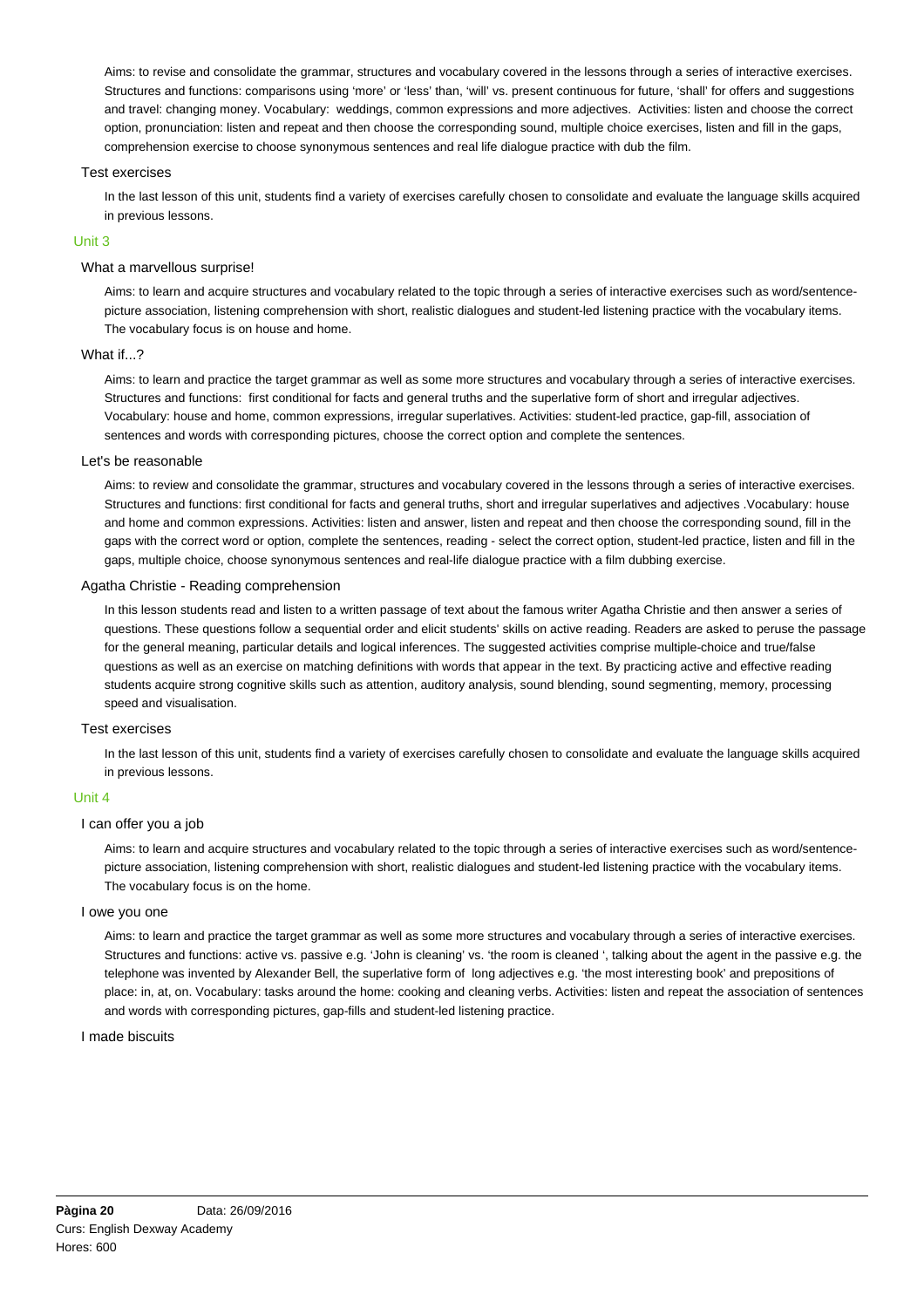Aims: to revise and consolidate the grammar, structures and vocabulary covered in the lessons through a series of interactive exercises. Structures and functions: comparisons using 'more' or 'less' than, 'will' vs. present continuous for future, 'shall' for offers and suggestions and travel: changing money. Vocabulary: weddings, common expressions and more adjectives. Activities: listen and choose the correct option, pronunciation: listen and repeat and then choose the corresponding sound, multiple choice exercises, listen and fill in the gaps, comprehension exercise to choose synonymous sentences and real life dialogue practice with dub the film.

#### Test exercises

In the last lesson of this unit, students find a variety of exercises carefully chosen to consolidate and evaluate the language skills acquired in previous lessons.

### Unit 3

#### What a marvellous surprise!

Aims: to learn and acquire structures and vocabulary related to the topic through a series of interactive exercises such as word/sentence-picture association, listening comprehension with short, realistic dialogues and student-led listening practice with the vocabulary items. The vocabulary focus is on house and home.

#### What if...?

Aims: to learn and practice the target grammar as well as some more structures and vocabulary through a series of interactive exercises. Structures and functions: first conditional for facts and general truths and the superlative form of short and irregular adjectives. Vocabulary: house and home, common expressions, irregular superlatives. Activities: student-led practice, gap-fill, association of sentences and words with corresponding pictures, choose the correct option and complete the sentences.

#### Let's be reasonable

Aims: to review and consolidate the grammar, structures and vocabulary covered in the lessons through a series of interactive exercises. Structures and functions: first conditional for facts and general truths, short and irregular superlatives and adjectives .Vocabulary: house and home and common expressions. Activities: listen and answer, listen and repeat and then choose the corresponding sound, fill in the gaps with the correct word or option, complete the sentences, reading - select the correct option, student-led practice, listen and fill in the gaps, multiple choice, choose synonymous sentences and real-life dialogue practice with a film dubbing exercise.

#### Agatha Christie - Reading comprehension

In this lesson students read and listen to a written passage of text about the famous writer Agatha Christie and then answer a series of questions. These questions follow a sequential order and elicit students' skills on active reading. Readers are asked to peruse the passage for the general meaning, particular details and logical inferences. The suggested activities comprise multiple-choice and true/false questions as well as an exercise on matching definitions with words that appear in the text. By practicing active and effective reading students acquire strong cognitive skills such as attention, auditory analysis, sound blending, sound segmenting, memory, processing speed and visualisation.

#### Test exercises

In the last lesson of this unit, students find a variety of exercises carefully chosen to consolidate and evaluate the language skills acquired in previous lessons.

### Unit 4

#### I can offer you a job

Aims: to learn and acquire structures and vocabulary related to the topic through a series of interactive exercises such as word/sentence-picture association, listening comprehension with short, realistic dialogues and student-led listening practice with the vocabulary items. The vocabulary focus is on the home.

#### I owe you one

Aims: to learn and practice the target grammar as well as some more structures and vocabulary through a series of interactive exercises. Structures and functions: active vs. passive e.g. 'John is cleaning' vs. 'the room is cleaned ', talking about the agent in the passive e.g. the telephone was invented by Alexander Bell, the superlative form of long adjectives e.g. 'the most interesting book' and prepositions of place: in, at, on. Vocabulary: tasks around the home: cooking and cleaning verbs. Activities: listen and repeat the association of sentences and words with corresponding pictures, gap-fills and student-led listening practice.

#### I made biscuits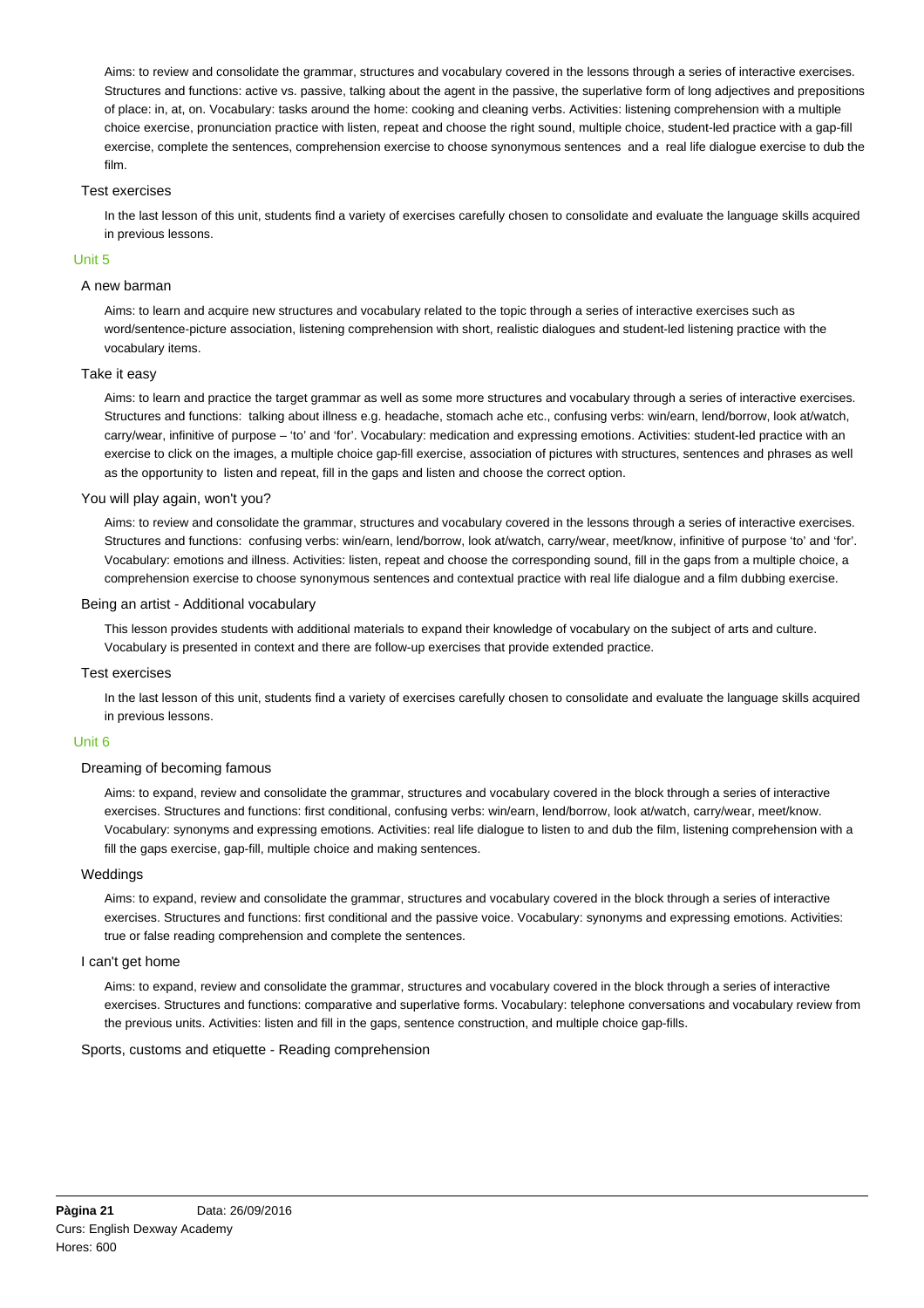Aims: to review and consolidate the grammar, structures and vocabulary covered in the lessons through a series of interactive exercises. Structures and functions: active vs. passive, talking about the agent in the passive, the superlative form of long adjectives and prepositions of place: in, at, on. Vocabulary: tasks around the home: cooking and cleaning verbs. Activities: listening comprehension with a multiple choice exercise, pronunciation practice with listen, repeat and choose the right sound, multiple choice, student-led practice with a gap-fill exercise, complete the sentences, comprehension exercise to choose synonymous sentences and a real life dialogue exercise to dub the film.

### Test exercises

In the last lesson of this unit, students find a variety of exercises carefully chosen to consolidate and evaluate the language skills acquired in previous lessons.

## Unit 5

### A new barman

Aims: to learn and acquire new structures and vocabulary related to the topic through a series of interactive exercises such as word/sentence-picture association, listening comprehension with short, realistic dialogues and student-led listening practice with the vocabulary items.

### Take it easy

Aims: to learn and practice the target grammar as well as some more structures and vocabulary through a series of interactive exercises. Structures and functions: talking about illness e.g. headache, stomach ache etc., confusing verbs: win/earn, lend/borrow, look at/watch, carry/wear, infinitive of purpose – 'to' and 'for'. Vocabulary: medication and expressing emotions. Activities: student-led practice with an exercise to click on the images, a multiple choice gap-fill exercise, association of pictures with structures, sentences and phrases as well as the opportunity to listen and repeat, fill in the gaps and listen and choose the correct option.

### You will play again, won't you?

Aims: to review and consolidate the grammar, structures and vocabulary covered in the lessons through a series of interactive exercises. Structures and functions: confusing verbs: win/earn, lend/borrow, look at/watch, carry/wear, meet/know, infinitive of purpose 'to' and 'for'. Vocabulary: emotions and illness. Activities: listen, repeat and choose the corresponding sound, fill in the gaps from a multiple choice, a comprehension exercise to choose synonymous sentences and contextual practice with real life dialogue and a film dubbing exercise.

### Being an artist - Additional vocabulary

This lesson provides students with additional materials to expand their knowledge of vocabulary on the subject of arts and culture. Vocabulary is presented in context and there are follow-up exercises that provide extended practice.

### Test exercises

In the last lesson of this unit, students find a variety of exercises carefully chosen to consolidate and evaluate the language skills acquired in previous lessons.

## Unit 6

### Dreaming of becoming famous

Aims: to expand, review and consolidate the grammar, structures and vocabulary covered in the block through a series of interactive exercises. Structures and functions: first conditional, confusing verbs: win/earn, lend/borrow, look at/watch, carry/wear, meet/know. Vocabulary: synonyms and expressing emotions. Activities: real life dialogue to listen to and dub the film, listening comprehension with a fill the gaps exercise, gap-fill, multiple choice and making sentences.

### Weddings

Aims: to expand, review and consolidate the grammar, structures and vocabulary covered in the block through a series of interactive exercises. Structures and functions: first conditional and the passive voice. Vocabulary: synonyms and expressing emotions. Activities: true or false reading comprehension and complete the sentences.

### I can't get home

Aims: to expand, review and consolidate the grammar, structures and vocabulary covered in the block through a series of interactive exercises. Structures and functions: comparative and superlative forms. Vocabulary: telephone conversations and vocabulary review from the previous units. Activities: listen and fill in the gaps, sentence construction, and multiple choice gap-fills.

### Sports, customs and etiquette - Reading comprehension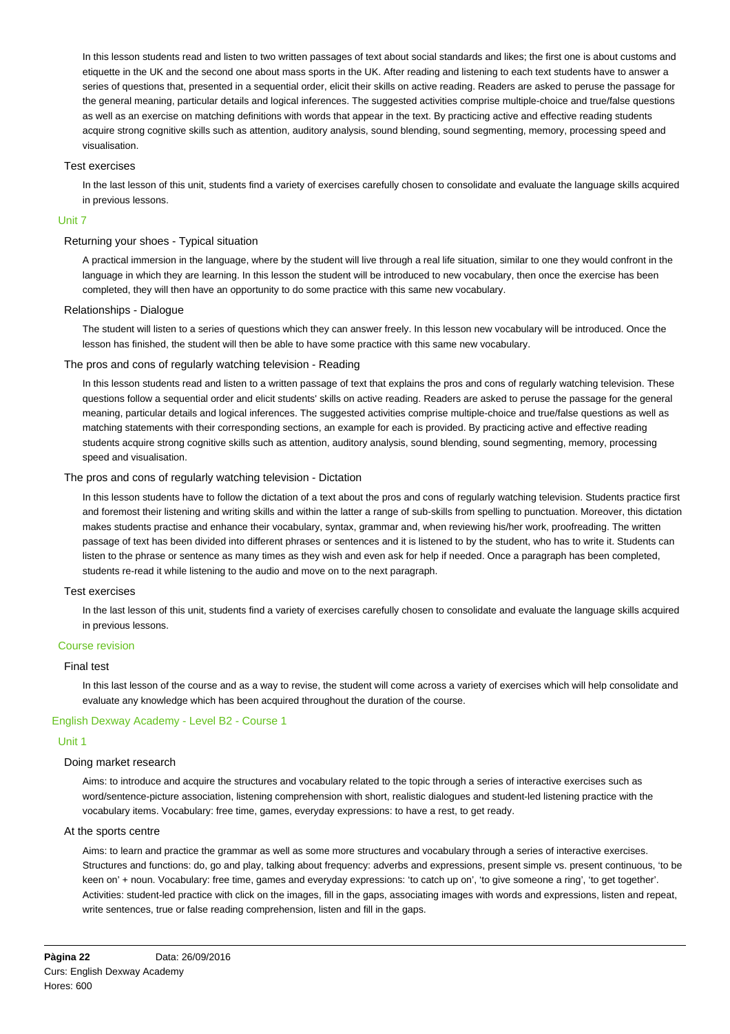In this lesson students read and listen to two written passages of text about social standards and likes; the first one is about customs and etiquette in the UK and the second one about mass sports in the UK. After reading and listening to each text students have to answer a series of questions that, presented in a sequential order, elicit their skills on active reading. Readers are asked to peruse the passage for the general meaning, particular details and logical inferences. The suggested activities comprise multiple-choice and true/false questions as well as an exercise on matching definitions with words that appear in the text. By practicing active and effective reading students acquire strong cognitive skills such as attention, auditory analysis, sound blending, sound segmenting, memory, processing speed and visualisation.

#### Test exercises

In the last lesson of this unit, students find a variety of exercises carefully chosen to consolidate and evaluate the language skills acquired in previous lessons.

### Unit 7

#### Returning your shoes - Typical situation

A practical immersion in the language, where by the student will live through a real life situation, similar to one they would confront in the language in which they are learning. In this lesson the student will be introduced to new vocabulary, then once the exercise has been completed, they will then have an opportunity to do some practice with this same new vocabulary.

#### Relationships - Dialogue

The student will listen to a series of questions which they can answer freely. In this lesson new vocabulary will be introduced. Once the lesson has finished, the student will then be able to have some practice with this same new vocabulary.

#### The pros and cons of regularly watching television - Reading

In this lesson students read and listen to a written passage of text that explains the pros and cons of regularly watching television. These questions follow a sequential order and elicit students' skills on active reading. Readers are asked to peruse the passage for the general meaning, particular details and logical inferences. The suggested activities comprise multiple-choice and true/false questions as well as matching statements with their corresponding sections, an example for each is provided. By practicing active and effective reading students acquire strong cognitive skills such as attention, auditory analysis, sound blending, sound segmenting, memory, processing speed and visualisation.

#### The pros and cons of regularly watching television - Dictation

In this lesson students have to follow the dictation of a text about the pros and cons of regularly watching television. Students practice first and foremost their listening and writing skills and within the latter a range of sub-skills from spelling to punctuation. Moreover, this dictation makes students practise and enhance their vocabulary, syntax, grammar and, when reviewing his/her work, proofreading. The written passage of text has been divided into different phrases or sentences and it is listened to by the student, who has to write it. Students can listen to the phrase or sentence as many times as they wish and even ask for help if needed. Once a paragraph has been completed, students re-read it while listening to the audio and move on to the next paragraph.

#### Test exercises

In the last lesson of this unit, students find a variety of exercises carefully chosen to consolidate and evaluate the language skills acquired in previous lessons.

### Course revision

#### Final test

In this last lesson of the course and as a way to revise, the student will come across a variety of exercises which will help consolidate and evaluate any knowledge which has been acquired throughout the duration of the course.

## English Dexway Academy - Level B2 - Course 1

### Unit 1

#### Doing market research

Aims: to introduce and acquire the structures and vocabulary related to the topic through a series of interactive exercises such as word/sentence-picture association, listening comprehension with short, realistic dialogues and student-led listening practice with the vocabulary items. Vocabulary: free time, games, everyday expressions: to have a rest, to get ready.

#### At the sports centre

Aims: to learn and practice the grammar as well as some more structures and vocabulary through a series of interactive exercises. Structures and functions: do, go and play, talking about frequency: adverbs and expressions, present simple vs. present continuous, 'to be keen on' + noun. Vocabulary: free time, games and everyday expressions: 'to catch up on', 'to give someone a ring', 'to get together'. Activities: student-led practice with click on the images, fill in the gaps, associating images with words and expressions, listen and repeat, write sentences, true or false reading comprehension, listen and fill in the gaps.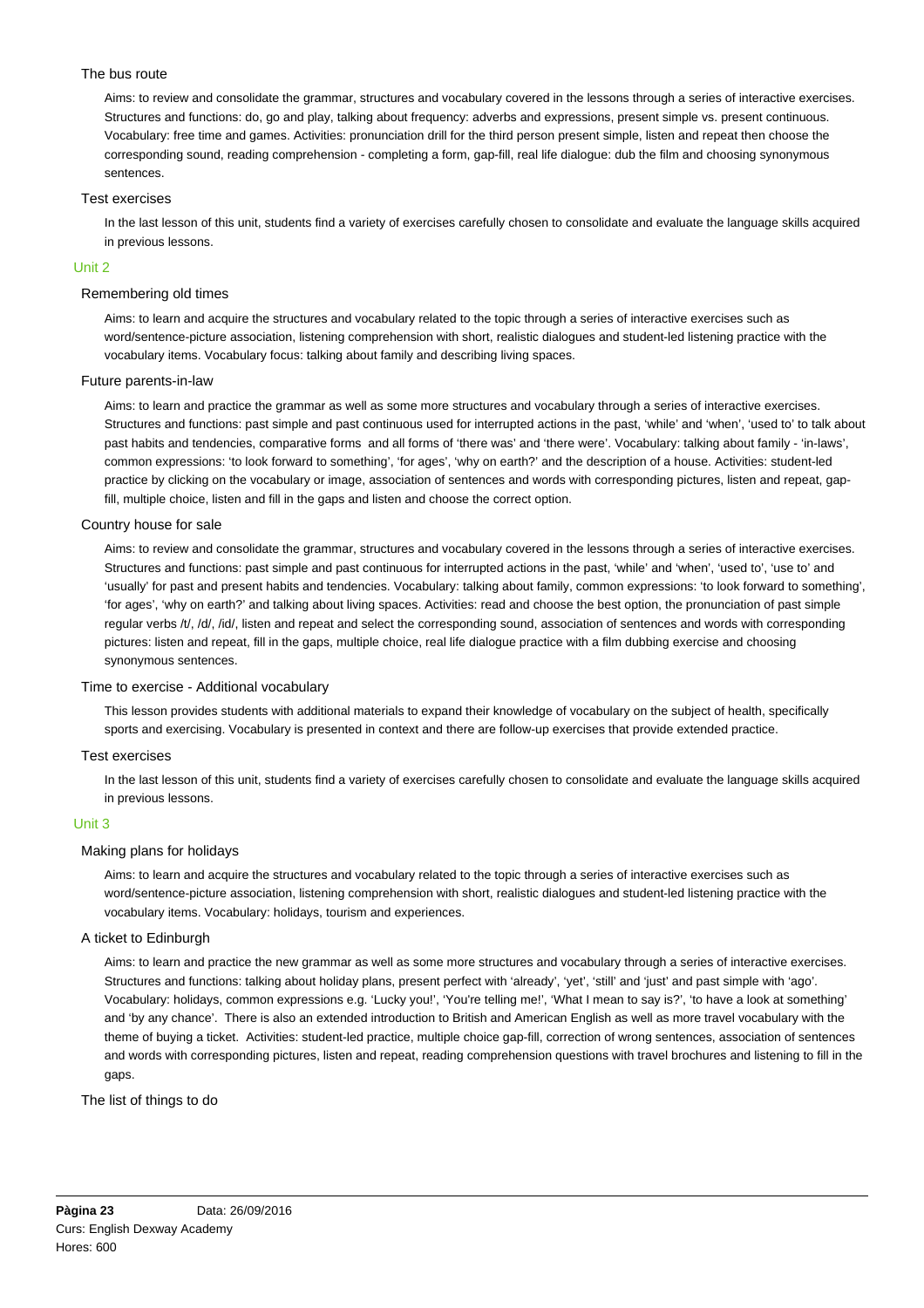### The bus route

Aims: to review and consolidate the grammar, structures and vocabulary covered in the lessons through a series of interactive exercises. Structures and functions: do, go and play, talking about frequency: adverbs and expressions, present simple vs. present continuous. Vocabulary: free time and games. Activities: pronunciation drill for the third person present simple, listen and repeat then choose the corresponding sound, reading comprehension - completing a form, gap-fill, real life dialogue: dub the film and choosing synonymous sentences.

### Test exercises

In the last lesson of this unit, students find a variety of exercises carefully chosen to consolidate and evaluate the language skills acquired in previous lessons.

## Unit 2

### Remembering old times

Aims: to learn and acquire the structures and vocabulary related to the topic through a series of interactive exercises such as word/sentence-picture association, listening comprehension with short, realistic dialogues and student-led listening practice with the vocabulary items. Vocabulary focus: talking about family and describing living spaces.

### Future parents-in-law

Aims: to learn and practice the grammar as well as some more structures and vocabulary through a series of interactive exercises. Structures and functions: past simple and past continuous used for interrupted actions in the past, 'while' and 'when', 'used to' to talk about past habits and tendencies, comparative forms and all forms of 'there was' and 'there were'. Vocabulary: talking about family - 'in-laws', common expressions: 'to look forward to something', 'for ages', 'why on earth?' and the description of a house. Activities: student-led practice by clicking on the vocabulary or image, association of sentences and words with corresponding pictures, listen and repeat, gap-fill, multiple choice, listen and fill in the gaps and listen and choose the correct option.

### Country house for sale

Aims: to review and consolidate the grammar, structures and vocabulary covered in the lessons through a series of interactive exercises. Structures and functions: past simple and past continuous for interrupted actions in the past, 'while' and 'when', 'used to', 'use to' and 'usually' for past and present habits and tendencies. Vocabulary: talking about family, common expressions: 'to look forward to something', 'for ages', 'why on earth?' and talking about living spaces. Activities: read and choose the best option, the pronunciation of past simple regular verbs /t/, /d/, /id/, listen and repeat and select the corresponding sound, association of sentences and words with corresponding pictures: listen and repeat, fill in the gaps, multiple choice, real life dialogue practice with a film dubbing exercise and choosing synonymous sentences.

### Time to exercise - Additional vocabulary

This lesson provides students with additional materials to expand their knowledge of vocabulary on the subject of health, specifically sports and exercising. Vocabulary is presented in context and there are follow-up exercises that provide extended practice.

### Test exercises

In the last lesson of this unit, students find a variety of exercises carefully chosen to consolidate and evaluate the language skills acquired in previous lessons.

## Unit 3

### Making plans for holidays

Aims: to learn and acquire the structures and vocabulary related to the topic through a series of interactive exercises such as word/sentence-picture association, listening comprehension with short, realistic dialogues and student-led listening practice with the vocabulary items. Vocabulary: holidays, tourism and experiences.

### A ticket to Edinburgh

Aims: to learn and practice the new grammar as well as some more structures and vocabulary through a series of interactive exercises. Structures and functions: talking about holiday plans, present perfect with 'already', 'yet', 'still' and 'just' and past simple with 'ago'. Vocabulary: holidays, common expressions e.g. 'Lucky you!', 'You're telling me!', 'What I mean to say is?', 'to have a look at something' and 'by any chance'. There is also an extended introduction to British and American English as well as more travel vocabulary with the theme of buying a ticket. Activities: student-led practice, multiple choice gap-fill, correction of wrong sentences, association of sentences and words with corresponding pictures, listen and repeat, reading comprehension questions with travel brochures and listening to fill in the gaps.

### The list of things to do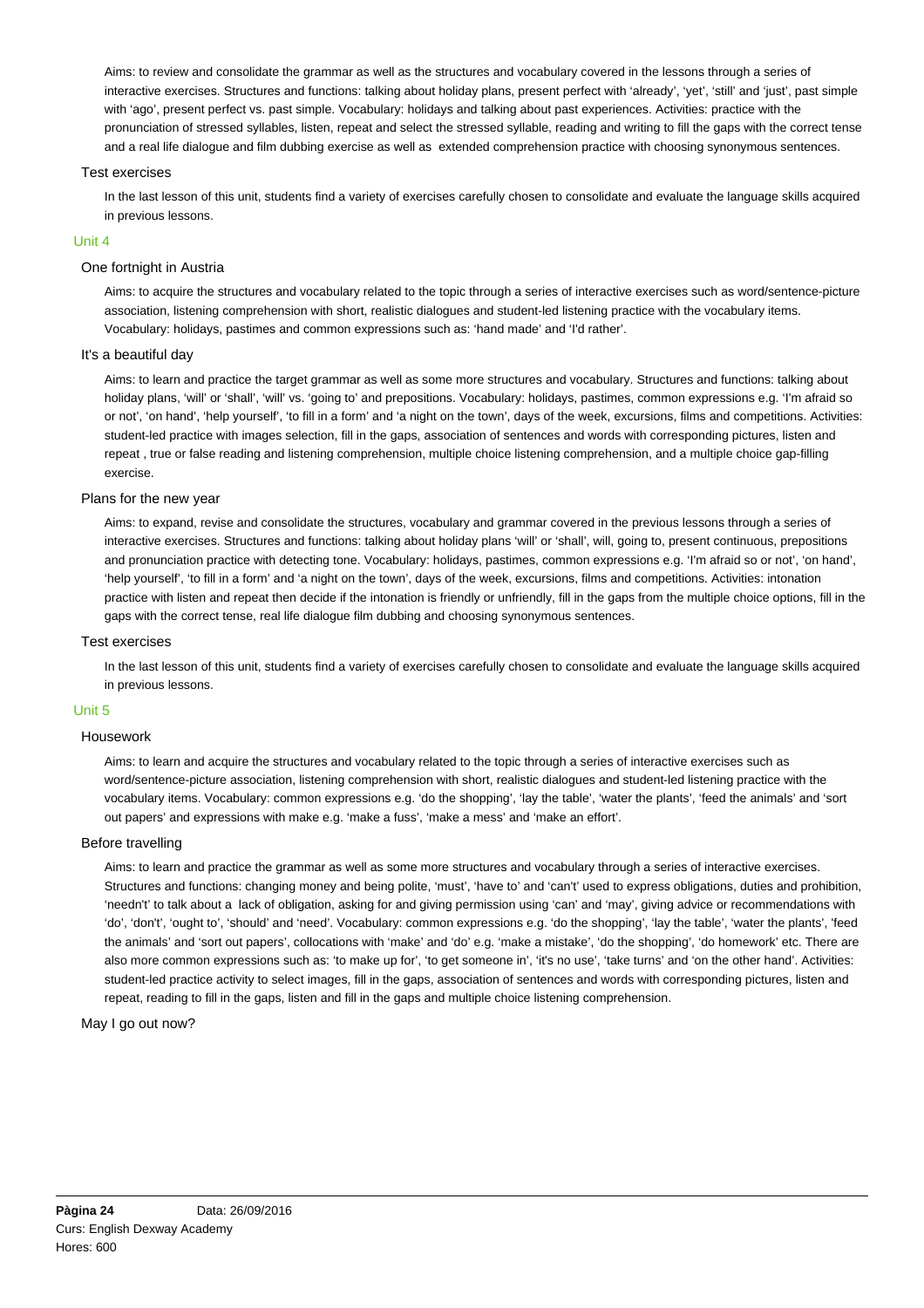Aims: to review and consolidate the grammar as well as the structures and vocabulary covered in the lessons through a series of interactive exercises. Structures and functions: talking about holiday plans, present perfect with 'already', 'yet', 'still' and 'just', past simple with 'ago', present perfect vs. past simple. Vocabulary: holidays and talking about past experiences. Activities: practice with the pronunciation of stressed syllables, listen, repeat and select the stressed syllable, reading and writing to fill the gaps with the correct tense and a real life dialogue and film dubbing exercise as well as extended comprehension practice with choosing synonymous sentences.

### Test exercises

In the last lesson of this unit, students find a variety of exercises carefully chosen to consolidate and evaluate the language skills acquired in previous lessons.

## Unit 4

### One fortnight in Austria

Aims: to acquire the structures and vocabulary related to the topic through a series of interactive exercises such as word/sentence-picture association, listening comprehension with short, realistic dialogues and student-led listening practice with the vocabulary items. Vocabulary: holidays, pastimes and common expressions such as: 'hand made' and 'I'd rather'.

### It's a beautiful day

Aims: to learn and practice the target grammar as well as some more structures and vocabulary. Structures and functions: talking about holiday plans, 'will' or 'shall', 'will' vs. 'going to' and prepositions. Vocabulary: holidays, pastimes, common expressions e.g. 'I'm afraid so or not', 'on hand', 'help yourself', 'to fill in a form' and 'a night on the town', days of the week, excursions, films and competitions. Activities: student-led practice with images selection, fill in the gaps, association of sentences and words with corresponding pictures, listen and repeat , true or false reading and listening comprehension, multiple choice listening comprehension, and a multiple choice gap-filling exercise.

### Plans for the new year

Aims: to expand, revise and consolidate the structures, vocabulary and grammar covered in the previous lessons through a series of interactive exercises. Structures and functions: talking about holiday plans 'will' or 'shall', will, going to, present continuous, prepositions and pronunciation practice with detecting tone. Vocabulary: holidays, pastimes, common expressions e.g. 'I'm afraid so or not', 'on hand', 'help yourself', 'to fill in a form' and 'a night on the town', days of the week, excursions, films and competitions. Activities: intonation practice with listen and repeat then decide if the intonation is friendly or unfriendly, fill in the gaps from the multiple choice options, fill in the gaps with the correct tense, real life dialogue film dubbing and choosing synonymous sentences.

### Test exercises

In the last lesson of this unit, students find a variety of exercises carefully chosen to consolidate and evaluate the language skills acquired in previous lessons.

## Unit 5

### Housework

Aims: to learn and acquire the structures and vocabulary related to the topic through a series of interactive exercises such as word/sentence-picture association, listening comprehension with short, realistic dialogues and student-led listening practice with the vocabulary items. Vocabulary: common expressions e.g. 'do the shopping', 'lay the table', 'water the plants', 'feed the animals' and 'sort out papers' and expressions with make e.g. 'make a fuss', 'make a mess' and 'make an effort'.

### Before travelling

Aims: to learn and practice the grammar as well as some more structures and vocabulary through a series of interactive exercises. Structures and functions: changing money and being polite, 'must', 'have to' and 'can't' used to express obligations, duties and prohibition, 'needn't' to talk about a lack of obligation, asking for and giving permission using 'can' and 'may', giving advice or recommendations with 'do', 'don't', 'ought to', 'should' and 'need'. Vocabulary: common expressions e.g. 'do the shopping', 'lay the table', 'water the plants', 'feed the animals' and 'sort out papers', collocations with 'make' and 'do' e.g. 'make a mistake', 'do the shopping', 'do homework' etc. There are also more common expressions such as: 'to make up for', 'to get someone in', 'it's no use', 'take turns' and 'on the other hand'. Activities: student-led practice activity to select images, fill in the gaps, association of sentences and words with corresponding pictures, listen and repeat, reading to fill in the gaps, listen and fill in the gaps and multiple choice listening comprehension.

### May I go out now?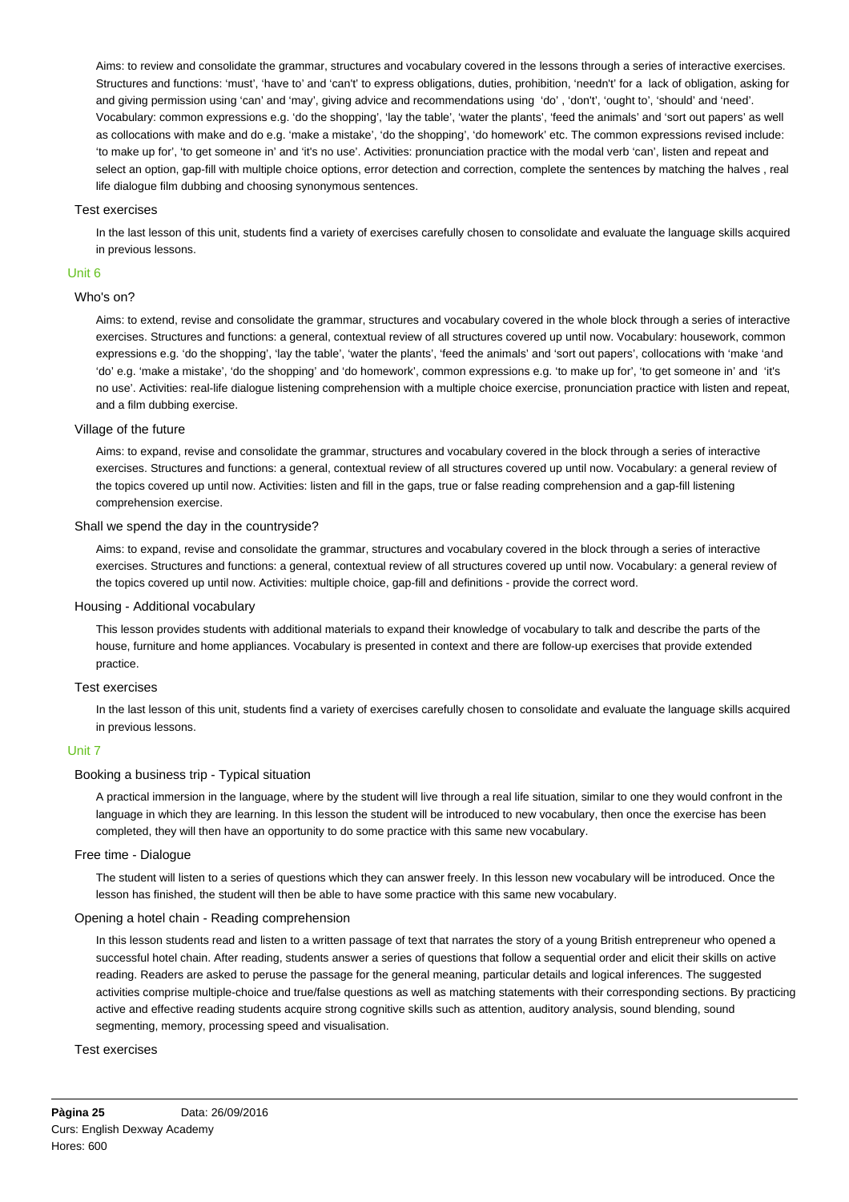Aims: to review and consolidate the grammar, structures and vocabulary covered in the lessons through a series of interactive exercises. Structures and functions: 'must', 'have to' and 'can't' to express obligations, duties, prohibition, 'needn't' for a lack of obligation, asking for and giving permission using 'can' and 'may', giving advice and recommendations using 'do' , 'don't', 'ought to', 'should' and 'need'. Vocabulary: common expressions e.g. 'do the shopping', 'lay the table', 'water the plants', 'feed the animals' and 'sort out papers' as well as collocations with make and do e.g. 'make a mistake', 'do the shopping', 'do homework' etc. The common expressions revised include: 'to make up for', 'to get someone in' and 'it's no use'. Activities: pronunciation practice with the modal verb 'can', listen and repeat and select an option, gap-fill with multiple choice options, error detection and correction, complete the sentences by matching the halves , real life dialogue film dubbing and choosing synonymous sentences.

### Test exercises

In the last lesson of this unit, students find a variety of exercises carefully chosen to consolidate and evaluate the language skills acquired in previous lessons.

## Unit 6

### Who's on?

Aims: to extend, revise and consolidate the grammar, structures and vocabulary covered in the whole block through a series of interactive exercises. Structures and functions: a general, contextual review of all structures covered up until now. Vocabulary: housework, common expressions e.g. 'do the shopping', 'lay the table', 'water the plants', 'feed the animals' and 'sort out papers', collocations with 'make 'and 'do' e.g. 'make a mistake', 'do the shopping' and 'do homework', common expressions e.g. 'to make up for', 'to get someone in' and 'it's no use'. Activities: real-life dialogue listening comprehension with a multiple choice exercise, pronunciation practice with listen and repeat, and a film dubbing exercise.

### Village of the future

Aims: to expand, revise and consolidate the grammar, structures and vocabulary covered in the block through a series of interactive exercises. Structures and functions: a general, contextual review of all structures covered up until now. Vocabulary: a general review of the topics covered up until now. Activities: listen and fill in the gaps, true or false reading comprehension and a gap-fill listening comprehension exercise.

### Shall we spend the day in the countryside?

Aims: to expand, revise and consolidate the grammar, structures and vocabulary covered in the block through a series of interactive exercises. Structures and functions: a general, contextual review of all structures covered up until now. Vocabulary: a general review of the topics covered up until now. Activities: multiple choice, gap-fill and definitions - provide the correct word.

### Housing - Additional vocabulary

This lesson provides students with additional materials to expand their knowledge of vocabulary to talk and describe the parts of the house, furniture and home appliances. Vocabulary is presented in context and there are follow-up exercises that provide extended practice.

### Test exercises

In the last lesson of this unit, students find a variety of exercises carefully chosen to consolidate and evaluate the language skills acquired in previous lessons.

## Unit 7

### Booking a business trip - Typical situation

A practical immersion in the language, where by the student will live through a real life situation, similar to one they would confront in the language in which they are learning. In this lesson the student will be introduced to new vocabulary, then once the exercise has been completed, they will then have an opportunity to do some practice with this same new vocabulary.

### Free time - Dialogue

The student will listen to a series of questions which they can answer freely. In this lesson new vocabulary will be introduced. Once the lesson has finished, the student will then be able to have some practice with this same new vocabulary.

### Opening a hotel chain - Reading comprehension

In this lesson students read and listen to a written passage of text that narrates the story of a young British entrepreneur who opened a successful hotel chain. After reading, students answer a series of questions that follow a sequential order and elicit their skills on active reading. Readers are asked to peruse the passage for the general meaning, particular details and logical inferences. The suggested activities comprise multiple-choice and true/false questions as well as matching statements with their corresponding sections. By practicing active and effective reading students acquire strong cognitive skills such as attention, auditory analysis, sound blending, sound segmenting, memory, processing speed and visualisation.

### Test exercises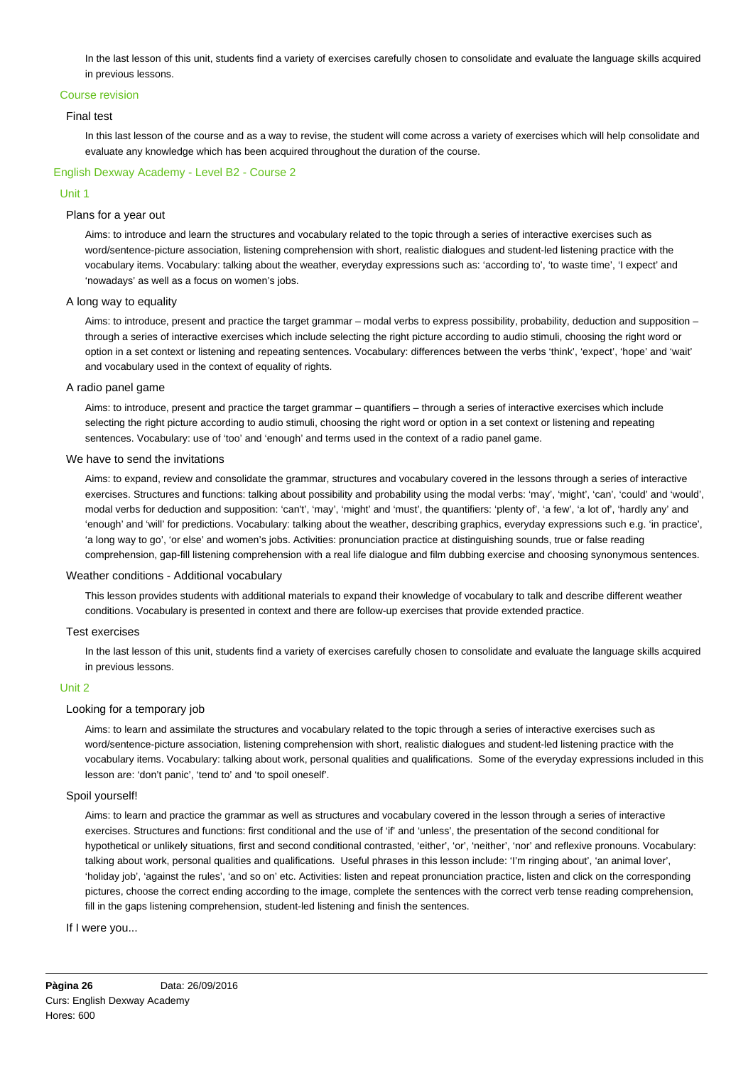In the last lesson of this unit, students find a variety of exercises carefully chosen to consolidate and evaluate the language skills acquired in previous lessons.

### Course revision

#### Final test

In this last lesson of the course and as a way to revise, the student will come across a variety of exercises which will help consolidate and evaluate any knowledge which has been acquired throughout the duration of the course.

## English Dexway Academy - Level B2 - Course 2

### Unit 1

#### Plans for a year out

Aims: to introduce and learn the structures and vocabulary related to the topic through a series of interactive exercises such as word/sentence-picture association, listening comprehension with short, realistic dialogues and student-led listening practice with the vocabulary items. Vocabulary: talking about the weather, everyday expressions such as: 'according to', 'to waste time', 'I expect' and 'nowadays' as well as a focus on women's jobs.

#### A long way to equality

Aims: to introduce, present and practice the target grammar – modal verbs to express possibility, probability, deduction and supposition – through a series of interactive exercises which include selecting the right picture according to audio stimuli, choosing the right word or option in a set context or listening and repeating sentences. Vocabulary: differences between the verbs 'think', 'expect', 'hope' and 'wait' and vocabulary used in the context of equality of rights.

#### A radio panel game

Aims: to introduce, present and practice the target grammar – quantifiers – through a series of interactive exercises which include selecting the right picture according to audio stimuli, choosing the right word or option in a set context or listening and repeating sentences. Vocabulary: use of 'too' and 'enough' and terms used in the context of a radio panel game.

#### We have to send the invitations

Aims: to expand, review and consolidate the grammar, structures and vocabulary covered in the lessons through a series of interactive exercises. Structures and functions: talking about possibility and probability using the modal verbs: 'may', 'might', 'can', 'could' and 'would', modal verbs for deduction and supposition: 'can't', 'may', 'might' and 'must', the quantifiers: 'plenty of', 'a few', 'a lot of', 'hardly any' and 'enough' and 'will' for predictions. Vocabulary: talking about the weather, describing graphics, everyday expressions such e.g. 'in practice', 'a long way to go', 'or else' and women's jobs. Activities: pronunciation practice at distinguishing sounds, true or false reading comprehension, gap-fill listening comprehension with a real life dialogue and film dubbing exercise and choosing synonymous sentences.

#### Weather conditions - Additional vocabulary

This lesson provides students with additional materials to expand their knowledge of vocabulary to talk and describe different weather conditions. Vocabulary is presented in context and there are follow-up exercises that provide extended practice.

#### Test exercises

In the last lesson of this unit, students find a variety of exercises carefully chosen to consolidate and evaluate the language skills acquired in previous lessons.

### Unit 2

#### Looking for a temporary job

Aims: to learn and assimilate the structures and vocabulary related to the topic through a series of interactive exercises such as word/sentence-picture association, listening comprehension with short, realistic dialogues and student-led listening practice with the vocabulary items. Vocabulary: talking about work, personal qualities and qualifications. Some of the everyday expressions included in this lesson are: 'don't panic', 'tend to' and 'to spoil oneself'.

#### Spoil yourself!

Aims: to learn and practice the grammar as well as structures and vocabulary covered in the lesson through a series of interactive exercises. Structures and functions: first conditional and the use of 'if' and 'unless', the presentation of the second conditional for hypothetical or unlikely situations, first and second conditional contrasted, 'either', 'or', 'neither', 'nor' and reflexive pronouns. Vocabulary: talking about work, personal qualities and qualifications. Useful phrases in this lesson include: 'I'm ringing about', 'an animal lover', 'holiday job', 'against the rules', 'and so on' etc. Activities: listen and repeat pronunciation practice, listen and click on the corresponding pictures, choose the correct ending according to the image, complete the sentences with the correct verb tense reading comprehension, fill in the gaps listening comprehension, student-led listening and finish the sentences.

#### If I were you...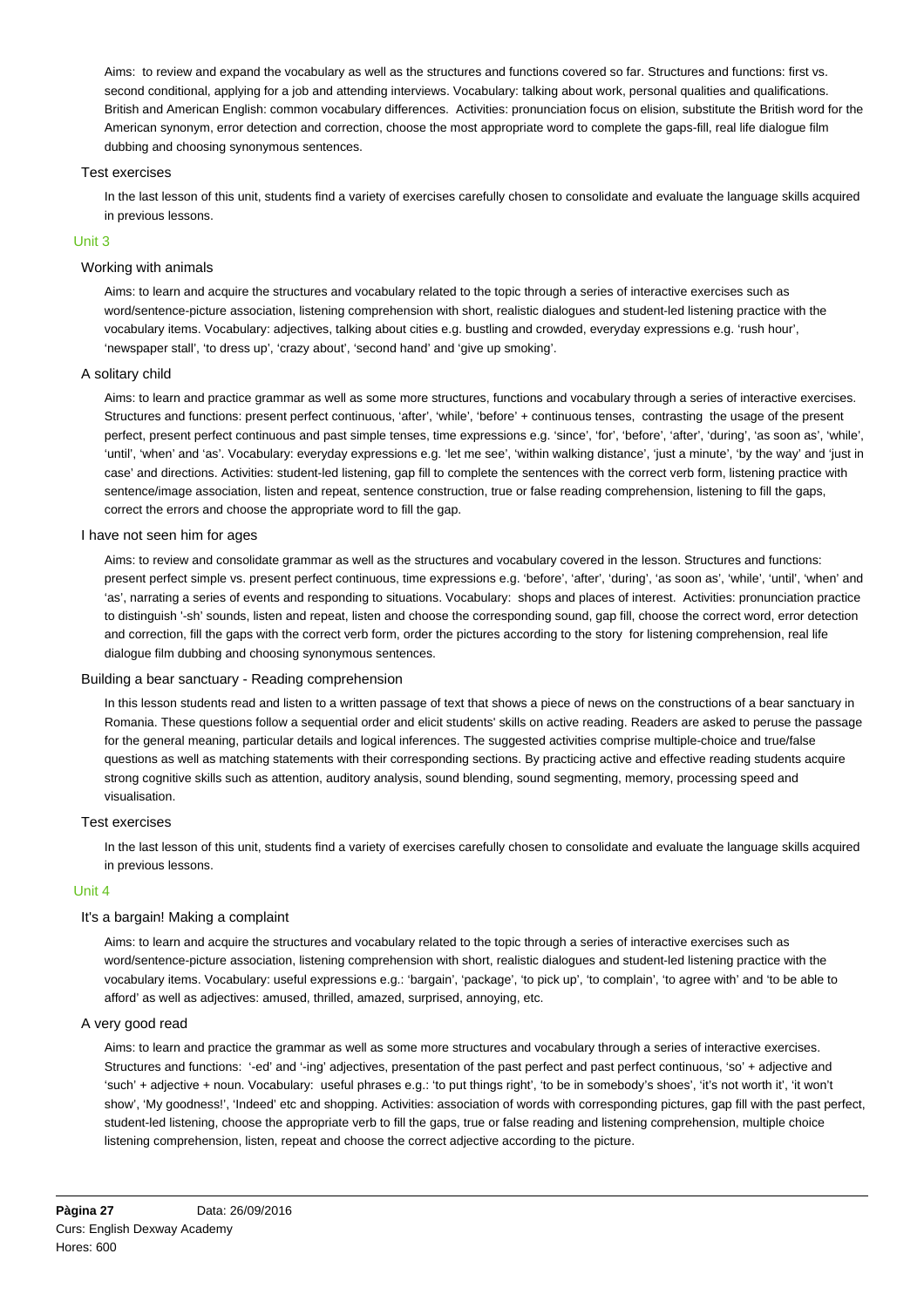Aims: to review and expand the vocabulary as well as the structures and functions covered so far. Structures and functions: first vs. second conditional, applying for a job and attending interviews. Vocabulary: talking about work, personal qualities and qualifications. British and American English: common vocabulary differences. Activities: pronunciation focus on elision, substitute the British word for the American synonym, error detection and correction, choose the most appropriate word to complete the gaps-fill, real life dialogue film dubbing and choosing synonymous sentences.

### Test exercises

In the last lesson of this unit, students find a variety of exercises carefully chosen to consolidate and evaluate the language skills acquired in previous lessons.

## Unit 3

### Working with animals

Aims: to learn and acquire the structures and vocabulary related to the topic through a series of interactive exercises such as word/sentence-picture association, listening comprehension with short, realistic dialogues and student-led listening practice with the vocabulary items. Vocabulary: adjectives, talking about cities e.g. bustling and crowded, everyday expressions e.g. 'rush hour', 'newspaper stall', 'to dress up', 'crazy about', 'second hand' and 'give up smoking'.

### A solitary child

Aims: to learn and practice grammar as well as some more structures, functions and vocabulary through a series of interactive exercises. Structures and functions: present perfect continuous, 'after', 'while', 'before' + continuous tenses, contrasting the usage of the present perfect, present perfect continuous and past simple tenses, time expressions e.g. 'since', 'for', 'before', 'after', 'during', 'as soon as', 'while', 'until', 'when' and 'as'. Vocabulary: everyday expressions e.g. 'let me see', 'within walking distance', 'just a minute', 'by the way' and 'just in case' and directions. Activities: student-led listening, gap fill to complete the sentences with the correct verb form, listening practice with sentence/image association, listen and repeat, sentence construction, true or false reading comprehension, listening to fill the gaps, correct the errors and choose the appropriate word to fill the gap.

### I have not seen him for ages

Aims: to review and consolidate grammar as well as the structures and vocabulary covered in the lesson. Structures and functions: present perfect simple vs. present perfect continuous, time expressions e.g. 'before', 'after', 'during', 'as soon as', 'while', 'until', 'when' and 'as', narrating a series of events and responding to situations. Vocabulary: shops and places of interest. Activities: pronunciation practice to distinguish '-sh' sounds, listen and repeat, listen and choose the corresponding sound, gap fill, choose the correct word, error detection and correction, fill the gaps with the correct verb form, order the pictures according to the story for listening comprehension, real life dialogue film dubbing and choosing synonymous sentences.

### Building a bear sanctuary - Reading comprehension

In this lesson students read and listen to a written passage of text that shows a piece of news on the constructions of a bear sanctuary in Romania. These questions follow a sequential order and elicit students' skills on active reading. Readers are asked to peruse the passage for the general meaning, particular details and logical inferences. The suggested activities comprise multiple-choice and true/false questions as well as matching statements with their corresponding sections. By practicing active and effective reading students acquire strong cognitive skills such as attention, auditory analysis, sound blending, sound segmenting, memory, processing speed and visualisation.

### Test exercises

In the last lesson of this unit, students find a variety of exercises carefully chosen to consolidate and evaluate the language skills acquired in previous lessons.

## Unit 4

### It's a bargain! Making a complaint

Aims: to learn and acquire the structures and vocabulary related to the topic through a series of interactive exercises such as word/sentence-picture association, listening comprehension with short, realistic dialogues and student-led listening practice with the vocabulary items. Vocabulary: useful expressions e.g.: 'bargain', 'package', 'to pick up', 'to complain', 'to agree with' and 'to be able to afford' as well as adjectives: amused, thrilled, amazed, surprised, annoying, etc.

### A very good read

Aims: to learn and practice the grammar as well as some more structures and vocabulary through a series of interactive exercises. Structures and functions: '-ed' and '-ing' adjectives, presentation of the past perfect and past perfect continuous, 'so' + adjective and 'such' + adjective + noun. Vocabulary: useful phrases e.g.: 'to put things right', 'to be in somebody's shoes', 'it's not worth it', 'it won't show', 'My goodness!', 'Indeed' etc and shopping. Activities: association of words with corresponding pictures, gap fill with the past perfect, student-led listening, choose the appropriate verb to fill the gaps, true or false reading and listening comprehension, multiple choice listening comprehension, listen, repeat and choose the correct adjective according to the picture.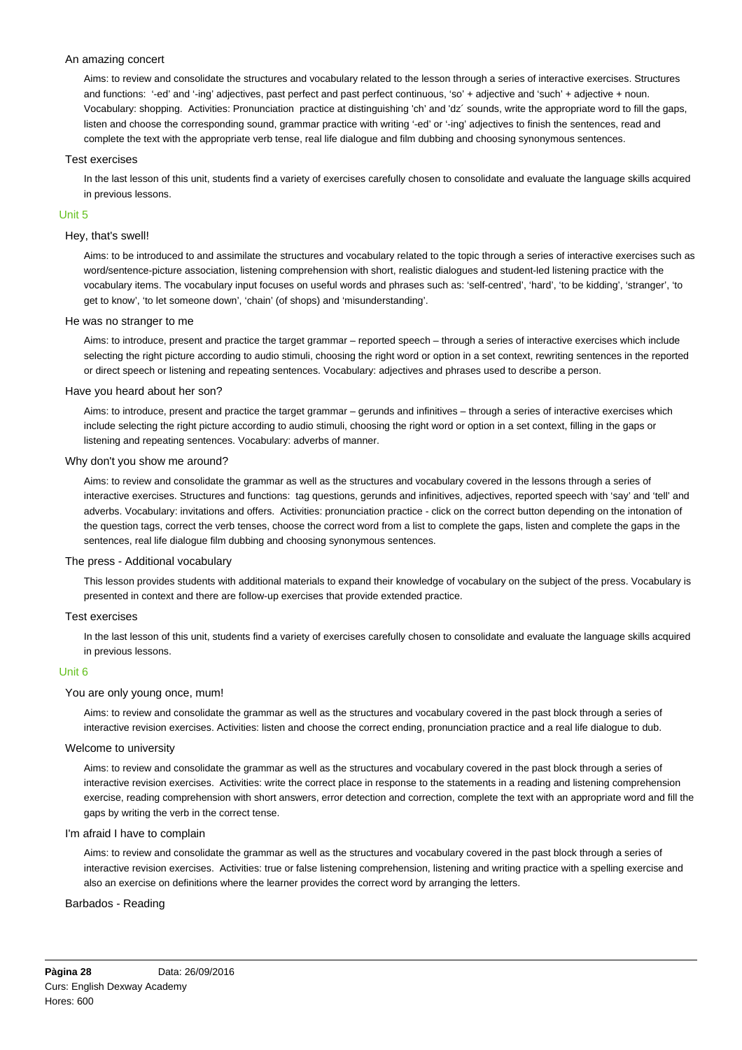### An amazing concert

Aims: to review and consolidate the structures and vocabulary related to the lesson through a series of interactive exercises. Structures and functions: '-ed' and '-ing' adjectives, past perfect and past perfect continuous, 'so' + adjective and 'such' + adjective + noun. Vocabulary: shopping. Activities: Pronunciation practice at distinguishing 'ch' and 'dz´ sounds, write the appropriate word to fill the gaps, listen and choose the corresponding sound, grammar practice with writing '-ed' or '-ing' adjectives to finish the sentences, read and complete the text with the appropriate verb tense, real life dialogue and film dubbing and choosing synonymous sentences.

### Test exercises

In the last lesson of this unit, students find a variety of exercises carefully chosen to consolidate and evaluate the language skills acquired in previous lessons.

## Unit 5

### Hey, that's swell!

Aims: to be introduced to and assimilate the structures and vocabulary related to the topic through a series of interactive exercises such as word/sentence-picture association, listening comprehension with short, realistic dialogues and student-led listening practice with the vocabulary items. The vocabulary input focuses on useful words and phrases such as: 'self-centred', 'hard', 'to be kidding', 'stranger', 'to get to know', 'to let someone down', 'chain' (of shops) and 'misunderstanding'.

### He was no stranger to me

Aims: to introduce, present and practice the target grammar – reported speech – through a series of interactive exercises which include selecting the right picture according to audio stimuli, choosing the right word or option in a set context, rewriting sentences in the reported or direct speech or listening and repeating sentences. Vocabulary: adjectives and phrases used to describe a person.

### Have you heard about her son?

Aims: to introduce, present and practice the target grammar – gerunds and infinitives – through a series of interactive exercises which include selecting the right picture according to audio stimuli, choosing the right word or option in a set context, filling in the gaps or listening and repeating sentences. Vocabulary: adverbs of manner.

### Why don't you show me around?

Aims: to review and consolidate the grammar as well as the structures and vocabulary covered in the lessons through a series of interactive exercises. Structures and functions: tag questions, gerunds and infinitives, adjectives, reported speech with 'say' and 'tell' and adverbs. Vocabulary: invitations and offers. Activities: pronunciation practice - click on the correct button depending on the intonation of the question tags, correct the verb tenses, choose the correct word from a list to complete the gaps, listen and complete the gaps in the sentences, real life dialogue film dubbing and choosing synonymous sentences.

### The press - Additional vocabulary

This lesson provides students with additional materials to expand their knowledge of vocabulary on the subject of the press. Vocabulary is presented in context and there are follow-up exercises that provide extended practice.

### Test exercises

In the last lesson of this unit, students find a variety of exercises carefully chosen to consolidate and evaluate the language skills acquired in previous lessons.

## Unit 6

### You are only young once, mum!

Aims: to review and consolidate the grammar as well as the structures and vocabulary covered in the past block through a series of interactive revision exercises. Activities: listen and choose the correct ending, pronunciation practice and a real life dialogue to dub.

### Welcome to university

Aims: to review and consolidate the grammar as well as the structures and vocabulary covered in the past block through a series of interactive revision exercises. Activities: write the correct place in response to the statements in a reading and listening comprehension exercise, reading comprehension with short answers, error detection and correction, complete the text with an appropriate word and fill the gaps by writing the verb in the correct tense.

### I'm afraid I have to complain

Aims: to review and consolidate the grammar as well as the structures and vocabulary covered in the past block through a series of interactive revision exercises. Activities: true or false listening comprehension, listening and writing practice with a spelling exercise and also an exercise on definitions where the learner provides the correct word by arranging the letters.

### Barbados - Reading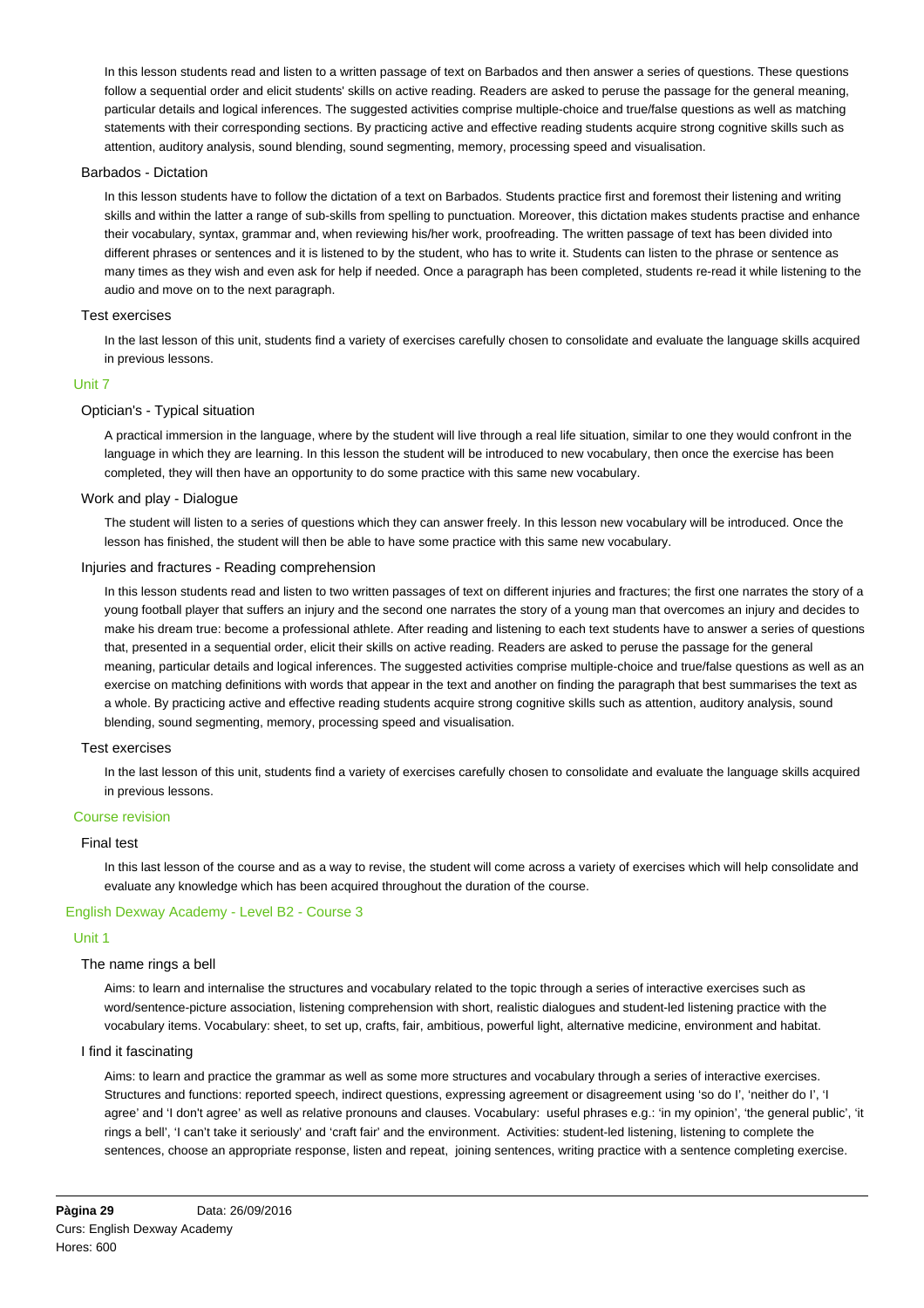In this lesson students read and listen to a written passage of text on Barbados and then answer a series of questions. These questions follow a sequential order and elicit students' skills on active reading. Readers are asked to peruse the passage for the general meaning, particular details and logical inferences. The suggested activities comprise multiple-choice and true/false questions as well as matching statements with their corresponding sections. By practicing active and effective reading students acquire strong cognitive skills such as attention, auditory analysis, sound blending, sound segmenting, memory, processing speed and visualisation.

#### Barbados - Dictation

In this lesson students have to follow the dictation of a text on Barbados. Students practice first and foremost their listening and writing skills and within the latter a range of sub-skills from spelling to punctuation. Moreover, this dictation makes students practise and enhance their vocabulary, syntax, grammar and, when reviewing his/her work, proofreading. The written passage of text has been divided into different phrases or sentences and it is listened to by the student, who has to write it. Students can listen to the phrase or sentence as many times as they wish and even ask for help if needed. Once a paragraph has been completed, students re-read it while listening to the audio and move on to the next paragraph.

#### Test exercises

In the last lesson of this unit, students find a variety of exercises carefully chosen to consolidate and evaluate the language skills acquired in previous lessons.

### Unit 7

#### Optician's - Typical situation

A practical immersion in the language, where by the student will live through a real life situation, similar to one they would confront in the language in which they are learning. In this lesson the student will be introduced to new vocabulary, then once the exercise has been completed, they will then have an opportunity to do some practice with this same new vocabulary.

#### Work and play - Dialogue

The student will listen to a series of questions which they can answer freely. In this lesson new vocabulary will be introduced. Once the lesson has finished, the student will then be able to have some practice with this same new vocabulary.

#### Injuries and fractures - Reading comprehension

In this lesson students read and listen to two written passages of text on different injuries and fractures; the first one narrates the story of a young football player that suffers an injury and the second one narrates the story of a young man that overcomes an injury and decides to make his dream true: become a professional athlete. After reading and listening to each text students have to answer a series of questions that, presented in a sequential order, elicit their skills on active reading. Readers are asked to peruse the passage for the general meaning, particular details and logical inferences. The suggested activities comprise multiple-choice and true/false questions as well as an exercise on matching definitions with words that appear in the text and another on finding the paragraph that best summarises the text as a whole. By practicing active and effective reading students acquire strong cognitive skills such as attention, auditory analysis, sound blending, sound segmenting, memory, processing speed and visualisation.

#### Test exercises

In the last lesson of this unit, students find a variety of exercises carefully chosen to consolidate and evaluate the language skills acquired in previous lessons.

### Course revision

#### Final test

In this last lesson of the course and as a way to revise, the student will come across a variety of exercises which will help consolidate and evaluate any knowledge which has been acquired throughout the duration of the course.

## English Dexway Academy - Level B2 - Course 3

### Unit 1

#### The name rings a bell

Aims: to learn and internalise the structures and vocabulary related to the topic through a series of interactive exercises such as word/sentence-picture association, listening comprehension with short, realistic dialogues and student-led listening practice with the vocabulary items. Vocabulary: sheet, to set up, crafts, fair, ambitious, powerful light, alternative medicine, environment and habitat.

#### I find it fascinating

Aims: to learn and practice the grammar as well as some more structures and vocabulary through a series of interactive exercises. Structures and functions: reported speech, indirect questions, expressing agreement or disagreement using 'so do I', 'neither do I', 'I agree' and 'I don't agree' as well as relative pronouns and clauses. Vocabulary: useful phrases e.g.: 'in my opinion', 'the general public', 'it rings a bell', 'I can't take it seriously' and 'craft fair' and the environment. Activities: student-led listening, listening to complete the sentences, choose an appropriate response, listen and repeat, joining sentences, writing practice with a sentence completing exercise.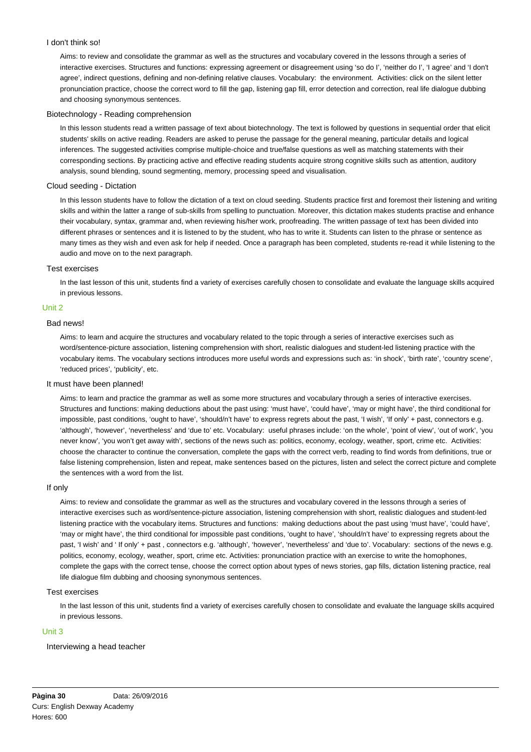### I don't think so!

Aims: to review and consolidate the grammar as well as the structures and vocabulary covered in the lessons through a series of interactive exercises. Structures and functions: expressing agreement or disagreement using 'so do I', 'neither do I', 'I agree' and 'I don't agree', indirect questions, defining and non-defining relative clauses. Vocabulary: the environment. Activities: click on the silent letter pronunciation practice, choose the correct word to fill the gap, listening gap fill, error detection and correction, real life dialogue dubbing and choosing synonymous sentences.

### Biotechnology - Reading comprehension

In this lesson students read a written passage of text about biotechnology. The text is followed by questions in sequential order that elicit students' skills on active reading. Readers are asked to peruse the passage for the general meaning, particular details and logical inferences. The suggested activities comprise multiple-choice and true/false questions as well as matching statements with their corresponding sections. By practicing active and effective reading students acquire strong cognitive skills such as attention, auditory analysis, sound blending, sound segmenting, memory, processing speed and visualisation.

### Cloud seeding - Dictation

In this lesson students have to follow the dictation of a text on cloud seeding. Students practice first and foremost their listening and writing skills and within the latter a range of sub-skills from spelling to punctuation. Moreover, this dictation makes students practise and enhance their vocabulary, syntax, grammar and, when reviewing his/her work, proofreading. The written passage of text has been divided into different phrases or sentences and it is listened to by the student, who has to write it. Students can listen to the phrase or sentence as many times as they wish and even ask for help if needed. Once a paragraph has been completed, students re-read it while listening to the audio and move on to the next paragraph.

### Test exercises

In the last lesson of this unit, students find a variety of exercises carefully chosen to consolidate and evaluate the language skills acquired in previous lessons.

## Unit 2

### Bad news!

Aims: to learn and acquire the structures and vocabulary related to the topic through a series of interactive exercises such as word/sentence-picture association, listening comprehension with short, realistic dialogues and student-led listening practice with the vocabulary items. The vocabulary sections introduces more useful words and expressions such as: 'in shock', 'birth rate', 'country scene', 'reduced prices', 'publicity', etc.

### It must have been planned!

Aims: to learn and practice the grammar as well as some more structures and vocabulary through a series of interactive exercises. Structures and functions: making deductions about the past using: 'must have', 'could have', 'may or might have', the third conditional for impossible, past conditions, 'ought to have', 'should/n't have' to express regrets about the past, 'I wish', 'If only' + past, connectors e.g. 'although', 'however', 'nevertheless' and 'due to' etc. Vocabulary: useful phrases include: 'on the whole', 'point of view', 'out of work', 'you never know', 'you won't get away with', sections of the news such as: politics, economy, ecology, weather, sport, crime etc. Activities: choose the character to continue the conversation, complete the gaps with the correct verb, reading to find words from definitions, true or false listening comprehension, listen and repeat, make sentences based on the pictures, listen and select the correct picture and complete the sentences with a word from the list.

### If only

Aims: to review and consolidate the grammar as well as the structures and vocabulary covered in the lessons through a series of interactive exercises such as word/sentence-picture association, listening comprehension with short, realistic dialogues and student-led listening practice with the vocabulary items. Structures and functions: making deductions about the past using 'must have', 'could have', 'may or might have', the third conditional for impossible past conditions, 'ought to have', 'should/n't have' to expressing regrets about the past, 'I wish' and ' If only' + past , connectors e.g. 'although', 'however', 'nevertheless' and 'due to'. Vocabulary: sections of the news e.g. politics, economy, ecology, weather, sport, crime etc. Activities: pronunciation practice with an exercise to write the homophones, complete the gaps with the correct tense, choose the correct option about types of news stories, gap fills, dictation listening practice, real life dialogue film dubbing and choosing synonymous sentences.

### Test exercises

In the last lesson of this unit, students find a variety of exercises carefully chosen to consolidate and evaluate the language skills acquired in previous lessons.

## Unit 3

### Interviewing a head teacher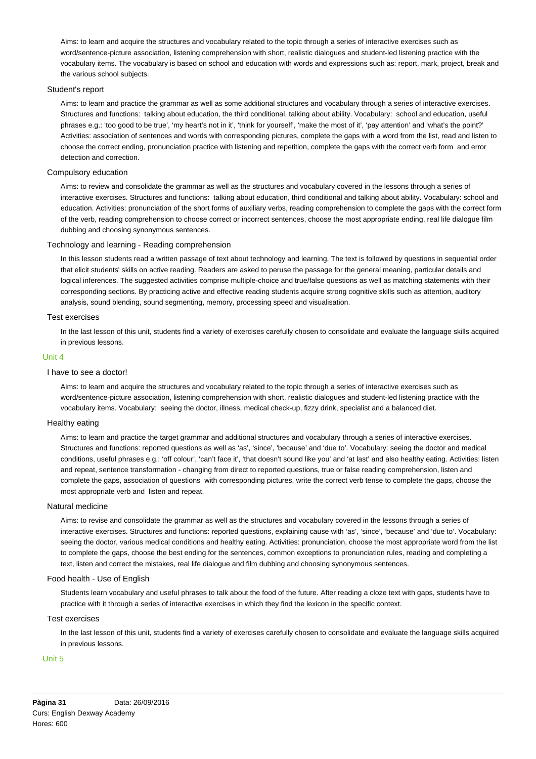Aims: to learn and acquire the structures and vocabulary related to the topic through a series of interactive exercises such as word/sentence-picture association, listening comprehension with short, realistic dialogues and student-led listening practice with the vocabulary items. The vocabulary is based on school and education with words and expressions such as: report, mark, project, break and the various school subjects.

### Student's report

Aims: to learn and practice the grammar as well as some additional structures and vocabulary through a series of interactive exercises. Structures and functions: talking about education, the third conditional, talking about ability. Vocabulary: school and education, useful phrases e.g.: 'too good to be true', 'my heart's not in it', 'think for yourself', 'make the most of it', 'pay attention' and 'what's the point?' Activities: association of sentences and words with corresponding pictures, complete the gaps with a word from the list, read and listen to choose the correct ending, pronunciation practice with listening and repetition, complete the gaps with the correct verb form and error detection and correction.

### Compulsory education

Aims: to review and consolidate the grammar as well as the structures and vocabulary covered in the lessons through a series of interactive exercises. Structures and functions: talking about education, third conditional and talking about ability. Vocabulary: school and education. Activities: pronunciation of the short forms of auxiliary verbs, reading comprehension to complete the gaps with the correct form of the verb, reading comprehension to choose correct or incorrect sentences, choose the most appropriate ending, real life dialogue film dubbing and choosing synonymous sentences.

### Technology and learning - Reading comprehension

In this lesson students read a written passage of text about technology and learning. The text is followed by questions in sequential order that elicit students' skills on active reading. Readers are asked to peruse the passage for the general meaning, particular details and logical inferences. The suggested activities comprise multiple-choice and true/false questions as well as matching statements with their corresponding sections. By practicing active and effective reading students acquire strong cognitive skills such as attention, auditory analysis, sound blending, sound segmenting, memory, processing speed and visualisation.

### Test exercises

In the last lesson of this unit, students find a variety of exercises carefully chosen to consolidate and evaluate the language skills acquired in previous lessons.

## Unit 4

### I have to see a doctor!

Aims: to learn and acquire the structures and vocabulary related to the topic through a series of interactive exercises such as word/sentence-picture association, listening comprehension with short, realistic dialogues and student-led listening practice with the vocabulary items. Vocabulary: seeing the doctor, illness, medical check-up, fizzy drink, specialist and a balanced diet.

### Healthy eating

Aims: to learn and practice the target grammar and additional structures and vocabulary through a series of interactive exercises. Structures and functions: reported questions as well as 'as', 'since', 'because' and 'due to'. Vocabulary: seeing the doctor and medical conditions, useful phrases e.g.: 'off colour', 'can't face it', 'that doesn't sound like you' and 'at last' and also healthy eating. Activities: listen and repeat, sentence transformation - changing from direct to reported questions, true or false reading comprehension, listen and complete the gaps, association of questions with corresponding pictures, write the correct verb tense to complete the gaps, choose the most appropriate verb and listen and repeat.

### Natural medicine

Aims: to revise and consolidate the grammar as well as the structures and vocabulary covered in the lessons through a series of interactive exercises. Structures and functions: reported questions, explaining cause with 'as', 'since', 'because' and 'due to'. Vocabulary: seeing the doctor, various medical conditions and healthy eating. Activities: pronunciation, choose the most appropriate word from the list to complete the gaps, choose the best ending for the sentences, common exceptions to pronunciation rules, reading and completing a text, listen and correct the mistakes, real life dialogue and film dubbing and choosing synonymous sentences.

### Food health - Use of English

Students learn vocabulary and useful phrases to talk about the food of the future. After reading a cloze text with gaps, students have to practice with it through a series of interactive exercises in which they find the lexicon in the specific context.

### Test exercises

In the last lesson of this unit, students find a variety of exercises carefully chosen to consolidate and evaluate the language skills acquired in previous lessons.

## Unit 5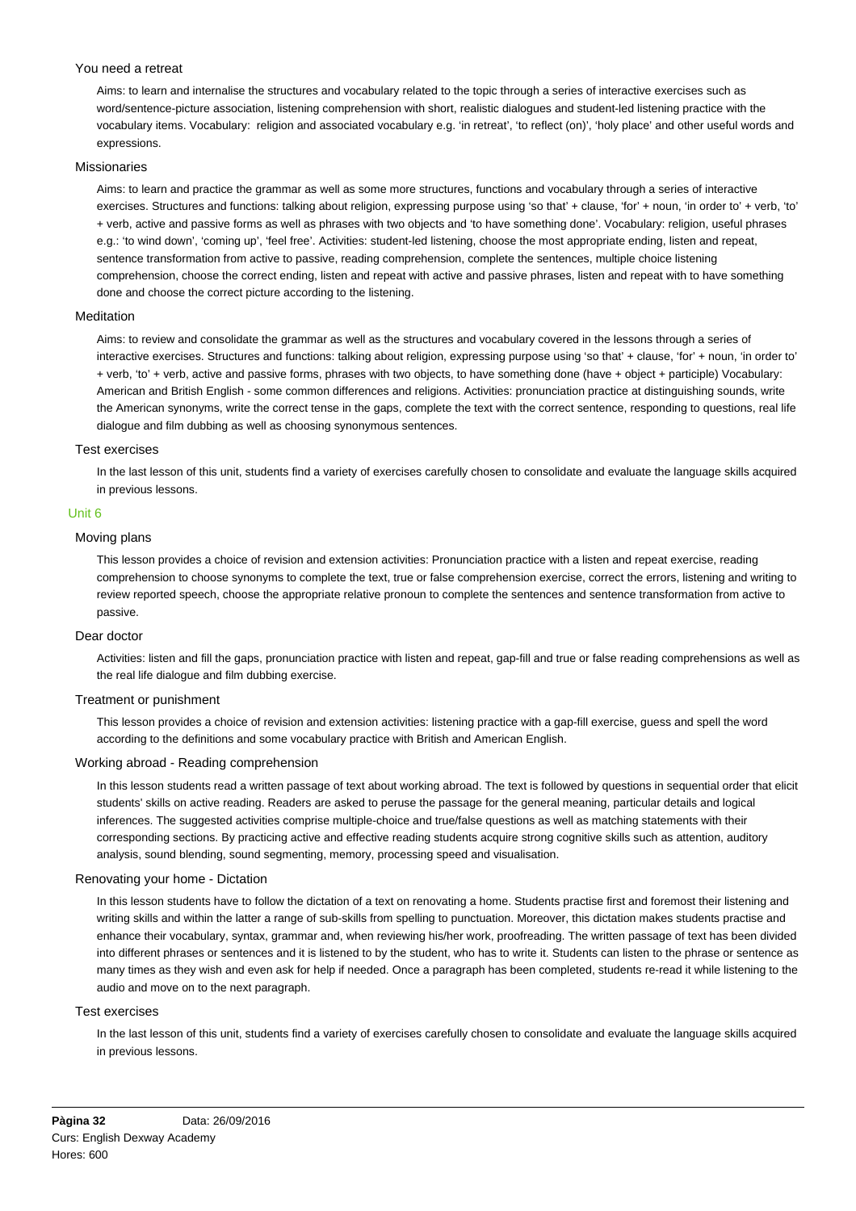### You need a retreat

Aims: to learn and internalise the structures and vocabulary related to the topic through a series of interactive exercises such as word/sentence-picture association, listening comprehension with short, realistic dialogues and student-led listening practice with the vocabulary items. Vocabulary: religion and associated vocabulary e.g. 'in retreat', 'to reflect (on)', 'holy place' and other useful words and expressions.

### Missionaries

Aims: to learn and practice the grammar as well as some more structures, functions and vocabulary through a series of interactive exercises. Structures and functions: talking about religion, expressing purpose using 'so that' + clause, 'for' + noun, 'in order to' + verb, 'to' + verb, active and passive forms as well as phrases with two objects and 'to have something done'. Vocabulary: religion, useful phrases e.g.: 'to wind down', 'coming up', 'feel free'. Activities: student-led listening, choose the most appropriate ending, listen and repeat, sentence transformation from active to passive, reading comprehension, complete the sentences, multiple choice listening comprehension, choose the correct ending, listen and repeat with active and passive phrases, listen and repeat with to have something done and choose the correct picture according to the listening.

### Meditation

Aims: to review and consolidate the grammar as well as the structures and vocabulary covered in the lessons through a series of interactive exercises. Structures and functions: talking about religion, expressing purpose using 'so that' + clause, 'for' + noun, 'in order to' + verb, 'to' + verb, active and passive forms, phrases with two objects, to have something done (have + object + participle) Vocabulary: American and British English - some common differences and religions. Activities: pronunciation practice at distinguishing sounds, write the American synonyms, write the correct tense in the gaps, complete the text with the correct sentence, responding to questions, real life dialogue and film dubbing as well as choosing synonymous sentences.

### Test exercises

In the last lesson of this unit, students find a variety of exercises carefully chosen to consolidate and evaluate the language skills acquired in previous lessons.

## Unit 6

### Moving plans

This lesson provides a choice of revision and extension activities: Pronunciation practice with a listen and repeat exercise, reading comprehension to choose synonyms to complete the text, true or false comprehension exercise, correct the errors, listening and writing to review reported speech, choose the appropriate relative pronoun to complete the sentences and sentence transformation from active to passive.

### Dear doctor

Activities: listen and fill the gaps, pronunciation practice with listen and repeat, gap-fill and true or false reading comprehensions as well as the real life dialogue and film dubbing exercise.

### Treatment or punishment

This lesson provides a choice of revision and extension activities: listening practice with a gap-fill exercise, guess and spell the word according to the definitions and some vocabulary practice with British and American English.

### Working abroad - Reading comprehension

In this lesson students read a written passage of text about working abroad. The text is followed by questions in sequential order that elicit students' skills on active reading. Readers are asked to peruse the passage for the general meaning, particular details and logical inferences. The suggested activities comprise multiple-choice and true/false questions as well as matching statements with their corresponding sections. By practicing active and effective reading students acquire strong cognitive skills such as attention, auditory analysis, sound blending, sound segmenting, memory, processing speed and visualisation.

### Renovating your home - Dictation

In this lesson students have to follow the dictation of a text on renovating a home. Students practise first and foremost their listening and writing skills and within the latter a range of sub-skills from spelling to punctuation. Moreover, this dictation makes students practise and enhance their vocabulary, syntax, grammar and, when reviewing his/her work, proofreading. The written passage of text has been divided into different phrases or sentences and it is listened to by the student, who has to write it. Students can listen to the phrase or sentence as many times as they wish and even ask for help if needed. Once a paragraph has been completed, students re-read it while listening to the audio and move on to the next paragraph.

### Test exercises

In the last lesson of this unit, students find a variety of exercises carefully chosen to consolidate and evaluate the language skills acquired in previous lessons.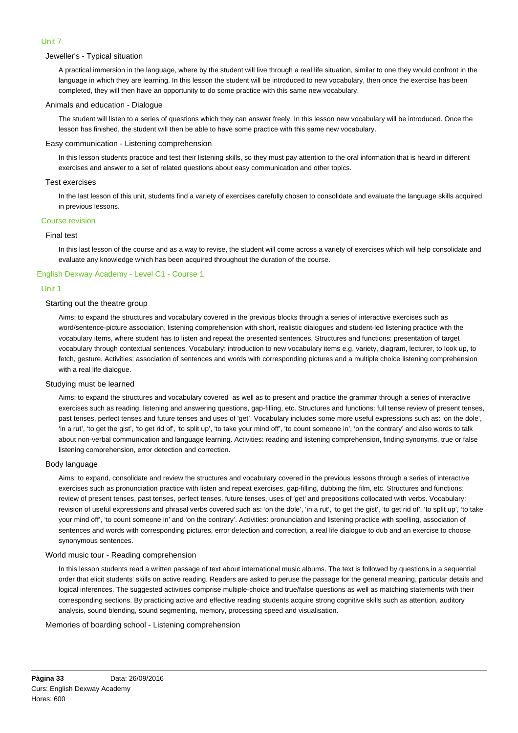### Unit 7

#### Jeweller's - Typical situation

A practical immersion in the language, where by the student will live through a real life situation, similar to one they would confront in the language in which they are learning. In this lesson the student will be introduced to new vocabulary, then once the exercise has been completed, they will then have an opportunity to do some practice with this same new vocabulary.

#### Animals and education - Dialogue

The student will listen to a series of questions which they can answer freely. In this lesson new vocabulary will be introduced. Once the lesson has finished, the student will then be able to have some practice with this same new vocabulary.

#### Easy communication - Listening comprehension

In this lesson students practice and test their listening skills, so they must pay attention to the oral information that is heard in different exercises and answer to a set of related questions about easy communication and other topics.

#### Test exercises

In the last lesson of this unit, students find a variety of exercises carefully chosen to consolidate and evaluate the language skills acquired in previous lessons.

### Course revision

#### Final test

In this last lesson of the course and as a way to revise, the student will come across a variety of exercises which will help consolidate and evaluate any knowledge which has been acquired throughout the duration of the course.

## English Dexway Academy - Level C1 - Course 1

### Unit 1

#### Starting out the theatre group

Aims: to expand the structures and vocabulary covered in the previous blocks through a series of interactive exercises such as word/sentence-picture association, listening comprehension with short, realistic dialogues and student-led listening practice with the vocabulary items, where student has to listen and repeat the presented sentences. Structures and functions: presentation of target vocabulary through contextual sentences. Vocabulary: introduction to new vocabulary items e.g. variety, diagram, lecturer, to look up, to fetch, gesture. Activities: association of sentences and words with corresponding pictures and a multiple choice listening comprehension with a real life dialogue.

#### Studying must be learned

Aims: to expand the structures and vocabulary covered as well as to present and practice the grammar through a series of interactive exercises such as reading, listening and answering questions, gap-filling, etc. Structures and functions: full tense review of present tenses, past tenses, perfect tenses and future tenses and uses of 'get'. Vocabulary includes some more useful expressions such as: 'on the dole', 'in a rut', 'to get the gist', 'to get rid of', 'to split up', 'to take your mind off', 'to count someone in', 'on the contrary' and also words to talk about non-verbal communication and language learning. Activities: reading and listening comprehension, finding synonyms, true or false listening comprehension, error detection and correction.

#### Body language

Aims: to expand, consolidate and review the structures and vocabulary covered in the previous lessons through a series of interactive exercises such as pronunciation practice with listen and repeat exercises, gap-filling, dubbing the film, etc. Structures and functions: review of present tenses, past tenses, perfect tenses, future tenses, uses of 'get' and prepositions collocated with verbs. Vocabulary: revision of useful expressions and phrasal verbs covered such as: 'on the dole', 'in a rut', 'to get the gist', 'to get rid of', 'to split up', 'to take your mind off', 'to count someone in' and 'on the contrary'. Activities: pronunciation and listening practice with spelling, association of sentences and words with corresponding pictures, error detection and correction, a real life dialogue to dub and an exercise to choose synonymous sentences.

#### World music tour - Reading comprehension

In this lesson students read a written passage of text about international music albums. The text is followed by questions in a sequential order that elicit students' skills on active reading. Readers are asked to peruse the passage for the general meaning, particular details and logical inferences. The suggested activities comprise multiple-choice and true/false questions as well as matching statements with their corresponding sections. By practicing active and effective reading students acquire strong cognitive skills such as attention, auditory analysis, sound blending, sound segmenting, memory, processing speed and visualisation.

#### Memories of boarding school - Listening comprehension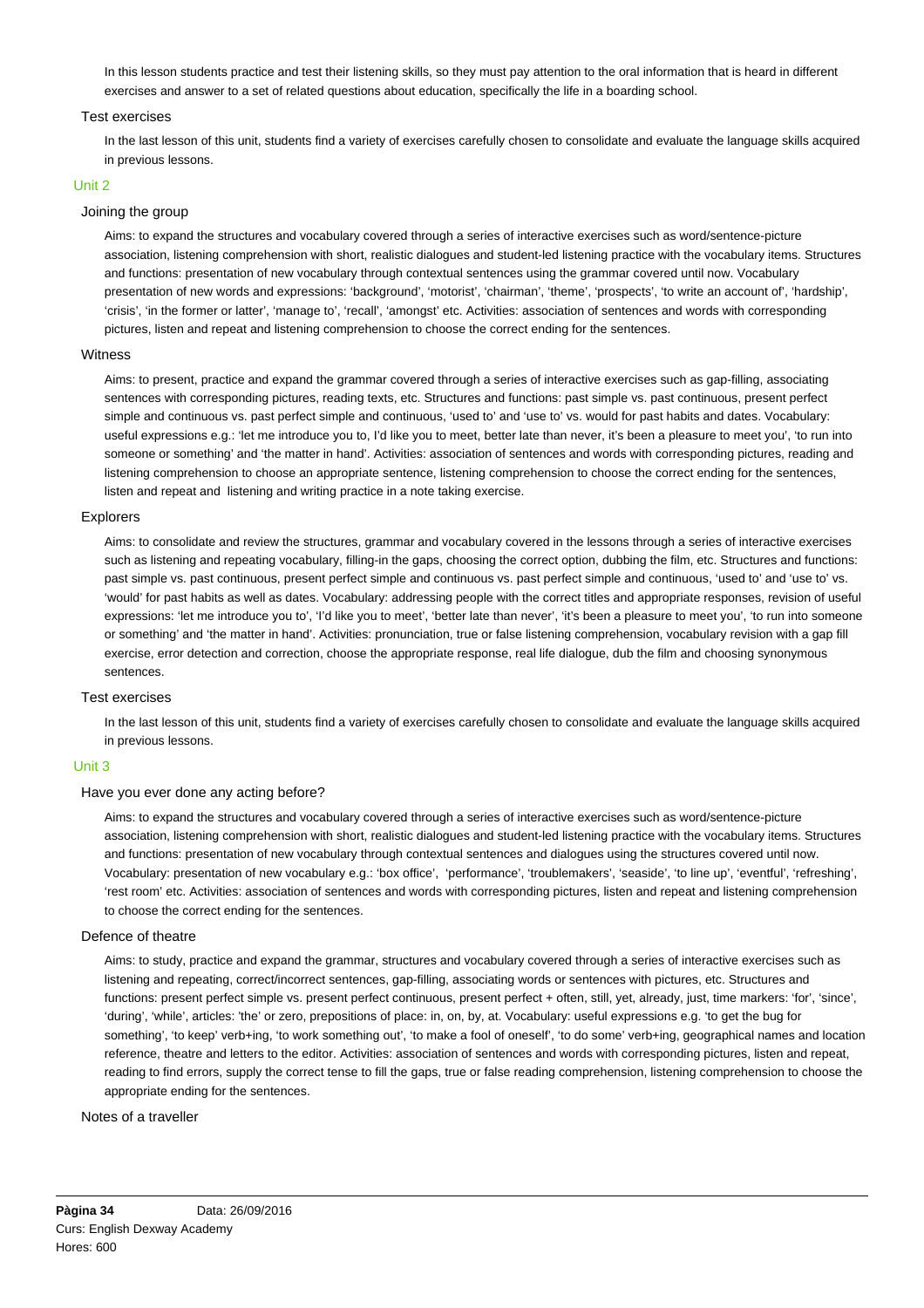In this lesson students practice and test their listening skills, so they must pay attention to the oral information that is heard in different exercises and answer to a set of related questions about education, specifically the life in a boarding school.

### Test exercises

In the last lesson of this unit, students find a variety of exercises carefully chosen to consolidate and evaluate the language skills acquired in previous lessons.

## Unit 2

### Joining the group

Aims: to expand the structures and vocabulary covered through a series of interactive exercises such as word/sentence-picture association, listening comprehension with short, realistic dialogues and student-led listening practice with the vocabulary items. Structures and functions: presentation of new vocabulary through contextual sentences using the grammar covered until now. Vocabulary presentation of new words and expressions: 'background', 'motorist', 'chairman', 'theme', 'prospects', 'to write an account of', 'hardship', 'crisis', 'in the former or latter', 'manage to', 'recall', 'amongst' etc. Activities: association of sentences and words with corresponding pictures, listen and repeat and listening comprehension to choose the correct ending for the sentences.

### Witness

Aims: to present, practice and expand the grammar covered through a series of interactive exercises such as gap-filling, associating sentences with corresponding pictures, reading texts, etc. Structures and functions: past simple vs. past continuous, present perfect simple and continuous vs. past perfect simple and continuous, 'used to' and 'use to' vs. would for past habits and dates. Vocabulary: useful expressions e.g.: 'let me introduce you to, I'd like you to meet, better late than never, it's been a pleasure to meet you', 'to run into someone or something' and 'the matter in hand'. Activities: association of sentences and words with corresponding pictures, reading and listening comprehension to choose an appropriate sentence, listening comprehension to choose the correct ending for the sentences, listen and repeat and listening and writing practice in a note taking exercise.

### Explorers

Aims: to consolidate and review the structures, grammar and vocabulary covered in the lessons through a series of interactive exercises such as listening and repeating vocabulary, filling-in the gaps, choosing the correct option, dubbing the film, etc. Structures and functions: past simple vs. past continuous, present perfect simple and continuous vs. past perfect simple and continuous, 'used to' and 'use to' vs. 'would' for past habits as well as dates. Vocabulary: addressing people with the correct titles and appropriate responses, revision of useful expressions: 'let me introduce you to', 'I'd like you to meet', 'better late than never', 'it's been a pleasure to meet you', 'to run into someone or something' and 'the matter in hand'. Activities: pronunciation, true or false listening comprehension, vocabulary revision with a gap fill exercise, error detection and correction, choose the appropriate response, real life dialogue, dub the film and choosing synonymous sentences.

### Test exercises

In the last lesson of this unit, students find a variety of exercises carefully chosen to consolidate and evaluate the language skills acquired in previous lessons.

## Unit 3

### Have you ever done any acting before?

Aims: to expand the structures and vocabulary covered through a series of interactive exercises such as word/sentence-picture association, listening comprehension with short, realistic dialogues and student-led listening practice with the vocabulary items. Structures and functions: presentation of new vocabulary through contextual sentences and dialogues using the structures covered until now. Vocabulary: presentation of new vocabulary e.g.: 'box office', 'performance', 'troublemakers', 'seaside', 'to line up', 'eventful', 'refreshing', 'rest room' etc. Activities: association of sentences and words with corresponding pictures, listen and repeat and listening comprehension to choose the correct ending for the sentences.

### Defence of theatre

Aims: to study, practice and expand the grammar, structures and vocabulary covered through a series of interactive exercises such as listening and repeating, correct/incorrect sentences, gap-filling, associating words or sentences with pictures, etc. Structures and functions: present perfect simple vs. present perfect continuous, present perfect + often, still, yet, already, just, time markers: 'for', 'since', 'during', 'while', articles: 'the' or zero, prepositions of place: in, on, by, at. Vocabulary: useful expressions e.g. 'to get the bug for something', 'to keep' verb+ing, 'to work something out', 'to make a fool of oneself', 'to do some' verb+ing, geographical names and location reference, theatre and letters to the editor. Activities: association of sentences and words with corresponding pictures, listen and repeat, reading to find errors, supply the correct tense to fill the gaps, true or false reading comprehension, listening comprehension to choose the appropriate ending for the sentences.

### Notes of a traveller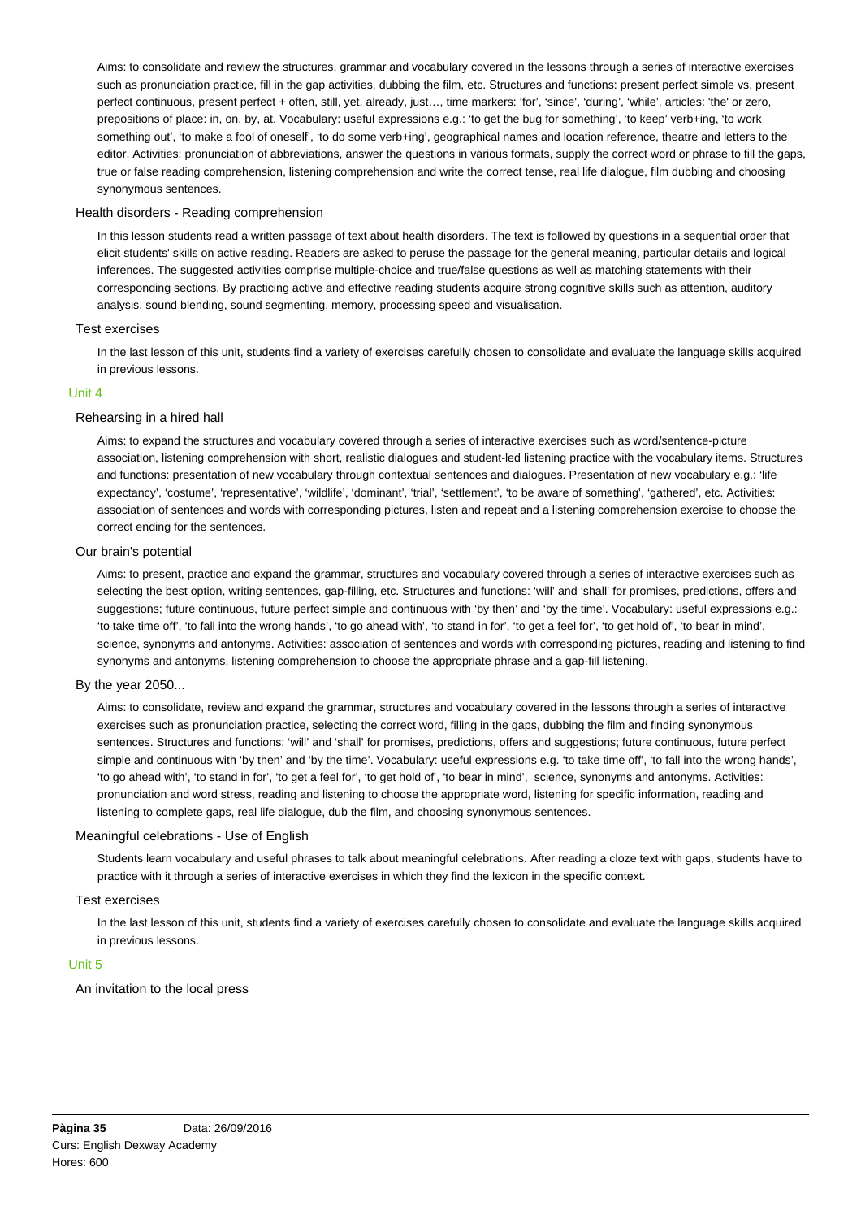Aims: to consolidate and review the structures, grammar and vocabulary covered in the lessons through a series of interactive exercises such as pronunciation practice, fill in the gap activities, dubbing the film, etc. Structures and functions: present perfect simple vs. present perfect continuous, present perfect + often, still, yet, already, just…, time markers: 'for', 'since', 'during', 'while', articles: 'the' or zero, prepositions of place: in, on, by, at. Vocabulary: useful expressions e.g.: 'to get the bug for something', 'to keep' verb+ing, 'to work something out', 'to make a fool of oneself', 'to do some verb+ing', geographical names and location reference, theatre and letters to the editor. Activities: pronunciation of abbreviations, answer the questions in various formats, supply the correct word or phrase to fill the gaps, true or false reading comprehension, listening comprehension and write the correct tense, real life dialogue, film dubbing and choosing synonymous sentences.

### Health disorders - Reading comprehension

In this lesson students read a written passage of text about health disorders. The text is followed by questions in a sequential order that elicit students' skills on active reading. Readers are asked to peruse the passage for the general meaning, particular details and logical inferences. The suggested activities comprise multiple-choice and true/false questions as well as matching statements with their corresponding sections. By practicing active and effective reading students acquire strong cognitive skills such as attention, auditory analysis, sound blending, sound segmenting, memory, processing speed and visualisation.

### Test exercises

In the last lesson of this unit, students find a variety of exercises carefully chosen to consolidate and evaluate the language skills acquired in previous lessons.

## Unit 4

### Rehearsing in a hired hall

Aims: to expand the structures and vocabulary covered through a series of interactive exercises such as word/sentence-picture association, listening comprehension with short, realistic dialogues and student-led listening practice with the vocabulary items. Structures and functions: presentation of new vocabulary through contextual sentences and dialogues. Presentation of new vocabulary e.g.: 'life expectancy', 'costume', 'representative', 'wildlife', 'dominant', 'trial', 'settlement', 'to be aware of something', 'gathered', etc. Activities: association of sentences and words with corresponding pictures, listen and repeat and a listening comprehension exercise to choose the correct ending for the sentences.

### Our brain's potential

Aims: to present, practice and expand the grammar, structures and vocabulary covered through a series of interactive exercises such as selecting the best option, writing sentences, gap-filling, etc. Structures and functions: 'will' and 'shall' for promises, predictions, offers and suggestions; future continuous, future perfect simple and continuous with 'by then' and 'by the time'. Vocabulary: useful expressions e.g.: 'to take time off', 'to fall into the wrong hands', 'to go ahead with', 'to stand in for', 'to get a feel for', 'to get hold of', 'to bear in mind', science, synonyms and antonyms. Activities: association of sentences and words with corresponding pictures, reading and listening to find synonyms and antonyms, listening comprehension to choose the appropriate phrase and a gap-fill listening.

### By the year 2050...

Aims: to consolidate, review and expand the grammar, structures and vocabulary covered in the lessons through a series of interactive exercises such as pronunciation practice, selecting the correct word, filling in the gaps, dubbing the film and finding synonymous sentences. Structures and functions: 'will' and 'shall' for promises, predictions, offers and suggestions; future continuous, future perfect simple and continuous with 'by then' and 'by the time'. Vocabulary: useful expressions e.g. 'to take time off', 'to fall into the wrong hands', 'to go ahead with', 'to stand in for', 'to get a feel for', 'to get hold of', 'to bear in mind', science, synonyms and antonyms. Activities: pronunciation and word stress, reading and listening to choose the appropriate word, listening for specific information, reading and listening to complete gaps, real life dialogue, dub the film, and choosing synonymous sentences.

### Meaningful celebrations - Use of English

Students learn vocabulary and useful phrases to talk about meaningful celebrations. After reading a cloze text with gaps, students have to practice with it through a series of interactive exercises in which they find the lexicon in the specific context.

### Test exercises

In the last lesson of this unit, students find a variety of exercises carefully chosen to consolidate and evaluate the language skills acquired in previous lessons.

## Unit 5

### An invitation to the local press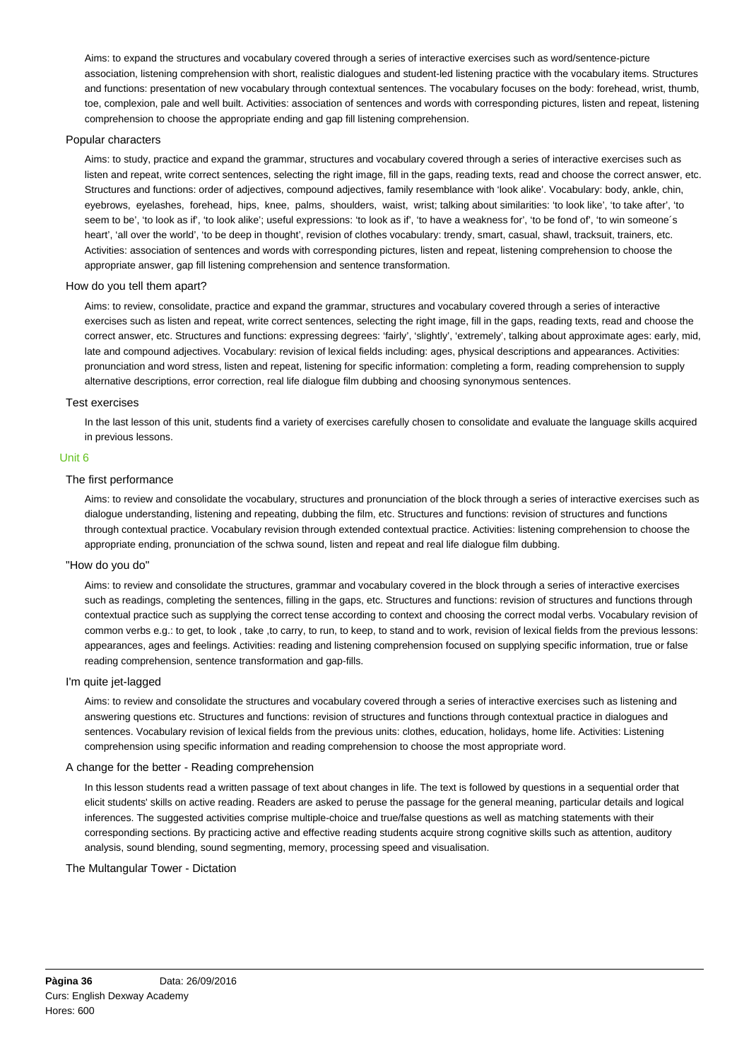Aims: to expand the structures and vocabulary covered through a series of interactive exercises such as word/sentence-picture association, listening comprehension with short, realistic dialogues and student-led listening practice with the vocabulary items. Structures and functions: presentation of new vocabulary through contextual sentences. The vocabulary focuses on the body: forehead, wrist, thumb, toe, complexion, pale and well built. Activities: association of sentences and words with corresponding pictures, listen and repeat, listening comprehension to choose the appropriate ending and gap fill listening comprehension.

### Popular characters

Aims: to study, practice and expand the grammar, structures and vocabulary covered through a series of interactive exercises such as listen and repeat, write correct sentences, selecting the right image, fill in the gaps, reading texts, read and choose the correct answer, etc. Structures and functions: order of adjectives, compound adjectives, family resemblance with 'look alike'. Vocabulary: body, ankle, chin, eyebrows, eyelashes, forehead, hips, knee, palms, shoulders, waist, wrist; talking about similarities: 'to look like', 'to take after', 'to seem to be', 'to look as if', 'to look alike'; useful expressions: 'to look as if', 'to have a weakness for', 'to be fond of', 'to win someone´s heart', 'all over the world', 'to be deep in thought', revision of clothes vocabulary: trendy, smart, casual, shawl, tracksuit, trainers, etc. Activities: association of sentences and words with corresponding pictures, listen and repeat, listening comprehension to choose the appropriate answer, gap fill listening comprehension and sentence transformation.

### How do you tell them apart?

Aims: to review, consolidate, practice and expand the grammar, structures and vocabulary covered through a series of interactive exercises such as listen and repeat, write correct sentences, selecting the right image, fill in the gaps, reading texts, read and choose the correct answer, etc. Structures and functions: expressing degrees: 'fairly', 'slightly', 'extremely', talking about approximate ages: early, mid, late and compound adjectives. Vocabulary: revision of lexical fields including: ages, physical descriptions and appearances. Activities: pronunciation and word stress, listen and repeat, listening for specific information: completing a form, reading comprehension to supply alternative descriptions, error correction, real life dialogue film dubbing and choosing synonymous sentences.

### Test exercises

In the last lesson of this unit, students find a variety of exercises carefully chosen to consolidate and evaluate the language skills acquired in previous lessons.

## Unit 6

### The first performance

Aims: to review and consolidate the vocabulary, structures and pronunciation of the block through a series of interactive exercises such as dialogue understanding, listening and repeating, dubbing the film, etc. Structures and functions: revision of structures and functions through contextual practice. Vocabulary revision through extended contextual practice. Activities: listening comprehension to choose the appropriate ending, pronunciation of the schwa sound, listen and repeat and real life dialogue film dubbing.

### "How do you do"

Aims: to review and consolidate the structures, grammar and vocabulary covered in the block through a series of interactive exercises such as readings, completing the sentences, filling in the gaps, etc. Structures and functions: revision of structures and functions through contextual practice such as supplying the correct tense according to context and choosing the correct modal verbs. Vocabulary revision of common verbs e.g.: to get, to look , take ,to carry, to run, to keep, to stand and to work, revision of lexical fields from the previous lessons: appearances, ages and feelings. Activities: reading and listening comprehension focused on supplying specific information, true or false reading comprehension, sentence transformation and gap-fills.

### I'm quite jet-lagged

Aims: to review and consolidate the structures and vocabulary covered through a series of interactive exercises such as listening and answering questions etc. Structures and functions: revision of structures and functions through contextual practice in dialogues and sentences. Vocabulary revision of lexical fields from the previous units: clothes, education, holidays, home life. Activities: Listening comprehension using specific information and reading comprehension to choose the most appropriate word.

### A change for the better - Reading comprehension

In this lesson students read a written passage of text about changes in life. The text is followed by questions in a sequential order that elicit students' skills on active reading. Readers are asked to peruse the passage for the general meaning, particular details and logical inferences. The suggested activities comprise multiple-choice and true/false questions as well as matching statements with their corresponding sections. By practicing active and effective reading students acquire strong cognitive skills such as attention, auditory analysis, sound blending, sound segmenting, memory, processing speed and visualisation.

### The Multangular Tower - Dictation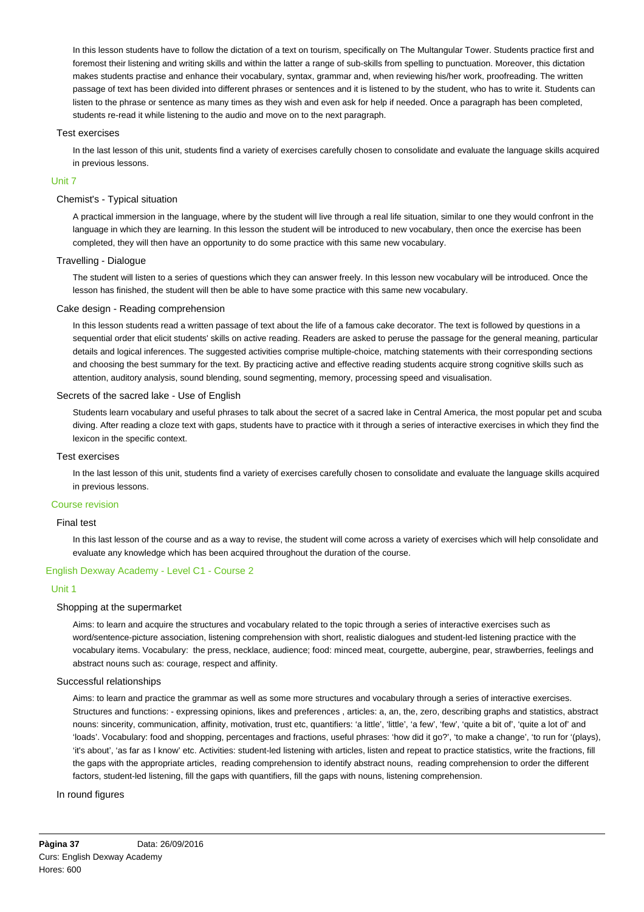In this lesson students have to follow the dictation of a text on tourism, specifically on The Multangular Tower. Students practice first and foremost their listening and writing skills and within the latter a range of sub-skills from spelling to punctuation. Moreover, this dictation makes students practise and enhance their vocabulary, syntax, grammar and, when reviewing his/her work, proofreading. The written passage of text has been divided into different phrases or sentences and it is listened to by the student, who has to write it. Students can listen to the phrase or sentence as many times as they wish and even ask for help if needed. Once a paragraph has been completed, students re-read it while listening to the audio and move on to the next paragraph.

#### Test exercises

In the last lesson of this unit, students find a variety of exercises carefully chosen to consolidate and evaluate the language skills acquired in previous lessons.

### Unit 7

#### Chemist's - Typical situation

A practical immersion in the language, where by the student will live through a real life situation, similar to one they would confront in the language in which they are learning. In this lesson the student will be introduced to new vocabulary, then once the exercise has been completed, they will then have an opportunity to do some practice with this same new vocabulary.

#### Travelling - Dialogue

The student will listen to a series of questions which they can answer freely. In this lesson new vocabulary will be introduced. Once the lesson has finished, the student will then be able to have some practice with this same new vocabulary.

#### Cake design - Reading comprehension

In this lesson students read a written passage of text about the life of a famous cake decorator. The text is followed by questions in a sequential order that elicit students' skills on active reading. Readers are asked to peruse the passage for the general meaning, particular details and logical inferences. The suggested activities comprise multiple-choice, matching statements with their corresponding sections and choosing the best summary for the text. By practicing active and effective reading students acquire strong cognitive skills such as attention, auditory analysis, sound blending, sound segmenting, memory, processing speed and visualisation.

#### Secrets of the sacred lake - Use of English

Students learn vocabulary and useful phrases to talk about the secret of a sacred lake in Central America, the most popular pet and scuba diving. After reading a cloze text with gaps, students have to practice with it through a series of interactive exercises in which they find the lexicon in the specific context.

#### Test exercises

In the last lesson of this unit, students find a variety of exercises carefully chosen to consolidate and evaluate the language skills acquired in previous lessons.

### Course revision

#### Final test

In this last lesson of the course and as a way to revise, the student will come across a variety of exercises which will help consolidate and evaluate any knowledge which has been acquired throughout the duration of the course.

## English Dexway Academy - Level C1 - Course 2

### Unit 1

#### Shopping at the supermarket

Aims: to learn and acquire the structures and vocabulary related to the topic through a series of interactive exercises such as word/sentence-picture association, listening comprehension with short, realistic dialogues and student-led listening practice with the vocabulary items. Vocabulary: the press, necklace, audience; food: minced meat, courgette, aubergine, pear, strawberries, feelings and abstract nouns such as: courage, respect and affinity.

#### Successful relationships

Aims: to learn and practice the grammar as well as some more structures and vocabulary through a series of interactive exercises. Structures and functions: - expressing opinions, likes and preferences , articles: a, an, the, zero, describing graphs and statistics, abstract nouns: sincerity, communication, affinity, motivation, trust etc, quantifiers: 'a little', 'little', 'a few', 'few', 'quite a bit of', 'quite a lot of' and 'loads'. Vocabulary: food and shopping, percentages and fractions, useful phrases: 'how did it go?', 'to make a change', 'to run for '(plays), 'it's about', 'as far as I know' etc. Activities: student-led listening with articles, listen and repeat to practice statistics, write the fractions, fill the gaps with the appropriate articles, reading comprehension to identify abstract nouns, reading comprehension to order the different factors, student-led listening, fill the gaps with quantifiers, fill the gaps with nouns, listening comprehension.

#### In round figures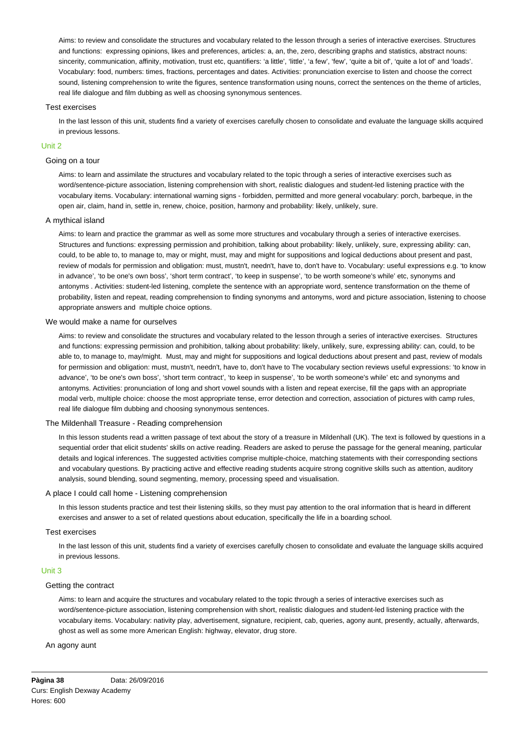Aims: to review and consolidate the structures and vocabulary related to the lesson through a series of interactive exercises. Structures and functions: expressing opinions, likes and preferences, articles: a, an, the, zero, describing graphs and statistics, abstract nouns: sincerity, communication, affinity, motivation, trust etc, quantifiers: 'a little', 'little', 'a few', 'few', 'quite a bit of', 'quite a lot of' and 'loads'. Vocabulary: food, numbers: times, fractions, percentages and dates. Activities: pronunciation exercise to listen and choose the correct sound, listening comprehension to write the figures, sentence transformation using nouns, correct the sentences on the theme of articles, real life dialogue and film dubbing as well as choosing synonymous sentences.

### Test exercises

In the last lesson of this unit, students find a variety of exercises carefully chosen to consolidate and evaluate the language skills acquired in previous lessons.

## Unit 2

### Going on a tour

Aims: to learn and assimilate the structures and vocabulary related to the topic through a series of interactive exercises such as word/sentence-picture association, listening comprehension with short, realistic dialogues and student-led listening practice with the vocabulary items. Vocabulary: international warning signs - forbidden, permitted and more general vocabulary: porch, barbeque, in the open air, claim, hand in, settle in, renew, choice, position, harmony and probability: likely, unlikely, sure.

### A mythical island

Aims: to learn and practice the grammar as well as some more structures and vocabulary through a series of interactive exercises. Structures and functions: expressing permission and prohibition, talking about probability: likely, unlikely, sure, expressing ability: can, could, to be able to, to manage to, may or might, must, may and might for suppositions and logical deductions about present and past, review of modals for permission and obligation: must, mustn't, needn't, have to, don't have to. Vocabulary: useful expressions e.g. 'to know in advance', 'to be one's own boss', 'short term contract', 'to keep in suspense', 'to be worth someone's while' etc, synonyms and antonyms . Activities: student-led listening, complete the sentence with an appropriate word, sentence transformation on the theme of probability, listen and repeat, reading comprehension to finding synonyms and antonyms, word and picture association, listening to choose appropriate answers and multiple choice options.

### We would make a name for ourselves

Aims: to review and consolidate the structures and vocabulary related to the lesson through a series of interactive exercises. Structures and functions: expressing permission and prohibition, talking about probability: likely, unlikely, sure, expressing ability: can, could, to be able to, to manage to, may/might. Must, may and might for suppositions and logical deductions about present and past, review of modals for permission and obligation: must, mustn't, needn't, have to, don't have to The vocabulary section reviews useful expressions: 'to know in advance', 'to be one's own boss', 'short term contract', 'to keep in suspense', 'to be worth someone's while' etc and synonyms and antonyms. Activities: pronunciation of long and short vowel sounds with a listen and repeat exercise, fill the gaps with an appropriate modal verb, multiple choice: choose the most appropriate tense, error detection and correction, association of pictures with camp rules, real life dialogue film dubbing and choosing synonymous sentences.

### The Mildenhall Treasure - Reading comprehension

In this lesson students read a written passage of text about the story of a treasure in Mildenhall (UK). The text is followed by questions in a sequential order that elicit students' skills on active reading. Readers are asked to peruse the passage for the general meaning, particular details and logical inferences. The suggested activities comprise multiple-choice, matching statements with their corresponding sections and vocabulary questions. By practicing active and effective reading students acquire strong cognitive skills such as attention, auditory analysis, sound blending, sound segmenting, memory, processing speed and visualisation.

### A place I could call home - Listening comprehension

In this lesson students practice and test their listening skills, so they must pay attention to the oral information that is heard in different exercises and answer to a set of related questions about education, specifically the life in a boarding school.

### Test exercises

In the last lesson of this unit, students find a variety of exercises carefully chosen to consolidate and evaluate the language skills acquired in previous lessons.

## Unit 3

### Getting the contract

Aims: to learn and acquire the structures and vocabulary related to the topic through a series of interactive exercises such as word/sentence-picture association, listening comprehension with short, realistic dialogues and student-led listening practice with the vocabulary items. Vocabulary: nativity play, advertisement, signature, recipient, cab, queries, agony aunt, presently, actually, afterwards, ghost as well as some more American English: highway, elevator, drug store.

### An agony aunt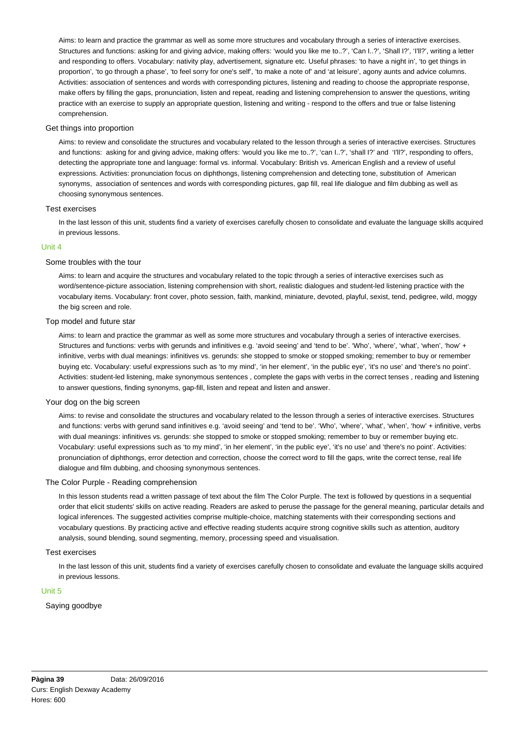Aims: to learn and practice the grammar as well as some more structures and vocabulary through a series of interactive exercises. Structures and functions: asking for and giving advice, making offers: 'would you like me to..?', 'Can I..?', 'Shall I?', 'I'll?', writing a letter and responding to offers. Vocabulary: nativity play, advertisement, signature etc. Useful phrases: 'to have a night in', 'to get things in proportion', 'to go through a phase', 'to feel sorry for one's self', 'to make a note of' and 'at leisure', agony aunts and advice columns. Activities: association of sentences and words with corresponding pictures, listening and reading to choose the appropriate response, make offers by filling the gaps, pronunciation, listen and repeat, reading and listening comprehension to answer the questions, writing practice with an exercise to supply an appropriate question, listening and writing - respond to the offers and true or false listening comprehension.

### Get things into proportion

Aims: to review and consolidate the structures and vocabulary related to the lesson through a series of interactive exercises. Structures and functions: asking for and giving advice, making offers: 'would you like me to..?', 'can I..?', 'shall I?' and 'I'll?', responding to offers, detecting the appropriate tone and language: formal vs. informal. Vocabulary: British vs. American English and a review of useful expressions. Activities: pronunciation focus on diphthongs, listening comprehension and detecting tone, substitution of American synonyms, association of sentences and words with corresponding pictures, gap fill, real life dialogue and film dubbing as well as choosing synonymous sentences.

### Test exercises

In the last lesson of this unit, students find a variety of exercises carefully chosen to consolidate and evaluate the language skills acquired in previous lessons.

## Unit 4

### Some troubles with the tour

Aims: to learn and acquire the structures and vocabulary related to the topic through a series of interactive exercises such as word/sentence-picture association, listening comprehension with short, realistic dialogues and student-led listening practice with the vocabulary items. Vocabulary: front cover, photo session, faith, mankind, miniature, devoted, playful, sexist, tend, pedigree, wild, moggy the big screen and role.

### Top model and future star

Aims: to learn and practice the grammar as well as some more structures and vocabulary through a series of interactive exercises. Structures and functions: verbs with gerunds and infinitives e.g. 'avoid seeing' and 'tend to be'. 'Who', 'where', 'what', 'when', 'how' + infinitive, verbs with dual meanings: infinitives vs. gerunds: she stopped to smoke or stopped smoking; remember to buy or remember buying etc. Vocabulary: useful expressions such as 'to my mind', 'in her element', 'in the public eye', 'it's no use' and 'there's no point'. Activities: student-led listening, make synonymous sentences , complete the gaps with verbs in the correct tenses , reading and listening to answer questions, finding synonyms, gap-fill, listen and repeat and listen and answer.

### Your dog on the big screen

Aims: to revise and consolidate the structures and vocabulary related to the lesson through a series of interactive exercises. Structures and functions: verbs with gerund sand infinitives e.g. 'avoid seeing' and 'tend to be'. 'Who', 'where', 'what', 'when', 'how' + infinitive, verbs with dual meanings: infinitives vs. gerunds: she stopped to smoke or stopped smoking; remember to buy or remember buying etc. Vocabulary: useful expressions such as 'to my mind', 'in her element', 'in the public eye', 'it's no use' and 'there's no point'. Activities: pronunciation of diphthongs, error detection and correction, choose the correct word to fill the gaps, write the correct tense, real life dialogue and film dubbing, and choosing synonymous sentences.

### The Color Purple - Reading comprehension

In this lesson students read a written passage of text about the film The Color Purple. The text is followed by questions in a sequential order that elicit students' skills on active reading. Readers are asked to peruse the passage for the general meaning, particular details and logical inferences. The suggested activities comprise multiple-choice, matching statements with their corresponding sections and vocabulary questions. By practicing active and effective reading students acquire strong cognitive skills such as attention, auditory analysis, sound blending, sound segmenting, memory, processing speed and visualisation.

### Test exercises

In the last lesson of this unit, students find a variety of exercises carefully chosen to consolidate and evaluate the language skills acquired in previous lessons.

## Unit 5

### Saying goodbye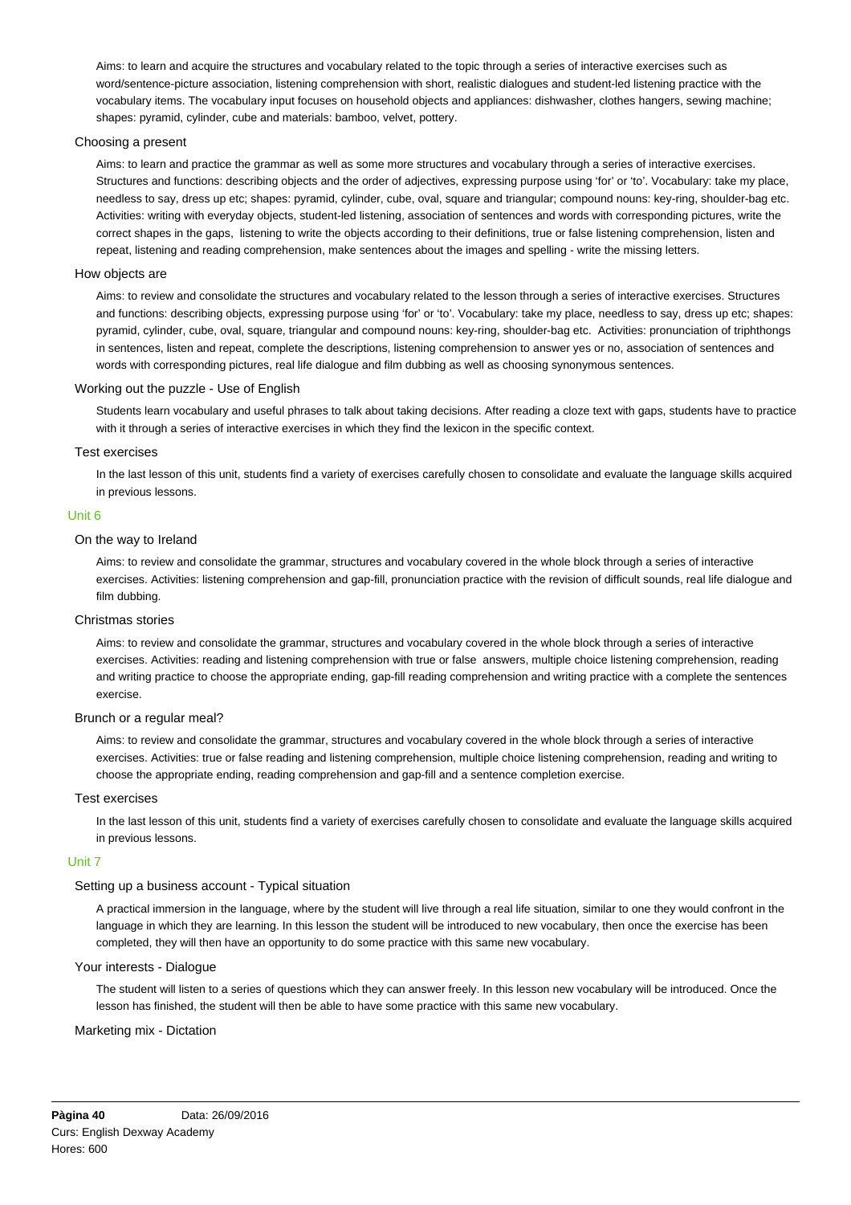Aims: to learn and acquire the structures and vocabulary related to the topic through a series of interactive exercises such as word/sentence-picture association, listening comprehension with short, realistic dialogues and student-led listening practice with the vocabulary items. The vocabulary input focuses on household objects and appliances: dishwasher, clothes hangers, sewing machine; shapes: pyramid, cylinder, cube and materials: bamboo, velvet, pottery.

#### Choosing a present

Aims: to learn and practice the grammar as well as some more structures and vocabulary through a series of interactive exercises. Structures and functions: describing objects and the order of adjectives, expressing purpose using 'for' or 'to'. Vocabulary: take my place, needless to say, dress up etc; shapes: pyramid, cylinder, cube, oval, square and triangular; compound nouns: key-ring, shoulder-bag etc. Activities: writing with everyday objects, student-led listening, association of sentences and words with corresponding pictures, write the correct shapes in the gaps, listening to write the objects according to their definitions, true or false listening comprehension, listen and repeat, listening and reading comprehension, make sentences about the images and spelling - write the missing letters.

#### How objects are

Aims: to review and consolidate the structures and vocabulary related to the lesson through a series of interactive exercises. Structures and functions: describing objects, expressing purpose using 'for' or 'to'. Vocabulary: take my place, needless to say, dress up etc; shapes: pyramid, cylinder, cube, oval, square, triangular and compound nouns: key-ring, shoulder-bag etc. Activities: pronunciation of triphthongs in sentences, listen and repeat, complete the descriptions, listening comprehension to answer yes or no, association of sentences and words with corresponding pictures, real life dialogue and film dubbing as well as choosing synonymous sentences.

#### Working out the puzzle - Use of English

Students learn vocabulary and useful phrases to talk about taking decisions. After reading a cloze text with gaps, students have to practice with it through a series of interactive exercises in which they find the lexicon in the specific context.

#### Test exercises

In the last lesson of this unit, students find a variety of exercises carefully chosen to consolidate and evaluate the language skills acquired in previous lessons.

### Unit 6

#### On the way to Ireland

Aims: to review and consolidate the grammar, structures and vocabulary covered in the whole block through a series of interactive exercises. Activities: listening comprehension and gap-fill, pronunciation practice with the revision of difficult sounds, real life dialogue and film dubbing.

#### Christmas stories

Aims: to review and consolidate the grammar, structures and vocabulary covered in the whole block through a series of interactive exercises. Activities: reading and listening comprehension with true or false answers, multiple choice listening comprehension, reading and writing practice to choose the appropriate ending, gap-fill reading comprehension and writing practice with a complete the sentences exercise.

#### Brunch or a regular meal?

Aims: to review and consolidate the grammar, structures and vocabulary covered in the whole block through a series of interactive exercises. Activities: true or false reading and listening comprehension, multiple choice listening comprehension, reading and writing to choose the appropriate ending, reading comprehension and gap-fill and a sentence completion exercise.

#### Test exercises

In the last lesson of this unit, students find a variety of exercises carefully chosen to consolidate and evaluate the language skills acquired in previous lessons.

### Unit 7

#### Setting up a business account - Typical situation

A practical immersion in the language, where by the student will live through a real life situation, similar to one they would confront in the language in which they are learning. In this lesson the student will be introduced to new vocabulary, then once the exercise has been completed, they will then have an opportunity to do some practice with this same new vocabulary.

#### Your interests - Dialogue

The student will listen to a series of questions which they can answer freely. In this lesson new vocabulary will be introduced. Once the lesson has finished, the student will then be able to have some practice with this same new vocabulary.

#### Marketing mix - Dictation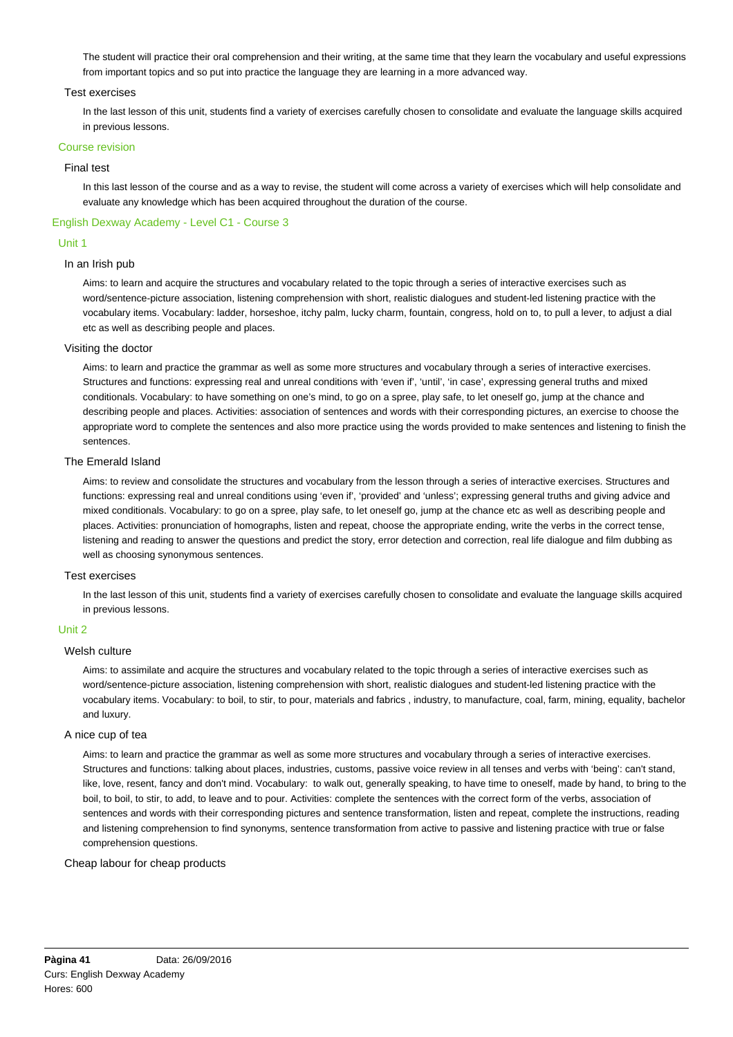The student will practice their oral comprehension and their writing, at the same time that they learn the vocabulary and useful expressions from important topics and so put into practice the language they are learning in a more advanced way.

#### Test exercises

In the last lesson of this unit, students find a variety of exercises carefully chosen to consolidate and evaluate the language skills acquired in previous lessons.

### Course revision

#### Final test

In this last lesson of the course and as a way to revise, the student will come across a variety of exercises which will help consolidate and evaluate any knowledge which has been acquired throughout the duration of the course.

## English Dexway Academy - Level C1 - Course 3

### Unit 1

#### In an Irish pub

Aims: to learn and acquire the structures and vocabulary related to the topic through a series of interactive exercises such as word/sentence-picture association, listening comprehension with short, realistic dialogues and student-led listening practice with the vocabulary items. Vocabulary: ladder, horseshoe, itchy palm, lucky charm, fountain, congress, hold on to, to pull a lever, to adjust a dial etc as well as describing people and places.

#### Visiting the doctor

Aims: to learn and practice the grammar as well as some more structures and vocabulary through a series of interactive exercises. Structures and functions: expressing real and unreal conditions with 'even if', 'until', 'in case', expressing general truths and mixed conditionals. Vocabulary: to have something on one's mind, to go on a spree, play safe, to let oneself go, jump at the chance and describing people and places. Activities: association of sentences and words with their corresponding pictures, an exercise to choose the appropriate word to complete the sentences and also more practice using the words provided to make sentences and listening to finish the sentences.

#### The Emerald Island

Aims: to review and consolidate the structures and vocabulary from the lesson through a series of interactive exercises. Structures and functions: expressing real and unreal conditions using 'even if', 'provided' and 'unless'; expressing general truths and giving advice and mixed conditionals. Vocabulary: to go on a spree, play safe, to let oneself go, jump at the chance etc as well as describing people and places. Activities: pronunciation of homographs, listen and repeat, choose the appropriate ending, write the verbs in the correct tense, listening and reading to answer the questions and predict the story, error detection and correction, real life dialogue and film dubbing as well as choosing synonymous sentences.

#### Test exercises

In the last lesson of this unit, students find a variety of exercises carefully chosen to consolidate and evaluate the language skills acquired in previous lessons.

### Unit 2

#### Welsh culture

Aims: to assimilate and acquire the structures and vocabulary related to the topic through a series of interactive exercises such as word/sentence-picture association, listening comprehension with short, realistic dialogues and student-led listening practice with the vocabulary items. Vocabulary: to boil, to stir, to pour, materials and fabrics , industry, to manufacture, coal, farm, mining, equality, bachelor and luxury.

#### A nice cup of tea

Aims: to learn and practice the grammar as well as some more structures and vocabulary through a series of interactive exercises. Structures and functions: talking about places, industries, customs, passive voice review in all tenses and verbs with 'being': can't stand, like, love, resent, fancy and don't mind. Vocabulary: to walk out, generally speaking, to have time to oneself, made by hand, to bring to the boil, to boil, to stir, to add, to leave and to pour. Activities: complete the sentences with the correct form of the verbs, association of sentences and words with their corresponding pictures and sentence transformation, listen and repeat, complete the instructions, reading and listening comprehension to find synonyms, sentence transformation from active to passive and listening practice with true or false comprehension questions.

#### Cheap labour for cheap products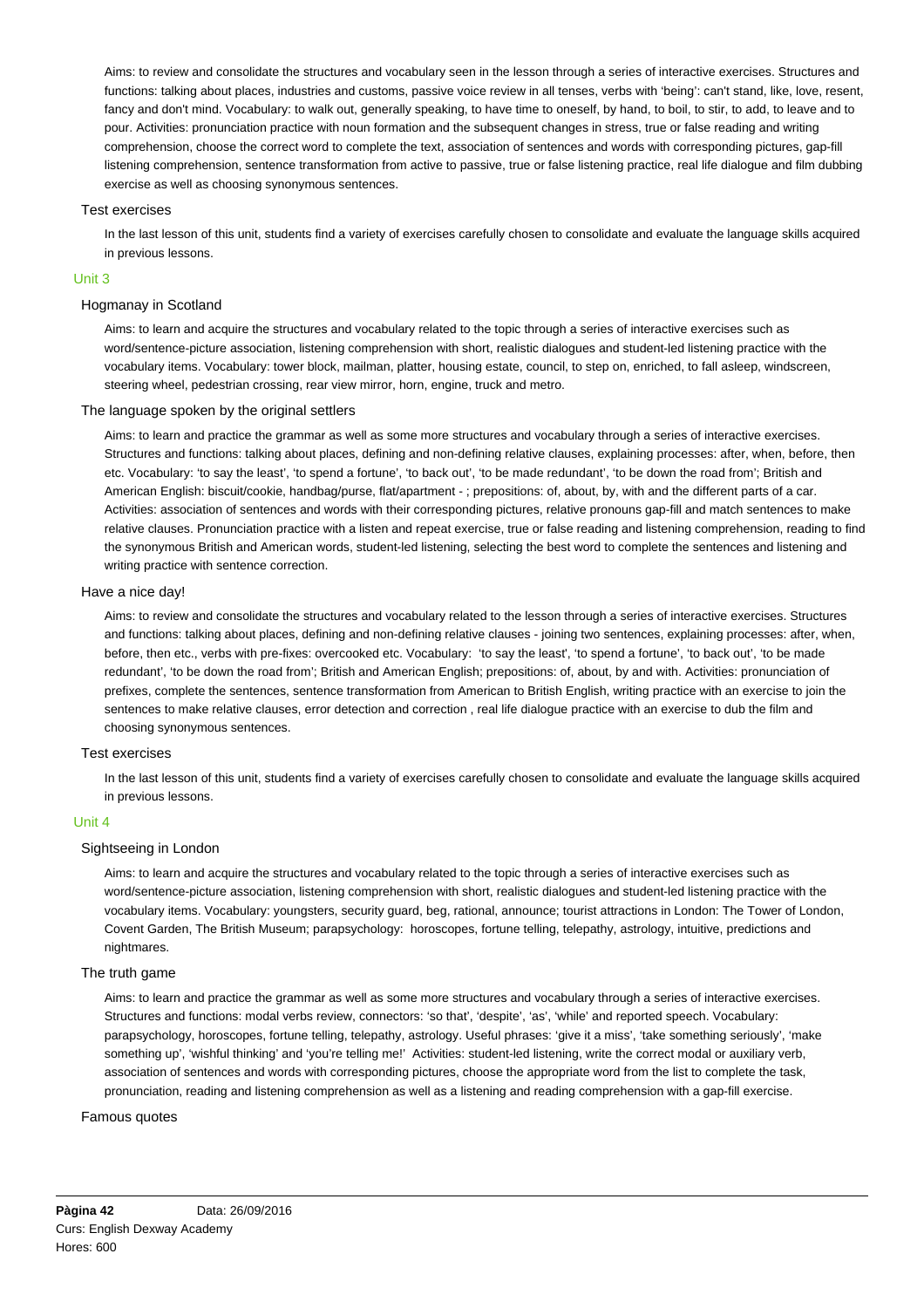Aims: to review and consolidate the structures and vocabulary seen in the lesson through a series of interactive exercises. Structures and functions: talking about places, industries and customs, passive voice review in all tenses, verbs with 'being': can't stand, like, love, resent, fancy and don't mind. Vocabulary: to walk out, generally speaking, to have time to oneself, by hand, to boil, to stir, to add, to leave and to pour. Activities: pronunciation practice with noun formation and the subsequent changes in stress, true or false reading and writing comprehension, choose the correct word to complete the text, association of sentences and words with corresponding pictures, gap-fill listening comprehension, sentence transformation from active to passive, true or false listening practice, real life dialogue and film dubbing exercise as well as choosing synonymous sentences.

### Test exercises

In the last lesson of this unit, students find a variety of exercises carefully chosen to consolidate and evaluate the language skills acquired in previous lessons.

## Unit 3

### Hogmanay in Scotland

Aims: to learn and acquire the structures and vocabulary related to the topic through a series of interactive exercises such as word/sentence-picture association, listening comprehension with short, realistic dialogues and student-led listening practice with the vocabulary items. Vocabulary: tower block, mailman, platter, housing estate, council, to step on, enriched, to fall asleep, windscreen, steering wheel, pedestrian crossing, rear view mirror, horn, engine, truck and metro.

### The language spoken by the original settlers

Aims: to learn and practice the grammar as well as some more structures and vocabulary through a series of interactive exercises. Structures and functions: talking about places, defining and non-defining relative clauses, explaining processes: after, when, before, then etc. Vocabulary: 'to say the least', 'to spend a fortune', 'to back out', 'to be made redundant', 'to be down the road from'; British and American English: biscuit/cookie, handbag/purse, flat/apartment - ; prepositions: of, about, by, with and the different parts of a car. Activities: association of sentences and words with their corresponding pictures, relative pronouns gap-fill and match sentences to make relative clauses. Pronunciation practice with a listen and repeat exercise, true or false reading and listening comprehension, reading to find the synonymous British and American words, student-led listening, selecting the best word to complete the sentences and listening and writing practice with sentence correction.

### Have a nice day!

Aims: to review and consolidate the structures and vocabulary related to the lesson through a series of interactive exercises. Structures and functions: talking about places, defining and non-defining relative clauses - joining two sentences, explaining processes: after, when, before, then etc., verbs with pre-fixes: overcooked etc. Vocabulary: 'to say the least', 'to spend a fortune', 'to back out', 'to be made redundant', 'to be down the road from'; British and American English; prepositions: of, about, by and with. Activities: pronunciation of prefixes, complete the sentences, sentence transformation from American to British English, writing practice with an exercise to join the sentences to make relative clauses, error detection and correction , real life dialogue practice with an exercise to dub the film and choosing synonymous sentences.

### Test exercises

In the last lesson of this unit, students find a variety of exercises carefully chosen to consolidate and evaluate the language skills acquired in previous lessons.

## Unit 4

### Sightseeing in London

Aims: to learn and acquire the structures and vocabulary related to the topic through a series of interactive exercises such as word/sentence-picture association, listening comprehension with short, realistic dialogues and student-led listening practice with the vocabulary items. Vocabulary: youngsters, security guard, beg, rational, announce; tourist attractions in London: The Tower of London, Covent Garden, The British Museum; parapsychology: horoscopes, fortune telling, telepathy, astrology, intuitive, predictions and nightmares.

### The truth game

Aims: to learn and practice the grammar as well as some more structures and vocabulary through a series of interactive exercises. Structures and functions: modal verbs review, connectors: 'so that', 'despite', 'as', 'while' and reported speech. Vocabulary: parapsychology, horoscopes, fortune telling, telepathy, astrology. Useful phrases: 'give it a miss', 'take something seriously', 'make something up', 'wishful thinking' and 'you're telling me!' Activities: student-led listening, write the correct modal or auxiliary verb, association of sentences and words with corresponding pictures, choose the appropriate word from the list to complete the task, pronunciation, reading and listening comprehension as well as a listening and reading comprehension with a gap-fill exercise.

### Famous quotes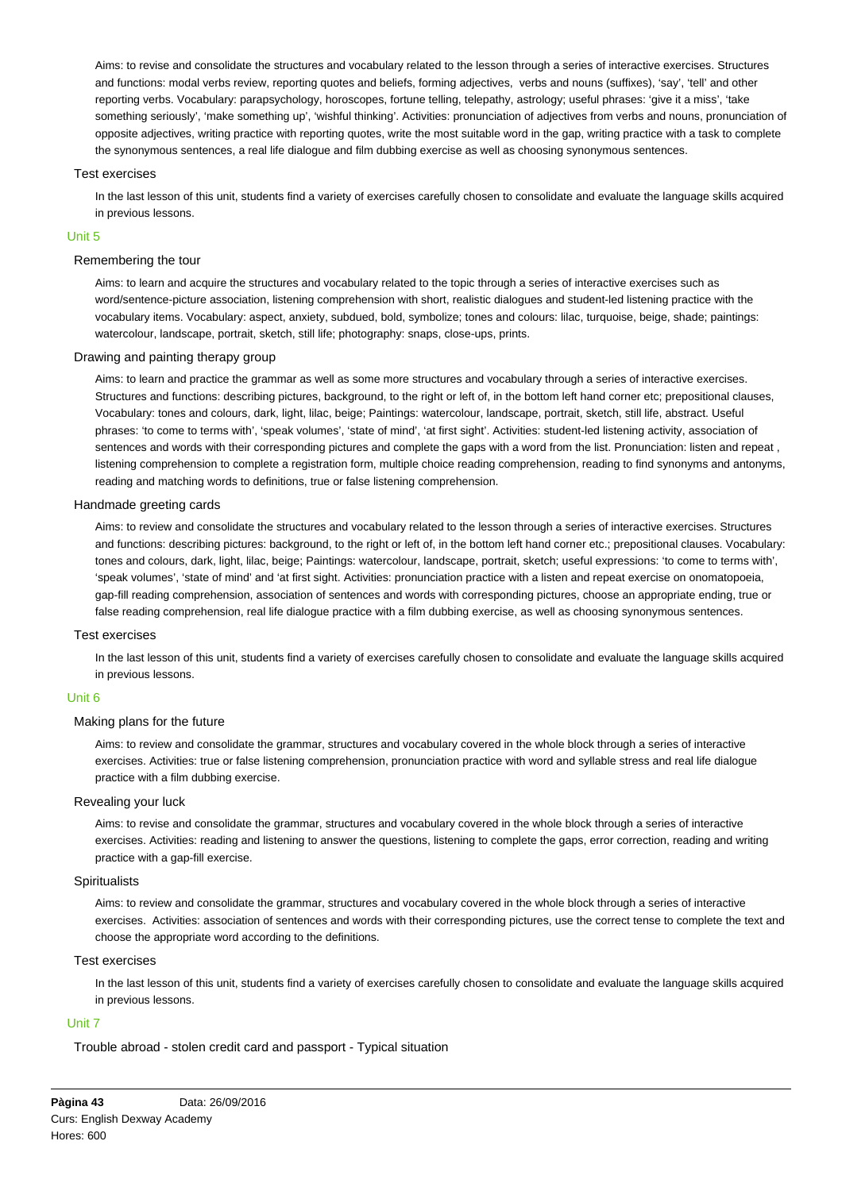Aims: to revise and consolidate the structures and vocabulary related to the lesson through a series of interactive exercises. Structures and functions: modal verbs review, reporting quotes and beliefs, forming adjectives, verbs and nouns (suffixes), 'say', 'tell' and other reporting verbs. Vocabulary: parapsychology, horoscopes, fortune telling, telepathy, astrology; useful phrases: 'give it a miss', 'take something seriously', 'make something up', 'wishful thinking'. Activities: pronunciation of adjectives from verbs and nouns, pronunciation of opposite adjectives, writing practice with reporting quotes, write the most suitable word in the gap, writing practice with a task to complete the synonymous sentences, a real life dialogue and film dubbing exercise as well as choosing synonymous sentences.

### Test exercises

In the last lesson of this unit, students find a variety of exercises carefully chosen to consolidate and evaluate the language skills acquired in previous lessons.

## Unit 5

### Remembering the tour

Aims: to learn and acquire the structures and vocabulary related to the topic through a series of interactive exercises such as word/sentence-picture association, listening comprehension with short, realistic dialogues and student-led listening practice with the vocabulary items. Vocabulary: aspect, anxiety, subdued, bold, symbolize; tones and colours: lilac, turquoise, beige, shade; paintings: watercolour, landscape, portrait, sketch, still life; photography: snaps, close-ups, prints.

### Drawing and painting therapy group

Aims: to learn and practice the grammar as well as some more structures and vocabulary through a series of interactive exercises. Structures and functions: describing pictures, background, to the right or left of, in the bottom left hand corner etc; prepositional clauses, Vocabulary: tones and colours, dark, light, lilac, beige; Paintings: watercolour, landscape, portrait, sketch, still life, abstract. Useful phrases: 'to come to terms with', 'speak volumes', 'state of mind', 'at first sight'. Activities: student-led listening activity, association of sentences and words with their corresponding pictures and complete the gaps with a word from the list. Pronunciation: listen and repeat , listening comprehension to complete a registration form, multiple choice reading comprehension, reading to find synonyms and antonyms, reading and matching words to definitions, true or false listening comprehension.

### Handmade greeting cards

Aims: to review and consolidate the structures and vocabulary related to the lesson through a series of interactive exercises. Structures and functions: describing pictures: background, to the right or left of, in the bottom left hand corner etc.; prepositional clauses. Vocabulary: tones and colours, dark, light, lilac, beige; Paintings: watercolour, landscape, portrait, sketch; useful expressions: 'to come to terms with', 'speak volumes', 'state of mind' and 'at first sight. Activities: pronunciation practice with a listen and repeat exercise on onomatopoeia, gap-fill reading comprehension, association of sentences and words with corresponding pictures, choose an appropriate ending, true or false reading comprehension, real life dialogue practice with a film dubbing exercise, as well as choosing synonymous sentences.

### Test exercises

In the last lesson of this unit, students find a variety of exercises carefully chosen to consolidate and evaluate the language skills acquired in previous lessons.

## Unit 6

### Making plans for the future

Aims: to review and consolidate the grammar, structures and vocabulary covered in the whole block through a series of interactive exercises. Activities: true or false listening comprehension, pronunciation practice with word and syllable stress and real life dialogue practice with a film dubbing exercise.

### Revealing your luck

Aims: to revise and consolidate the grammar, structures and vocabulary covered in the whole block through a series of interactive exercises. Activities: reading and listening to answer the questions, listening to complete the gaps, error correction, reading and writing practice with a gap-fill exercise.

### Spiritualists

Aims: to review and consolidate the grammar, structures and vocabulary covered in the whole block through a series of interactive exercises. Activities: association of sentences and words with their corresponding pictures, use the correct tense to complete the text and choose the appropriate word according to the definitions.

### Test exercises

In the last lesson of this unit, students find a variety of exercises carefully chosen to consolidate and evaluate the language skills acquired in previous lessons.

## Unit 7

### Trouble abroad - stolen credit card and passport - Typical situation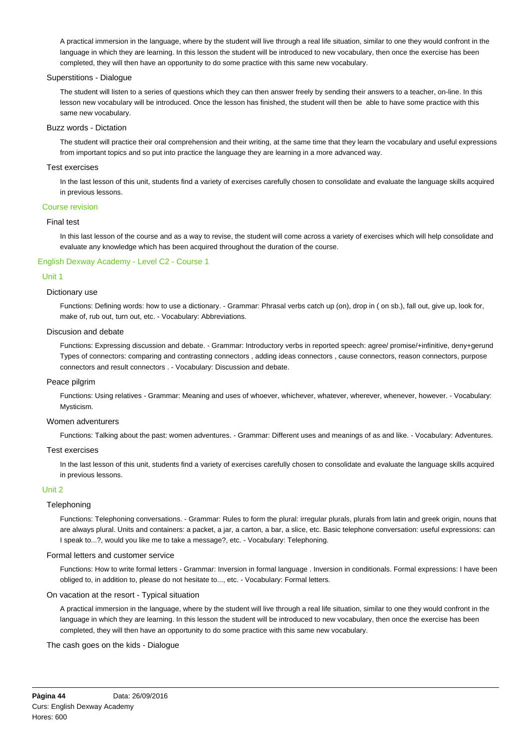A practical immersion in the language, where by the student will live through a real life situation, similar to one they would confront in the language in which they are learning. In this lesson the student will be introduced to new vocabulary, then once the exercise has been completed, they will then have an opportunity to do some practice with this same new vocabulary.

#### Superstitions - Dialogue

The student will listen to a series of questions which they can then answer freely by sending their answers to a teacher, on-line. In this lesson new vocabulary will be introduced. Once the lesson has finished, the student will then be able to have some practice with this same new vocabulary.

#### Buzz words - Dictation

The student will practice their oral comprehension and their writing, at the same time that they learn the vocabulary and useful expressions from important topics and so put into practice the language they are learning in a more advanced way.

#### Test exercises

In the last lesson of this unit, students find a variety of exercises carefully chosen to consolidate and evaluate the language skills acquired in previous lessons.

### Course revision

#### Final test

In this last lesson of the course and as a way to revise, the student will come across a variety of exercises which will help consolidate and evaluate any knowledge which has been acquired throughout the duration of the course.

## English Dexway Academy - Level C2 - Course 1

### Unit 1

#### Dictionary use

Functions: Defining words: how to use a dictionary. - Grammar: Phrasal verbs catch up (on), drop in ( on sb.), fall out, give up, look for, make of, rub out, turn out, etc. - Vocabulary: Abbreviations.

#### Discusion and debate

Functions: Expressing discussion and debate. - Grammar: Introductory verbs in reported speech: agree/ promise/+infinitive, deny+gerund Types of connectors: comparing and contrasting connectors , adding ideas connectors , cause connectors, reason connectors, purpose connectors and result connectors . - Vocabulary: Discussion and debate.

#### Peace pilgrim

Functions: Using relatives - Grammar: Meaning and uses of whoever, whichever, whatever, wherever, whenever, however. - Vocabulary: Mysticism.

#### Women adventurers

Functions: Talking about the past: women adventures. - Grammar: Different uses and meanings of as and like. - Vocabulary: Adventures.

#### Test exercises

In the last lesson of this unit, students find a variety of exercises carefully chosen to consolidate and evaluate the language skills acquired in previous lessons.

### Unit 2

#### Telephoning

Functions: Telephoning conversations. - Grammar: Rules to form the plural: irregular plurals, plurals from latin and greek origin, nouns that are always plural. Units and containers: a packet, a jar, a carton, a bar, a slice, etc. Basic telephone conversation: useful expressions: can I speak to...?, would you like me to take a message?, etc. - Vocabulary: Telephoning.

#### Formal letters and customer service

Functions: How to write formal letters - Grammar: Inversion in formal language . Inversion in conditionals. Formal expressions: I have been obliged to, in addition to, please do not hesitate to..., etc. - Vocabulary: Formal letters.

#### On vacation at the resort - Typical situation

A practical immersion in the language, where by the student will live through a real life situation, similar to one they would confront in the language in which they are learning. In this lesson the student will be introduced to new vocabulary, then once the exercise has been completed, they will then have an opportunity to do some practice with this same new vocabulary.

#### The cash goes on the kids - Dialogue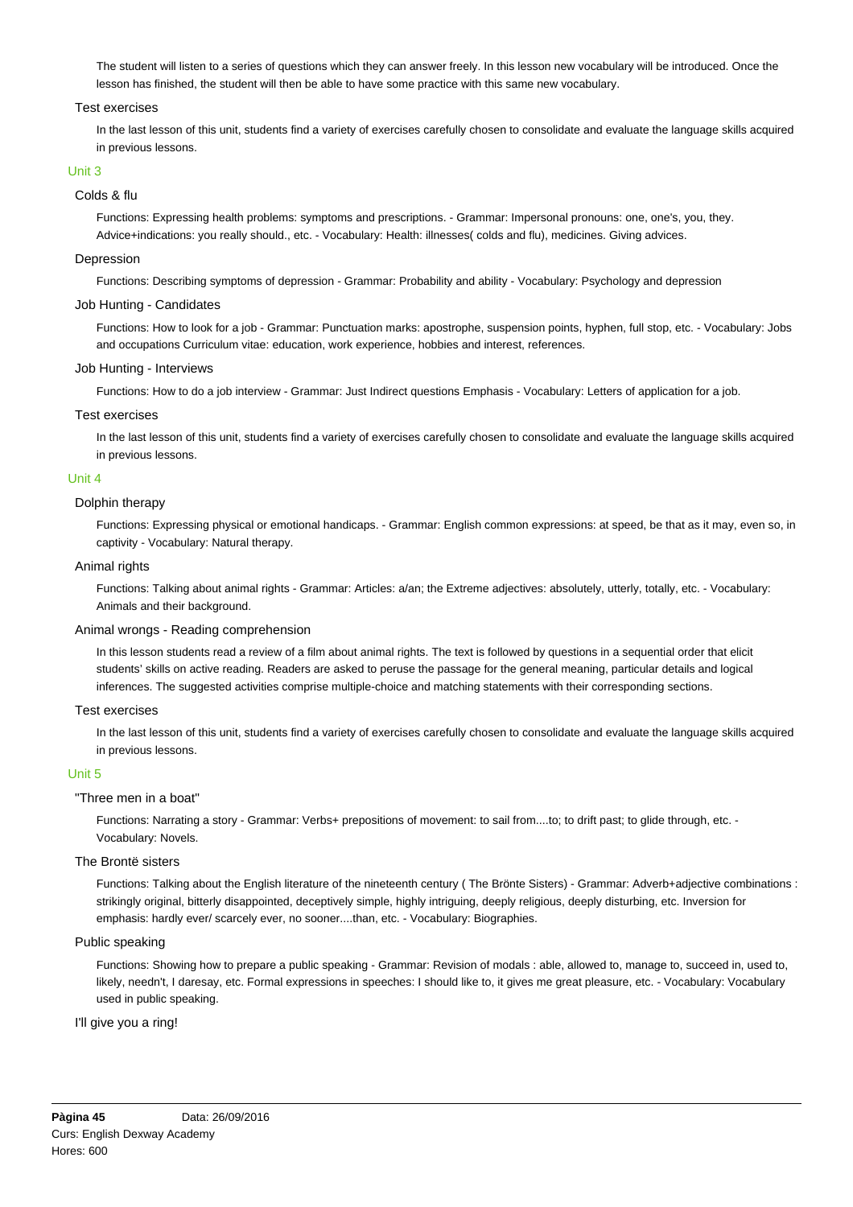The student will listen to a series of questions which they can answer freely. In this lesson new vocabulary will be introduced. Once the lesson has finished, the student will then be able to have some practice with this same new vocabulary.

### Test exercises

In the last lesson of this unit, students find a variety of exercises carefully chosen to consolidate and evaluate the language skills acquired in previous lessons.

## Unit 3

### Colds & flu

Functions: Expressing health problems: symptoms and prescriptions. - Grammar: Impersonal pronouns: one, one's, you, they. Advice+indications: you really should., etc. - Vocabulary: Health: illnesses( colds and flu), medicines. Giving advices.

### Depression

Functions: Describing symptoms of depression - Grammar: Probability and ability - Vocabulary: Psychology and depression

### Job Hunting - Candidates

Functions: How to look for a job - Grammar: Punctuation marks: apostrophe, suspension points, hyphen, full stop, etc. - Vocabulary: Jobs and occupations Curriculum vitae: education, work experience, hobbies and interest, references.

### Job Hunting - Interviews

Functions: How to do a job interview - Grammar: Just Indirect questions Emphasis - Vocabulary: Letters of application for a job.

### Test exercises

In the last lesson of this unit, students find a variety of exercises carefully chosen to consolidate and evaluate the language skills acquired in previous lessons.

## Unit 4

### Dolphin therapy

Functions: Expressing physical or emotional handicaps. - Grammar: English common expressions: at speed, be that as it may, even so, in captivity - Vocabulary: Natural therapy.

### Animal rights

Functions: Talking about animal rights - Grammar: Articles: a/an; the Extreme adjectives: absolutely, utterly, totally, etc. - Vocabulary: Animals and their background.

### Animal wrongs - Reading comprehension

In this lesson students read a review of a film about animal rights. The text is followed by questions in a sequential order that elicit students' skills on active reading. Readers are asked to peruse the passage for the general meaning, particular details and logical inferences. The suggested activities comprise multiple-choice and matching statements with their corresponding sections.

### Test exercises

In the last lesson of this unit, students find a variety of exercises carefully chosen to consolidate and evaluate the language skills acquired in previous lessons.

## Unit 5

### "Three men in a boat"

Functions: Narrating a story - Grammar: Verbs+ prepositions of movement: to sail from....to; to drift past; to glide through, etc. - Vocabulary: Novels.

### The Brontë sisters

Functions: Talking about the English literature of the nineteenth century ( The Brönte Sisters) - Grammar: Adverb+adjective combinations : strikingly original, bitterly disappointed, deceptively simple, highly intriguing, deeply religious, deeply disturbing, etc. Inversion for emphasis: hardly ever/ scarcely ever, no sooner....than, etc. - Vocabulary: Biographies.

### Public speaking

Functions: Showing how to prepare a public speaking - Grammar: Revision of modals : able, allowed to, manage to, succeed in, used to, likely, needn't, I daresay, etc. Formal expressions in speeches: I should like to, it gives me great pleasure, etc. - Vocabulary: Vocabulary used in public speaking.

### I'll give you a ring!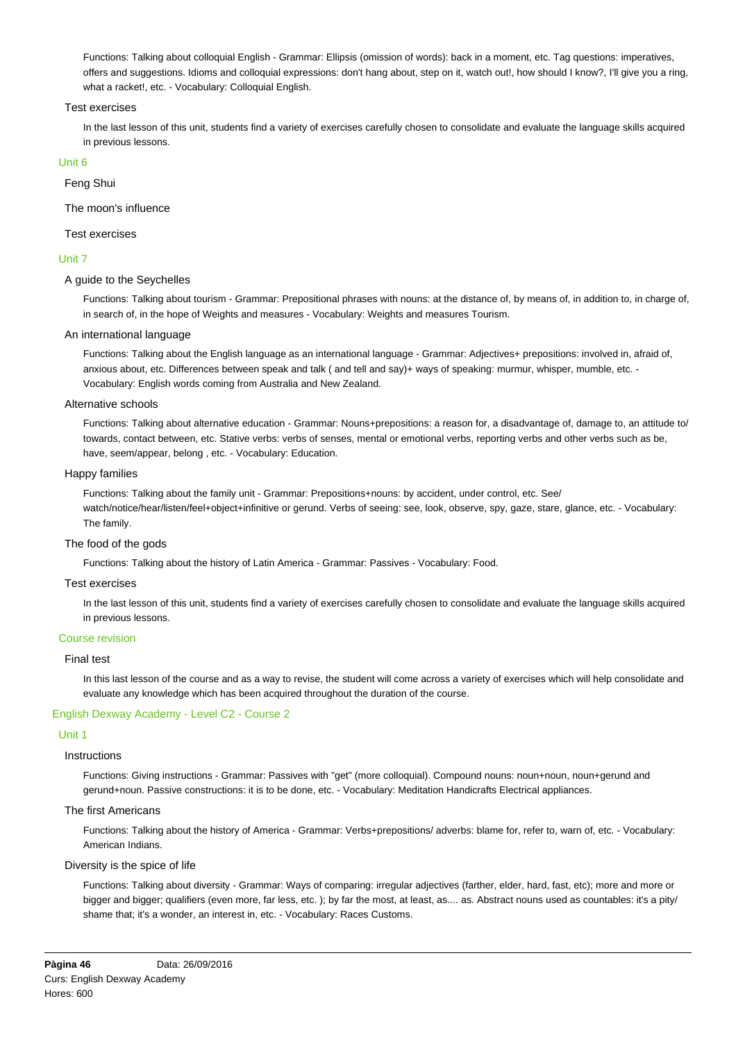Functions: Talking about colloquial English - Grammar: Ellipsis (omission of words): back in a moment, etc. Tag questions: imperatives, offers and suggestions. Idioms and colloquial expressions: don't hang about, step on it, watch out!, how should I know?, I'll give you a ring, what a racket!, etc. - Vocabulary: Colloquial English.

#### Test exercises

In the last lesson of this unit, students find a variety of exercises carefully chosen to consolidate and evaluate the language skills acquired in previous lessons.

### Unit 6

#### Feng Shui

#### The moon's influence

#### Test exercises

### Unit 7

#### A guide to the Seychelles

Functions: Talking about tourism - Grammar: Prepositional phrases with nouns: at the distance of, by means of, in addition to, in charge of, in search of, in the hope of Weights and measures - Vocabulary: Weights and measures Tourism.

#### An international language

Functions: Talking about the English language as an international language - Grammar: Adjectives+ prepositions: involved in, afraid of, anxious about, etc. Differences between speak and talk ( and tell and say)+ ways of speaking: murmur, whisper, mumble, etc. - Vocabulary: English words coming from Australia and New Zealand.

#### Alternative schools

Functions: Talking about alternative education - Grammar: Nouns+prepositions: a reason for, a disadvantage of, damage to, an attitude to/ towards, contact between, etc. Stative verbs: verbs of senses, mental or emotional verbs, reporting verbs and other verbs such as be, have, seem/appear, belong , etc. - Vocabulary: Education.

#### Happy families

Functions: Talking about the family unit - Grammar: Prepositions+nouns: by accident, under control, etc. See/ watch/notice/hear/listen/feel+object+infinitive or gerund. Verbs of seeing: see, look, observe, spy, gaze, stare, glance, etc. - Vocabulary: The family.

#### The food of the gods

Functions: Talking about the history of Latin America - Grammar: Passives - Vocabulary: Food.

#### Test exercises

In the last lesson of this unit, students find a variety of exercises carefully chosen to consolidate and evaluate the language skills acquired in previous lessons.

### Course revision

#### Final test

In this last lesson of the course and as a way to revise, the student will come across a variety of exercises which will help consolidate and evaluate any knowledge which has been acquired throughout the duration of the course.

## English Dexway Academy - Level C2 - Course 2

### Unit 1

#### Instructions

Functions: Giving instructions - Grammar: Passives with "get" (more colloquial). Compound nouns: noun+noun, noun+gerund and gerund+noun. Passive constructions: it is to be done, etc. - Vocabulary: Meditation Handicrafts Electrical appliances.

#### The first Americans

Functions: Talking about the history of America - Grammar: Verbs+prepositions/ adverbs: blame for, refer to, warn of, etc. - Vocabulary: American Indians.

#### Diversity is the spice of life

Functions: Talking about diversity - Grammar: Ways of comparing: irregular adjectives (farther, elder, hard, fast, etc); more and more or bigger and bigger; qualifiers (even more, far less, etc. ); by far the most, at least, as.... as. Abstract nouns used as countables: it's a pity/ shame that; it's a wonder, an interest in, etc. - Vocabulary: Races Customs.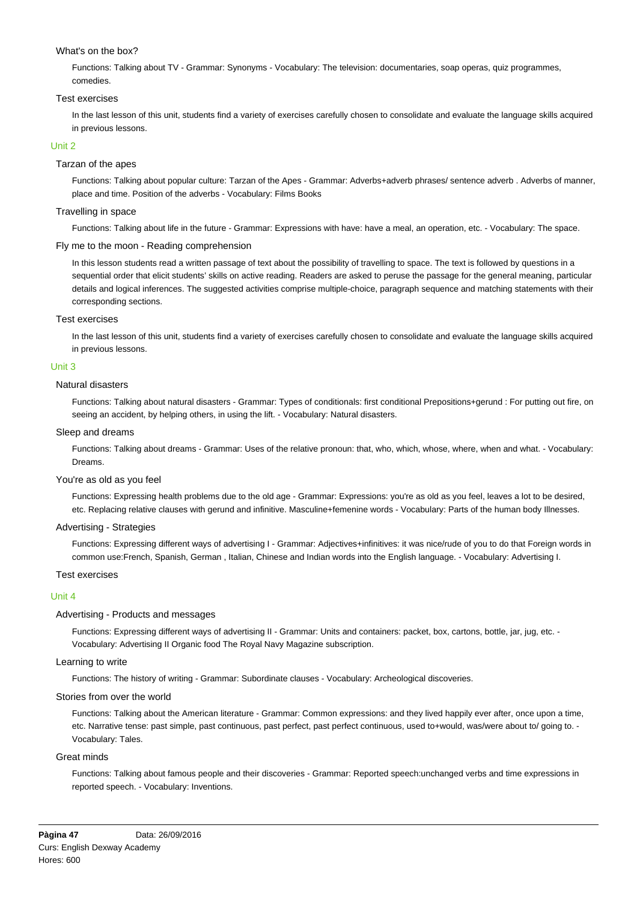### What's on the box?

Functions: Talking about TV - Grammar: Synonyms - Vocabulary: The television: documentaries, soap operas, quiz programmes, comedies.

### Test exercises

In the last lesson of this unit, students find a variety of exercises carefully chosen to consolidate and evaluate the language skills acquired in previous lessons.

## Unit 2

### Tarzan of the apes

Functions: Talking about popular culture: Tarzan of the Apes - Grammar: Adverbs+adverb phrases/ sentence adverb . Adverbs of manner, place and time. Position of the adverbs - Vocabulary: Films Books

### Travelling in space

Functions: Talking about life in the future - Grammar: Expressions with have: have a meal, an operation, etc. - Vocabulary: The space.

### Fly me to the moon - Reading comprehension

In this lesson students read a written passage of text about the possibility of travelling to space. The text is followed by questions in a sequential order that elicit students' skills on active reading. Readers are asked to peruse the passage for the general meaning, particular details and logical inferences. The suggested activities comprise multiple-choice, paragraph sequence and matching statements with their corresponding sections.

### Test exercises

In the last lesson of this unit, students find a variety of exercises carefully chosen to consolidate and evaluate the language skills acquired in previous lessons.

## Unit 3

### Natural disasters

Functions: Talking about natural disasters - Grammar: Types of conditionals: first conditional Prepositions+gerund : For putting out fire, on seeing an accident, by helping others, in using the lift. - Vocabulary: Natural disasters.

### Sleep and dreams

Functions: Talking about dreams - Grammar: Uses of the relative pronoun: that, who, which, whose, where, when and what. - Vocabulary: Dreams.

### You're as old as you feel

Functions: Expressing health problems due to the old age - Grammar: Expressions: you're as old as you feel, leaves a lot to be desired, etc. Replacing relative clauses with gerund and infinitive. Masculine+femenine words - Vocabulary: Parts of the human body Illnesses.

### Advertising - Strategies

Functions: Expressing different ways of advertising I - Grammar: Adjectives+infinitives: it was nice/rude of you to do that Foreign words in common use:French, Spanish, German , Italian, Chinese and Indian words into the English language. - Vocabulary: Advertising I.

### Test exercises

## Unit 4

### Advertising - Products and messages

Functions: Expressing different ways of advertising II - Grammar: Units and containers: packet, box, cartons, bottle, jar, jug, etc. - Vocabulary: Advertising II Organic food The Royal Navy Magazine subscription.

### Learning to write

Functions: The history of writing - Grammar: Subordinate clauses - Vocabulary: Archeological discoveries.

### Stories from over the world

Functions: Talking about the American literature - Grammar: Common expressions: and they lived happily ever after, once upon a time, etc. Narrative tense: past simple, past continuous, past perfect, past perfect continuous, used to+would, was/were about to/ going to. - Vocabulary: Tales.

### Great minds

Functions: Talking about famous people and their discoveries - Grammar: Reported speech:unchanged verbs and time expressions in reported speech. - Vocabulary: Inventions.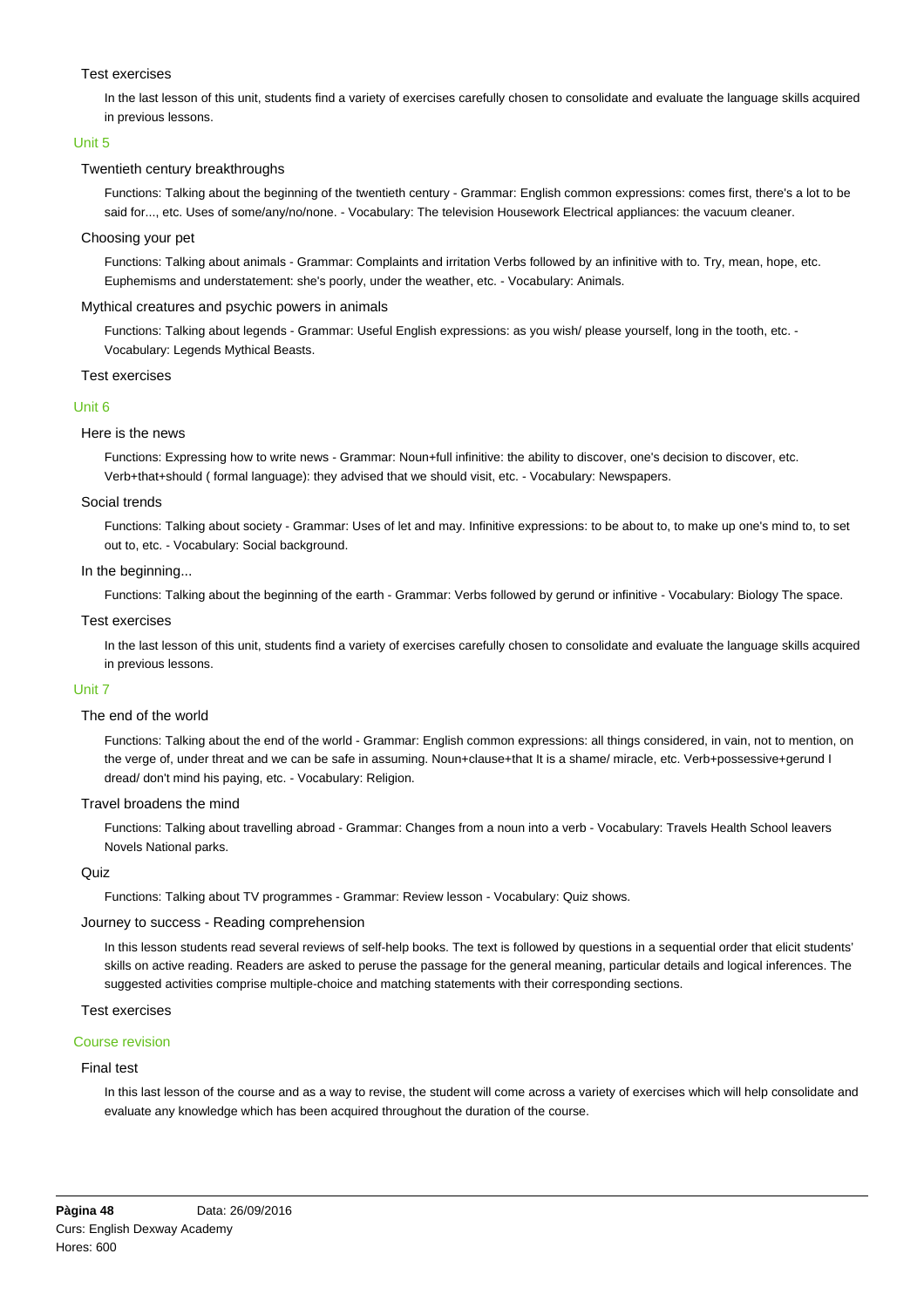### Test exercises

In the last lesson of this unit, students find a variety of exercises carefully chosen to consolidate and evaluate the language skills acquired in previous lessons.

## Unit 5

### Twentieth century breakthroughs

Functions: Talking about the beginning of the twentieth century - Grammar: English common expressions: comes first, there's a lot to be said for..., etc. Uses of some/any/no/none. - Vocabulary: The television Housework Electrical appliances: the vacuum cleaner.

### Choosing your pet

Functions: Talking about animals - Grammar: Complaints and irritation Verbs followed by an infinitive with to. Try, mean, hope, etc. Euphemisms and understatement: she's poorly, under the weather, etc. - Vocabulary: Animals.

### Mythical creatures and psychic powers in animals

Functions: Talking about legends - Grammar: Useful English expressions: as you wish/ please yourself, long in the tooth, etc. - Vocabulary: Legends Mythical Beasts.

### Test exercises

## Unit 6

### Here is the news

Functions: Expressing how to write news - Grammar: Noun+full infinitive: the ability to discover, one's decision to discover, etc. Verb+that+should ( formal language): they advised that we should visit, etc. - Vocabulary: Newspapers.

### Social trends

Functions: Talking about society - Grammar: Uses of let and may. Infinitive expressions: to be about to, to make up one's mind to, to set out to, etc. - Vocabulary: Social background.

### In the beginning...

Functions: Talking about the beginning of the earth - Grammar: Verbs followed by gerund or infinitive - Vocabulary: Biology The space.

### Test exercises

In the last lesson of this unit, students find a variety of exercises carefully chosen to consolidate and evaluate the language skills acquired in previous lessons.

## Unit 7

### The end of the world

Functions: Talking about the end of the world - Grammar: English common expressions: all things considered, in vain, not to mention, on the verge of, under threat and we can be safe in assuming. Noun+clause+that It is a shame/ miracle, etc. Verb+possessive+gerund I dread/ don't mind his paying, etc. - Vocabulary: Religion.

### Travel broadens the mind

Functions: Talking about travelling abroad - Grammar: Changes from a noun into a verb - Vocabulary: Travels Health School leavers Novels National parks.

### Quiz

Functions: Talking about TV programmes - Grammar: Review lesson - Vocabulary: Quiz shows.

### Journey to success - Reading comprehension

In this lesson students read several reviews of self-help books. The text is followed by questions in a sequential order that elicit students' skills on active reading. Readers are asked to peruse the passage for the general meaning, particular details and logical inferences. The suggested activities comprise multiple-choice and matching statements with their corresponding sections.

### Test exercises

## Course revision

### Final test

In this last lesson of the course and as a way to revise, the student will come across a variety of exercises which will help consolidate and evaluate any knowledge which has been acquired throughout the duration of the course.